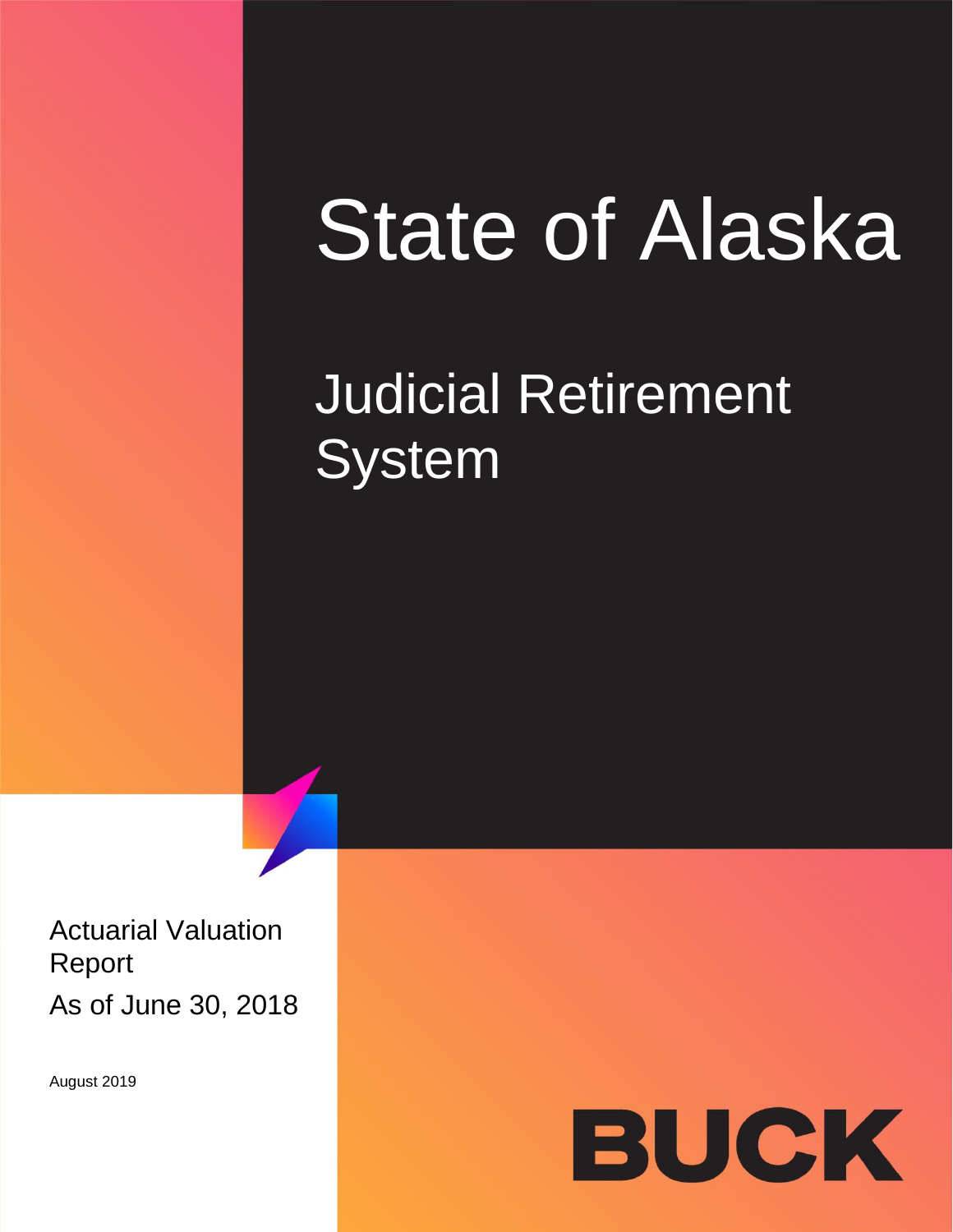# State of Alaska

## Judicial Retirement System

Actuarial Valuation Report

As of June 30, 2018

August 2019

BUCK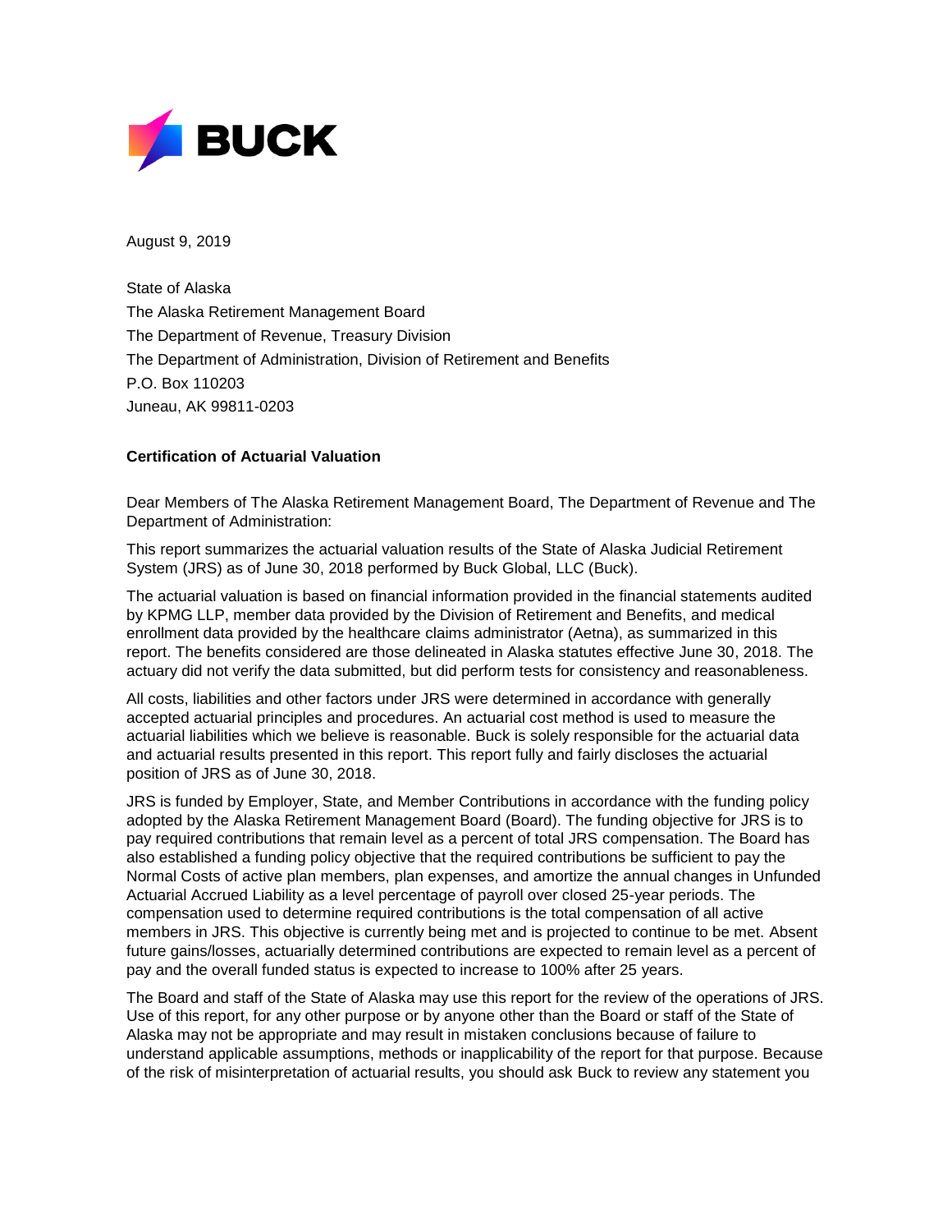August 9, 2019

State of Alaska
The Alaska Retirement Management Board
The Department of Revenue, Treasury Division
The Department of Administration, Division of Retirement and Benefits
P.O. Box 110203
Juneau, AK 99811-0203

**Certification of Actuarial Valuation**

Dear Members of The Alaska Retirement Management Board, The Department of Revenue and The Department of Administration:

This report summarizes the actuarial valuation results of the State of Alaska Judicial Retirement System (JRS) as of June 30, 2018 performed by Buck Global, LLC (Buck).

The actuarial valuation is based on financial information provided in the financial statements audited by KPMG LLP, member data provided by the Division of Retirement and Benefits, and medical enrollment data provided by the healthcare claims administrator (Aetna), as summarized in this report. The benefits considered are those delineated in Alaska statutes effective June 30, 2018. The actuary did not verify the data submitted, but did perform tests for consistency and reasonableness.

All costs, liabilities and other factors under JRS were determined in accordance with generally accepted actuarial principles and procedures. An actuarial cost method is used to measure the actuarial liabilities which we believe is reasonable. Buck is solely responsible for the actuarial data and actuarial results presented in this report. This report fully and fairly discloses the actuarial position of JRS as of June 30, 2018.

JRS is funded by Employer, State, and Member Contributions in accordance with the funding policy adopted by the Alaska Retirement Management Board (Board). The funding objective for JRS is to pay required contributions that remain level as a percent of total JRS compensation. The Board has also established a funding policy objective that the required contributions be sufficient to pay the Normal Costs of active plan members, plan expenses, and amortize the annual changes in Unfunded Actuarial Accrued Liability as a level percentage of payroll over closed 25-year periods. The compensation used to determine required contributions is the total compensation of all active members in JRS. This objective is currently being met and is projected to continue to be met. Absent future gains/losses, actuarially determined contributions are expected to remain level as a percent of pay and the overall funded status is expected to increase to 100% after 25 years.

The Board and staff of the State of Alaska may use this report for the review of the operations of JRS. Use of this report, for any other purpose or by anyone other than the Board or staff of the State of Alaska may not be appropriate and may result in mistaken conclusions because of failure to understand applicable assumptions, methods or inapplicability of the report for that purpose. Because of the risk of misinterpretation of actuarial results, you should ask Buck to review any statement you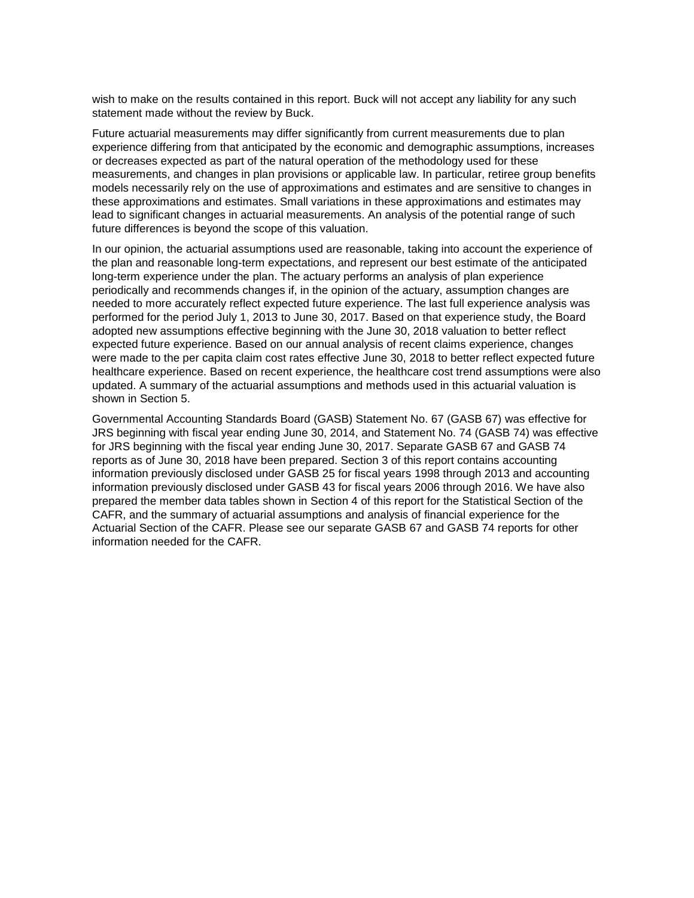wish to make on the results contained in this report. Buck will not accept any liability for any such statement made without the review by Buck.

Future actuarial measurements may differ significantly from current measurements due to plan experience differing from that anticipated by the economic and demographic assumptions, increases or decreases expected as part of the natural operation of the methodology used for these measurements, and changes in plan provisions or applicable law. In particular, retiree group benefits models necessarily rely on the use of approximations and estimates and are sensitive to changes in these approximations and estimates. Small variations in these approximations and estimates may lead to significant changes in actuarial measurements. An analysis of the potential range of such future differences is beyond the scope of this valuation.

In our opinion, the actuarial assumptions used are reasonable, taking into account the experience of the plan and reasonable long-term expectations, and represent our best estimate of the anticipated long-term experience under the plan. The actuary performs an analysis of plan experience periodically and recommends changes if, in the opinion of the actuary, assumption changes are needed to more accurately reflect expected future experience. The last full experience analysis was performed for the period July 1, 2013 to June 30, 2017. Based on that experience study, the Board adopted new assumptions effective beginning with the June 30, 2018 valuation to better reflect expected future experience. Based on our annual analysis of recent claims experience, changes were made to the per capita claim cost rates effective June 30, 2018 to better reflect expected future healthcare experience. Based on recent experience, the healthcare cost trend assumptions were also updated. A summary of the actuarial assumptions and methods used in this actuarial valuation is shown in Section 5.

Governmental Accounting Standards Board (GASB) Statement No. 67 (GASB 67) was effective for JRS beginning with fiscal year ending June 30, 2014, and Statement No. 74 (GASB 74) was effective for JRS beginning with the fiscal year ending June 30, 2017. Separate GASB 67 and GASB 74 reports as of June 30, 2018 have been prepared. Section 3 of this report contains accounting information previously disclosed under GASB 25 for fiscal years 1998 through 2013 and accounting information previously disclosed under GASB 43 for fiscal years 2006 through 2016. We have also prepared the member data tables shown in Section 4 of this report for the Statistical Section of the CAFR, and the summary of actuarial assumptions and analysis of financial experience for the Actuarial Section of the CAFR. Please see our separate GASB 67 and GASB 74 reports for other information needed for the CAFR.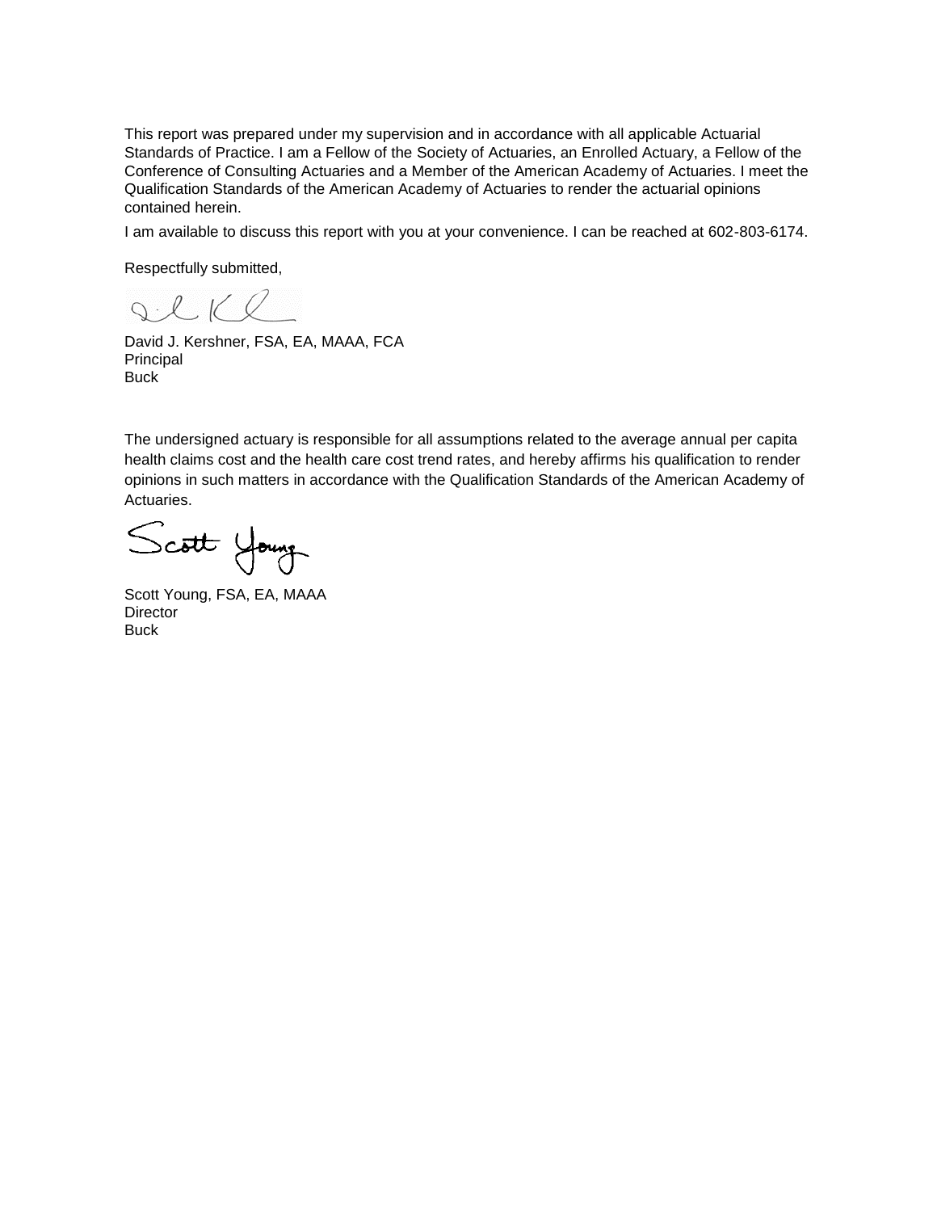This report was prepared under my supervision and in accordance with all applicable Actuarial Standards of Practice. I am a Fellow of the Society of Actuaries, an Enrolled Actuary, a Fellow of the Conference of Consulting Actuaries and a Member of the American Academy of Actuaries. I meet the Qualification Standards of the American Academy of Actuaries to render the actuarial opinions contained herein.

I am available to discuss this report with you at your convenience. I can be reached at 602-803-6174.

Respectfully submitted,

David J. Kershner, FSA, EA, MAAA, FCA
Principal
Buck

The undersigned actuary is responsible for all assumptions related to the average annual per capita health claims cost and the health care cost trend rates, and hereby affirms his qualification to render opinions in such matters in accordance with the Qualification Standards of the American Academy of Actuaries.

Scott Young, FSA, EA, MAAA
Director
Buck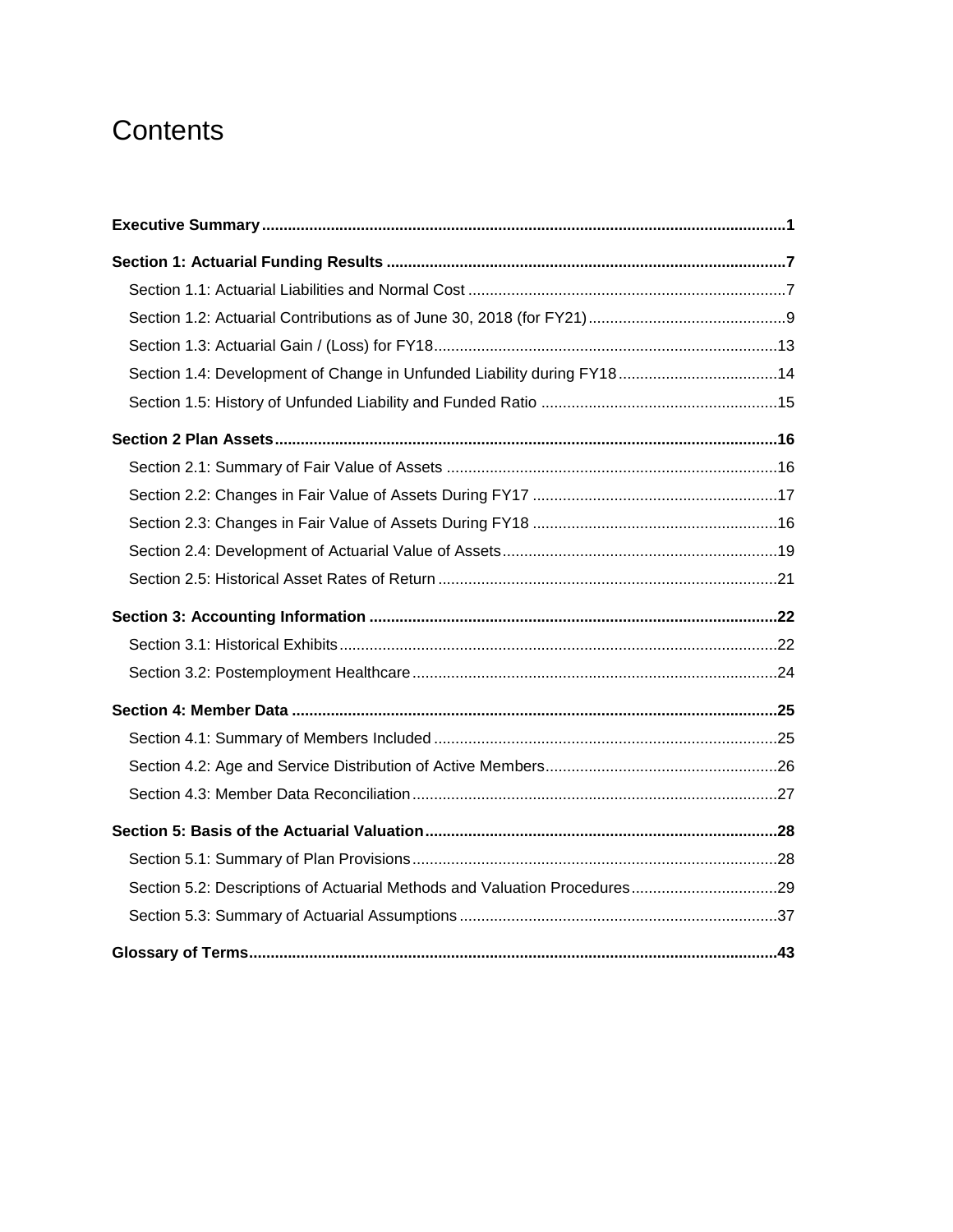# Contents

**Executive Summary** .......... **1**

**Section 1: Actuarial Funding Results** .......... **7**

- Section 1.1: Actuarial Liabilities and Normal Cost .......... 7
- Section 1.2: Actuarial Contributions as of June 30, 2018 (for FY21) .......... 9
- Section 1.3: Actuarial Gain / (Loss) for FY18 .......... 13
- Section 1.4: Development of Change in Unfunded Liability during FY18 .......... 14
- Section 1.5: History of Unfunded Liability and Funded Ratio .......... 15

**Section 2 Plan Assets** .......... **16**

- Section 2.1: Summary of Fair Value of Assets .......... 16
- Section 2.2: Changes in Fair Value of Assets During FY17 .......... 17
- Section 2.3: Changes in Fair Value of Assets During FY18 .......... 16
- Section 2.4: Development of Actuarial Value of Assets .......... 19
- Section 2.5: Historical Asset Rates of Return .......... 21

**Section 3: Accounting Information** .......... **22**

- Section 3.1: Historical Exhibits .......... 22
- Section 3.2: Postemployment Healthcare .......... 24

**Section 4: Member Data** .......... **25**

- Section 4.1: Summary of Members Included .......... 25
- Section 4.2: Age and Service Distribution of Active Members .......... 26
- Section 4.3: Member Data Reconciliation .......... 27

**Section 5: Basis of the Actuarial Valuation** .......... **28**

- Section 5.1: Summary of Plan Provisions .......... 28
- Section 5.2: Descriptions of Actuarial Methods and Valuation Procedures .......... 29
- Section 5.3: Summary of Actuarial Assumptions .......... 37

**Glossary of Terms** .......... **43**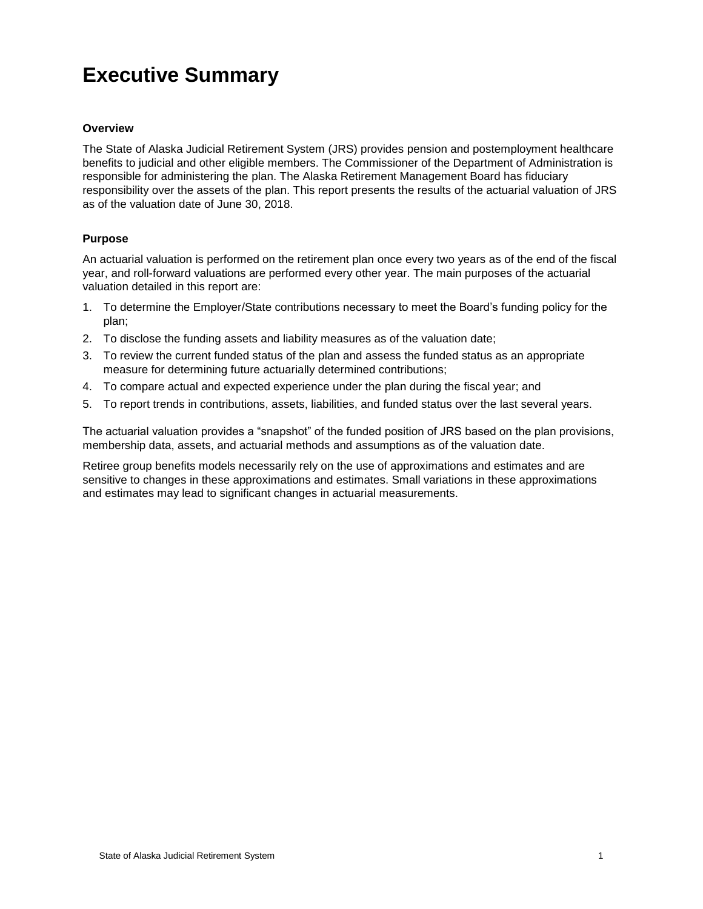# Executive Summary

### Overview

The State of Alaska Judicial Retirement System (JRS) provides pension and postemployment healthcare benefits to judicial and other eligible members. The Commissioner of the Department of Administration is responsible for administering the plan. The Alaska Retirement Management Board has fiduciary responsibility over the assets of the plan. This report presents the results of the actuarial valuation of JRS as of the valuation date of June 30, 2018.

### Purpose

An actuarial valuation is performed on the retirement plan once every two years as of the end of the fiscal year, and roll-forward valuations are performed every other year. The main purposes of the actuarial valuation detailed in this report are:

1. To determine the Employer/State contributions necessary to meet the Board's funding policy for the plan;
2. To disclose the funding assets and liability measures as of the valuation date;
3. To review the current funded status of the plan and assess the funded status as an appropriate measure for determining future actuarially determined contributions;
4. To compare actual and expected experience under the plan during the fiscal year; and
5. To report trends in contributions, assets, liabilities, and funded status over the last several years.

The actuarial valuation provides a "snapshot" of the funded position of JRS based on the plan provisions, membership data, assets, and actuarial methods and assumptions as of the valuation date.

Retiree group benefits models necessarily rely on the use of approximations and estimates and are sensitive to changes in these approximations and estimates. Small variations in these approximations and estimates may lead to significant changes in actuarial measurements.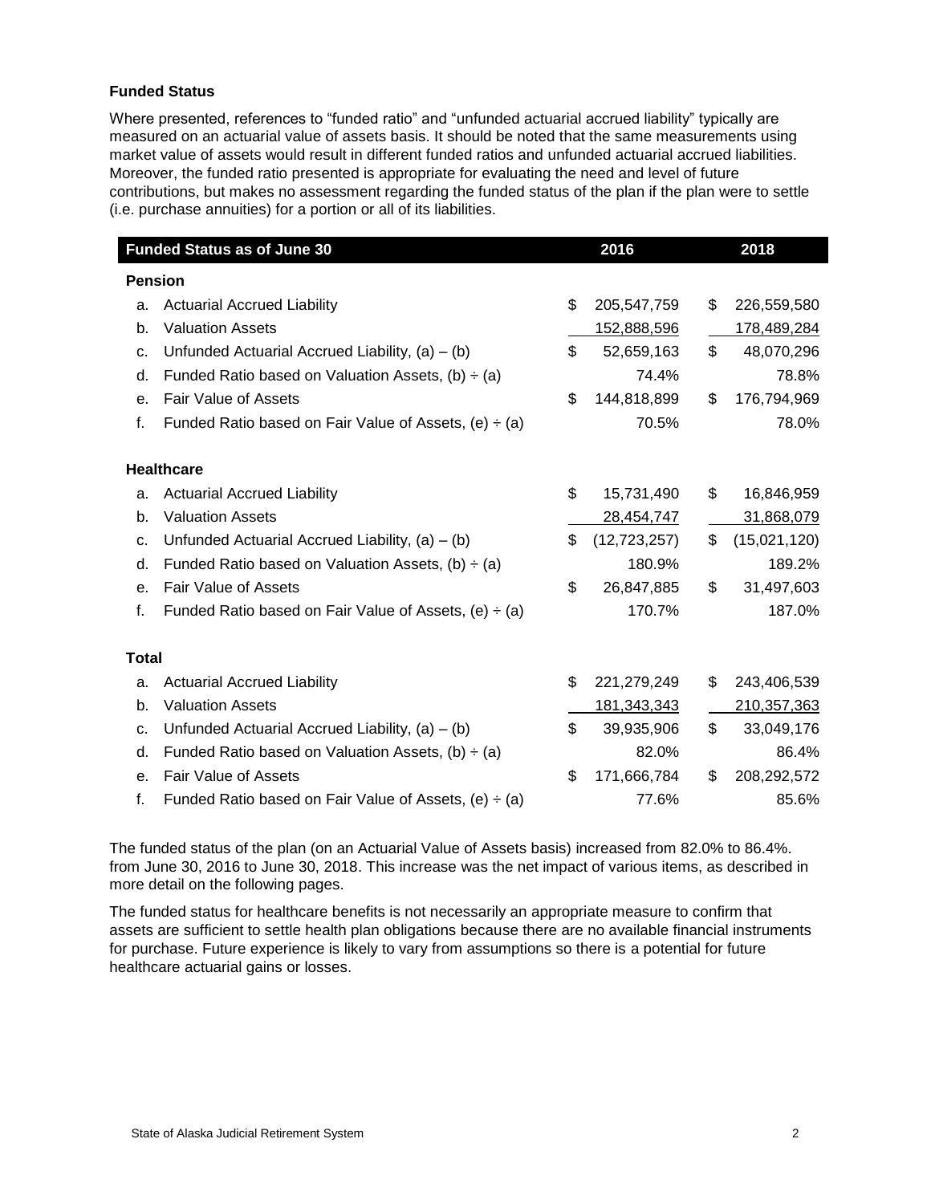### Funded Status

Where presented, references to "funded ratio" and "unfunded actuarial accrued liability" typically are measured on an actuarial value of assets basis. It should be noted that the same measurements using market value of assets would result in different funded ratios and unfunded actuarial accrued liabilities. Moreover, the funded ratio presented is appropriate for evaluating the need and level of future contributions, but makes no assessment regarding the funded status of the plan if the plan were to settle (i.e. purchase annuities) for a portion or all of its liabilities.

| Funded Status as of June 30 | | 2016 | 2018 |
|---|---|---|---|
| **Pension** | | | |
| a. | Actuarial Accrued Liability | $ 205,547,759 | $ 226,559,580 |
| b. | Valuation Assets | 152,888,596 | 178,489,284 |
| c. | Unfunded Actuarial Accrued Liability, (a) – (b) | $ 52,659,163 | $ 48,070,296 |
| d. | Funded Ratio based on Valuation Assets, (b) ÷ (a) | 74.4% | 78.8% |
| e. | Fair Value of Assets | $ 144,818,899 | $ 176,794,969 |
| f. | Funded Ratio based on Fair Value of Assets, (e) ÷ (a) | 70.5% | 78.0% |
| **Healthcare** | | | |
| a. | Actuarial Accrued Liability | $ 15,731,490 | $ 16,846,959 |
| b. | Valuation Assets | 28,454,747 | 31,868,079 |
| c. | Unfunded Actuarial Accrued Liability, (a) – (b) | $ (12,723,257) | $ (15,021,120) |
| d. | Funded Ratio based on Valuation Assets, (b) ÷ (a) | 180.9% | 189.2% |
| e. | Fair Value of Assets | $ 26,847,885 | $ 31,497,603 |
| f. | Funded Ratio based on Fair Value of Assets, (e) ÷ (a) | 170.7% | 187.0% |
| **Total** | | | |
| a. | Actuarial Accrued Liability | $ 221,279,249 | $ 243,406,539 |
| b. | Valuation Assets | 181,343,343 | 210,357,363 |
| c. | Unfunded Actuarial Accrued Liability, (a) – (b) | $ 39,935,906 | $ 33,049,176 |
| d. | Funded Ratio based on Valuation Assets, (b) ÷ (a) | 82.0% | 86.4% |
| e. | Fair Value of Assets | $ 171,666,784 | $ 208,292,572 |
| f. | Funded Ratio based on Fair Value of Assets, (e) ÷ (a) | 77.6% | 85.6% |

The funded status of the plan (on an Actuarial Value of Assets basis) increased from 82.0% to 86.4%. from June 30, 2016 to June 30, 2018. This increase was the net impact of various items, as described in more detail on the following pages.

The funded status for healthcare benefits is not necessarily an appropriate measure to confirm that assets are sufficient to settle health plan obligations because there are no available financial instruments for purchase. Future experience is likely to vary from assumptions so there is a potential for future healthcare actuarial gains or losses.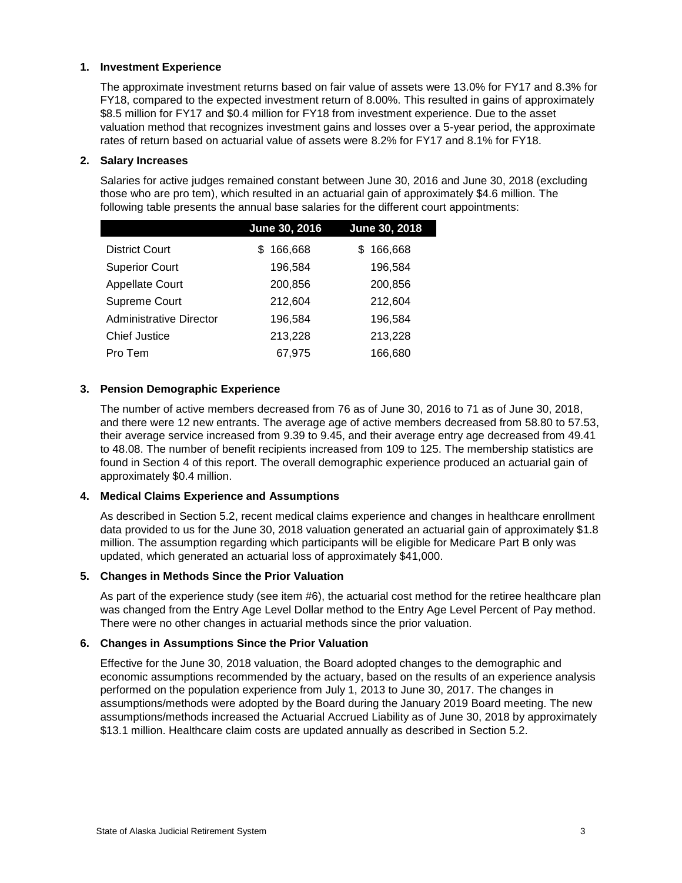1. **Investment Experience**

   The approximate investment returns based on fair value of assets were 13.0% for FY17 and 8.3% for FY18, compared to the expected investment return of 8.00%. This resulted in gains of approximately $8.5 million for FY17 and $0.4 million for FY18 from investment experience. Due to the asset valuation method that recognizes investment gains and losses over a 5-year period, the approximate rates of return based on actuarial value of assets were 8.2% for FY17 and 8.1% for FY18.

2. **Salary Increases**

   Salaries for active judges remained constant between June 30, 2016 and June 30, 2018 (excluding those who are pro tem), which resulted in an actuarial gain of approximately $4.6 million. The following table presents the annual base salaries for the different court appointments:

| | June 30, 2016 | June 30, 2018 |
|---|---|---|
| District Court | $ 166,668 | $ 166,668 |
| Superior Court | 196,584 | 196,584 |
| Appellate Court | 200,856 | 200,856 |
| Supreme Court | 212,604 | 212,604 |
| Administrative Director | 196,584 | 196,584 |
| Chief Justice | 213,228 | 213,228 |
| Pro Tem | 67,975 | 166,680 |

3. **Pension Demographic Experience**

   The number of active members decreased from 76 as of June 30, 2016 to 71 as of June 30, 2018, and there were 12 new entrants. The average age of active members decreased from 58.80 to 57.53, their average service increased from 9.39 to 9.45, and their average entry age decreased from 49.41 to 48.08. The number of benefit recipients increased from 109 to 125. The membership statistics are found in Section 4 of this report. The overall demographic experience produced an actuarial gain of approximately $0.4 million.

4. **Medical Claims Experience and Assumptions**

   As described in Section 5.2, recent medical claims experience and changes in healthcare enrollment data provided to us for the June 30, 2018 valuation generated an actuarial gain of approximately $1.8 million. The assumption regarding which participants will be eligible for Medicare Part B only was updated, which generated an actuarial loss of approximately $41,000.

5. **Changes in Methods Since the Prior Valuation**

   As part of the experience study (see item #6), the actuarial cost method for the retiree healthcare plan was changed from the Entry Age Level Dollar method to the Entry Age Level Percent of Pay method. There were no other changes in actuarial methods since the prior valuation.

6. **Changes in Assumptions Since the Prior Valuation**

   Effective for the June 30, 2018 valuation, the Board adopted changes to the demographic and economic assumptions recommended by the actuary, based on the results of an experience analysis performed on the population experience from July 1, 2013 to June 30, 2017. The changes in assumptions/methods were adopted by the Board during the January 2019 Board meeting. The new assumptions/methods increased the Actuarial Accrued Liability as of June 30, 2018 by approximately $13.1 million. Healthcare claim costs are updated annually as described in Section 5.2.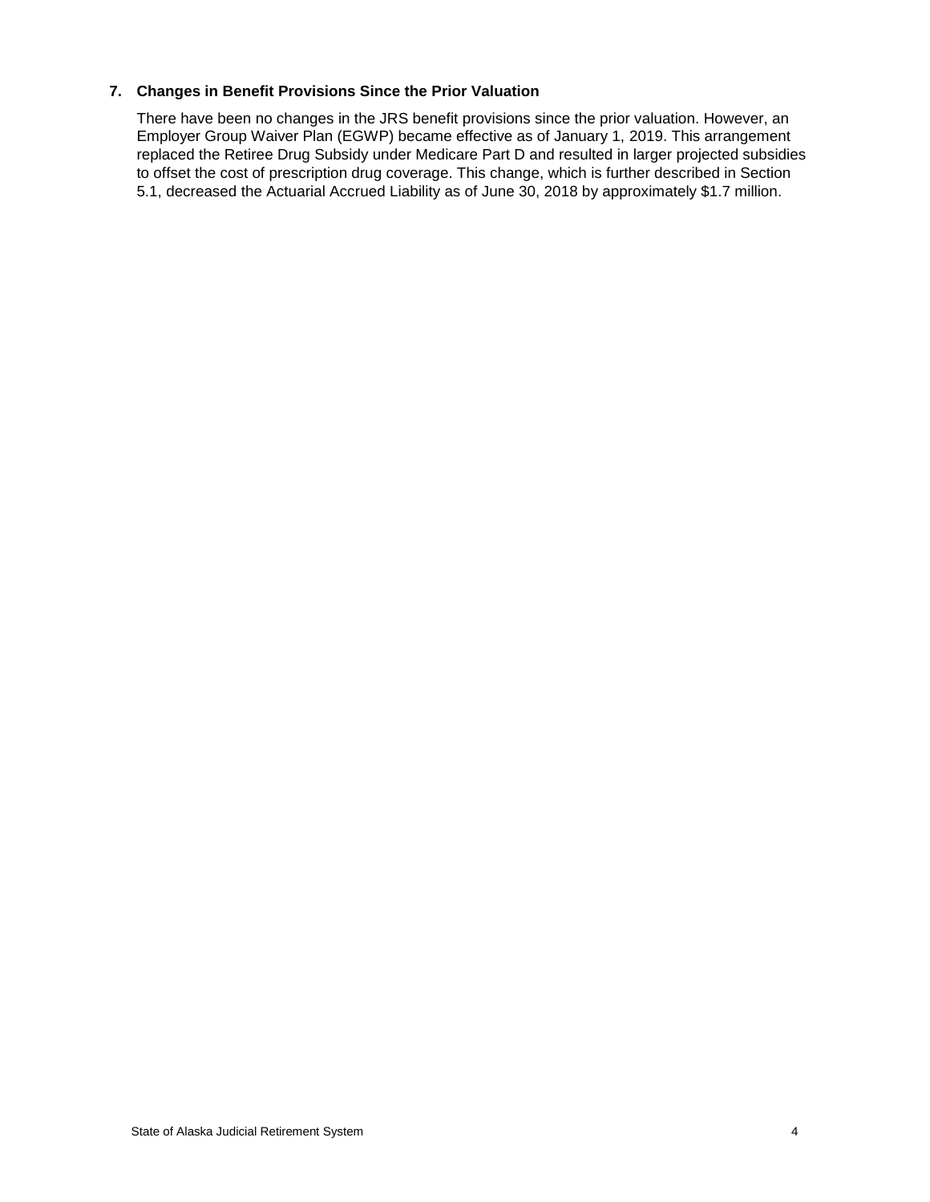## 7. Changes in Benefit Provisions Since the Prior Valuation

There have been no changes in the JRS benefit provisions since the prior valuation. However, an Employer Group Waiver Plan (EGWP) became effective as of January 1, 2019. This arrangement replaced the Retiree Drug Subsidy under Medicare Part D and resulted in larger projected subsidies to offset the cost of prescription drug coverage. This change, which is further described in Section 5.1, decreased the Actuarial Accrued Liability as of June 30, 2018 by approximately $1.7 million.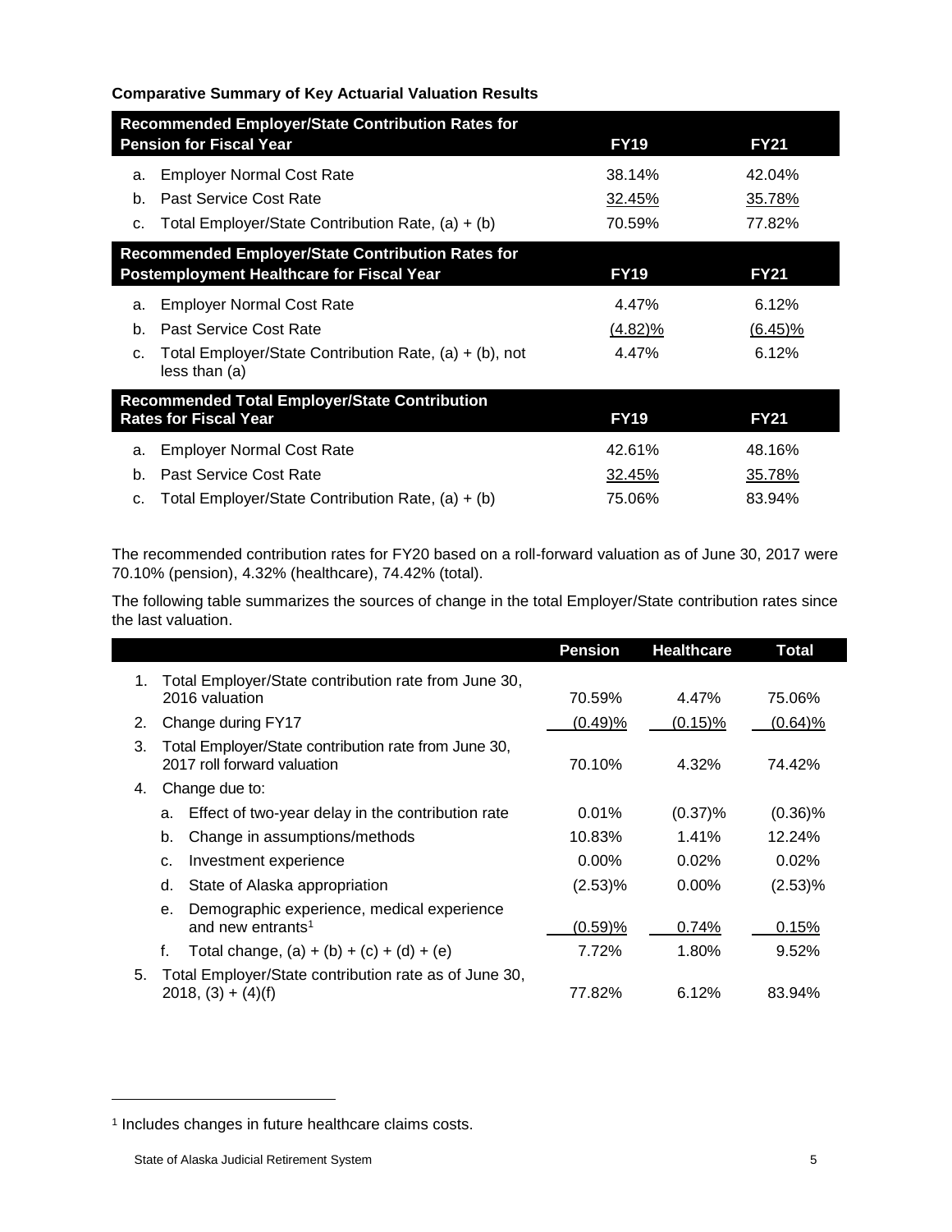**Comparative Summary of Key Actuarial Valuation Results**

| Recommended Employer/State Contribution Rates for Pension for Fiscal Year | FY19 | FY21 |
|---|---|---|
| a. Employer Normal Cost Rate | 38.14% | 42.04% |
| b. Past Service Cost Rate | 32.45% | 35.78% |
| c. Total Employer/State Contribution Rate, (a) + (b) | 70.59% | 77.82% |

| Recommended Employer/State Contribution Rates for Postemployment Healthcare for Fiscal Year | FY19 | FY21 |
|---|---|---|
| a. Employer Normal Cost Rate | 4.47% | 6.12% |
| b. Past Service Cost Rate | (4.82)% | (6.45)% |
| c. Total Employer/State Contribution Rate, (a) + (b), not less than (a) | 4.47% | 6.12% |

| Recommended Total Employer/State Contribution Rates for Fiscal Year | FY19 | FY21 |
|---|---|---|
| a. Employer Normal Cost Rate | 42.61% | 48.16% |
| b. Past Service Cost Rate | 32.45% | 35.78% |
| c. Total Employer/State Contribution Rate, (a) + (b) | 75.06% | 83.94% |

The recommended contribution rates for FY20 based on a roll-forward valuation as of June 30, 2017 were 70.10% (pension), 4.32% (healthcare), 74.42% (total).

The following table summarizes the sources of change in the total Employer/State contribution rates since the last valuation.

| | Pension | Healthcare | Total |
|---|---|---|---|
| 1. Total Employer/State contribution rate from June 30, 2016 valuation | 70.59% | 4.47% | 75.06% |
| 2. Change during FY17 | (0.49)% | (0.15)% | (0.64)% |
| 3. Total Employer/State contribution rate from June 30, 2017 roll forward valuation | 70.10% | 4.32% | 74.42% |
| 4. Change due to: | | | |
| a. Effect of two-year delay in the contribution rate | 0.01% | (0.37)% | (0.36)% |
| b. Change in assumptions/methods | 10.83% | 1.41% | 12.24% |
| c. Investment experience | 0.00% | 0.02% | 0.02% |
| d. State of Alaska appropriation | (2.53)% | 0.00% | (2.53)% |
| e. Demographic experience, medical experience and new entrants[1] | (0.59)% | 0.74% | 0.15% |
| f. Total change, (a) + (b) + (c) + (d) + (e) | 7.72% | 1.80% | 9.52% |
| 5. Total Employer/State contribution rate as of June 30, 2018, (3) + (4)(f) | 77.82% | 6.12% | 83.94% |

[1] Includes changes in future healthcare claims costs.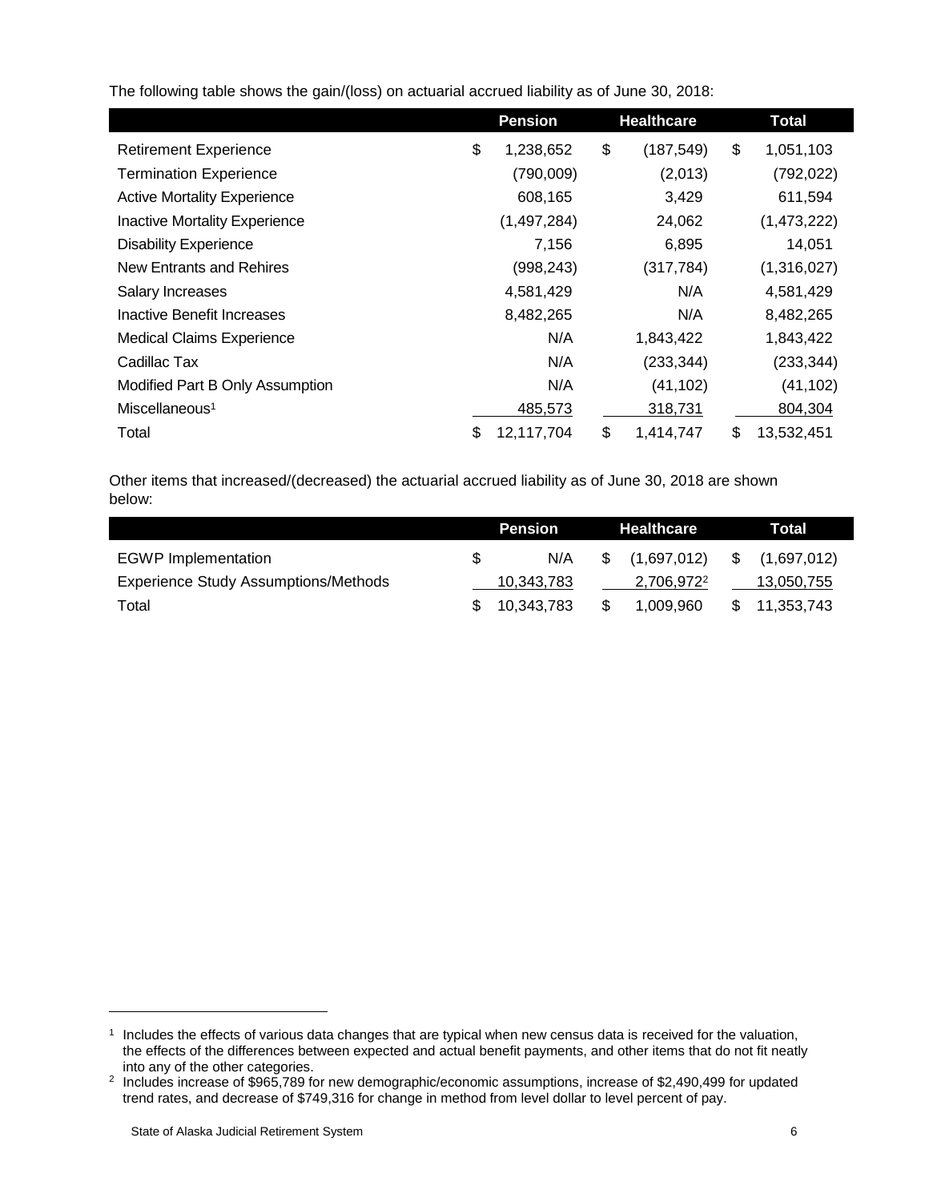The following table shows the gain/(loss) on actuarial accrued liability as of June 30, 2018:

| | Pension | Healthcare | Total |
|---|---|---|---|
| Retirement Experience | $ 1,238,652 | $ (187,549) | $ 1,051,103 |
| Termination Experience | (790,009) | (2,013) | (792,022) |
| Active Mortality Experience | 608,165 | 3,429 | 611,594 |
| Inactive Mortality Experience | (1,497,284) | 24,062 | (1,473,222) |
| Disability Experience | 7,156 | 6,895 | 14,051 |
| New Entrants and Rehires | (998,243) | (317,784) | (1,316,027) |
| Salary Increases | 4,581,429 | N/A | 4,581,429 |
| Inactive Benefit Increases | 8,482,265 | N/A | 8,482,265 |
| Medical Claims Experience | N/A | 1,843,422 | 1,843,422 |
| Cadillac Tax | N/A | (233,344) | (233,344) |
| Modified Part B Only Assumption | N/A | (41,102) | (41,102) |
| Miscellaneous[1] | 485,573 | 318,731 | 804,304 |
| Total | $ 12,117,704 | $ 1,414,747 | $ 13,532,451 |

Other items that increased/(decreased) the actuarial accrued liability as of June 30, 2018 are shown below:

| | Pension | Healthcare | Total |
|---|---|---|---|
| EGWP Implementation | $ N/A | $ (1,697,012) | $ (1,697,012) |
| Experience Study Assumptions/Methods | 10,343,783 | 2,706,972[2] | 13,050,755 |
| Total | $ 10,343,783 | $ 1,009,960 | $ 11,353,743 |

[1] Includes the effects of various data changes that are typical when new census data is received for the valuation, the effects of the differences between expected and actual benefit payments, and other items that do not fit neatly into any of the other categories.

[2] Includes increase of $965,789 for new demographic/economic assumptions, increase of $2,490,499 for updated trend rates, and decrease of $749,316 for change in method from level dollar to level percent of pay.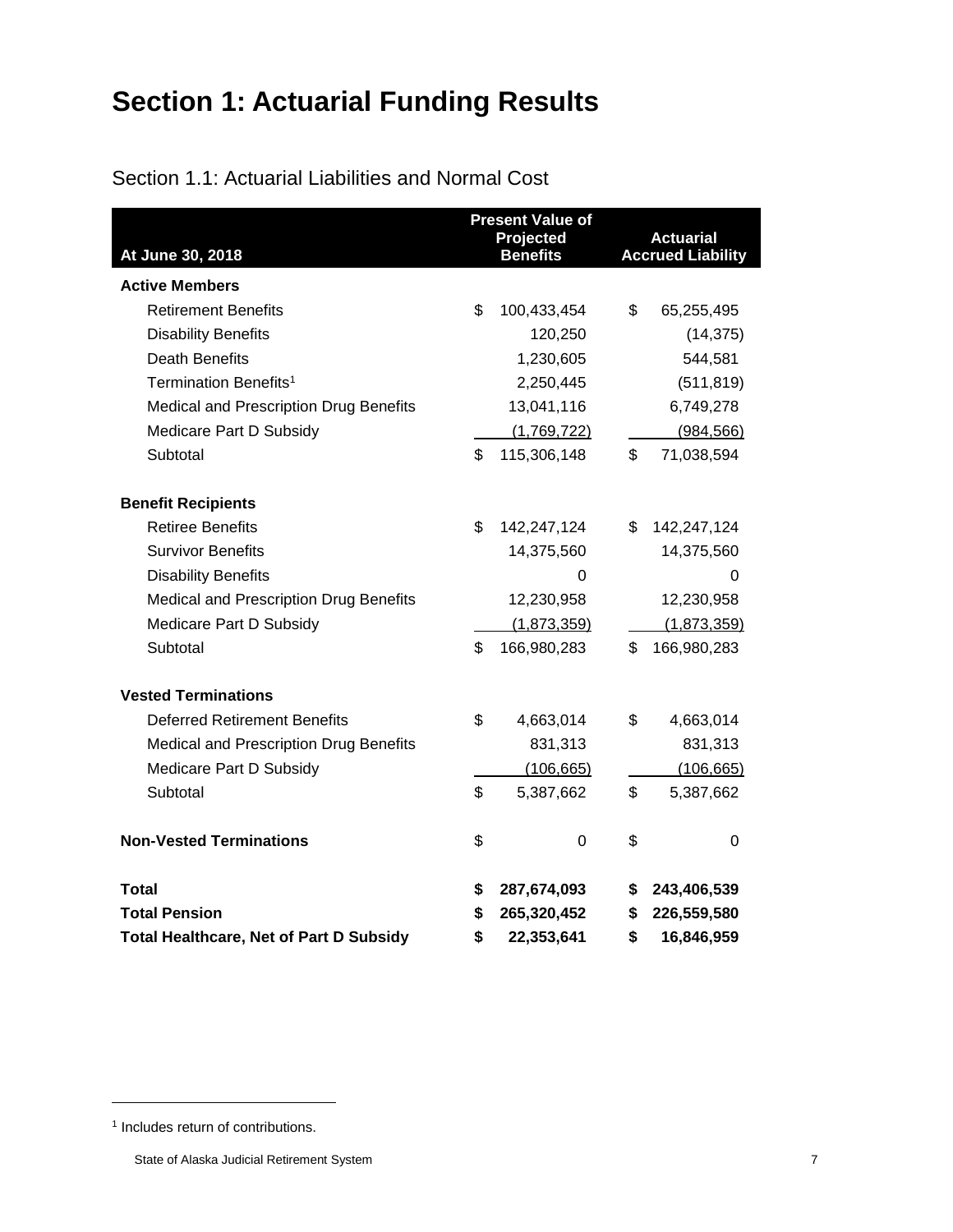# Section 1: Actuarial Funding Results

## Section 1.1: Actuarial Liabilities and Normal Cost

| At June 30, 2018 | Present Value of Projected Benefits | Actuarial Accrued Liability |
|---|---|---|
| **Active Members** | | |
| Retirement Benefits | $ 100,433,454 | $ 65,255,495 |
| Disability Benefits | 120,250 | (14,375) |
| Death Benefits | 1,230,605 | 544,581 |
| Termination Benefits[1] | 2,250,445 | (511,819) |
| Medical and Prescription Drug Benefits | 13,041,116 | 6,749,278 |
| Medicare Part D Subsidy | (1,769,722) | (984,566) |
| Subtotal | $ 115,306,148 | $ 71,038,594 |
| **Benefit Recipients** | | |
| Retiree Benefits | $ 142,247,124 | $ 142,247,124 |
| Survivor Benefits | 14,375,560 | 14,375,560 |
| Disability Benefits | 0 | 0 |
| Medical and Prescription Drug Benefits | 12,230,958 | 12,230,958 |
| Medicare Part D Subsidy | (1,873,359) | (1,873,359) |
| Subtotal | $ 166,980,283 | $ 166,980,283 |
| **Vested Terminations** | | |
| Deferred Retirement Benefits | $ 4,663,014 | $ 4,663,014 |
| Medical and Prescription Drug Benefits | 831,313 | 831,313 |
| Medicare Part D Subsidy | (106,665) | (106,665) |
| Subtotal | $ 5,387,662 | $ 5,387,662 |
| **Non-Vested Terminations** | $ 0 | $ 0 |
| **Total** | **$ 287,674,093** | **$ 243,406,539** |
| **Total Pension** | **$ 265,320,452** | **$ 226,559,580** |
| **Total Healthcare, Net of Part D Subsidy** | **$ 22,353,641** | **$ 16,846,959** |

[1] Includes return of contributions.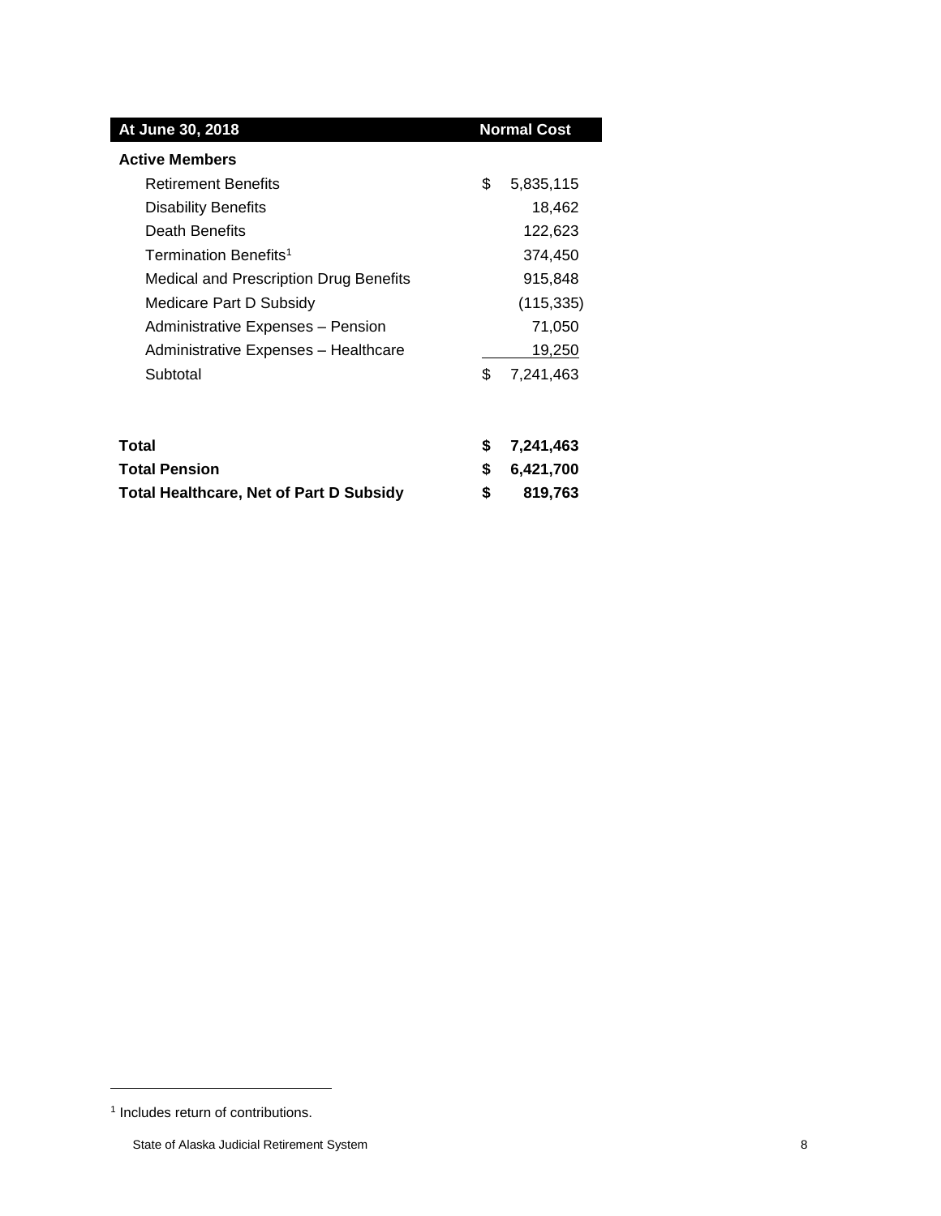| At June 30, 2018 | Normal Cost |
|---|---|
| **Active Members** | |
| Retirement Benefits | $ 5,835,115 |
| Disability Benefits | 18,462 |
| Death Benefits | 122,623 |
| Termination Benefits[1] | 374,450 |
| Medical and Prescription Drug Benefits | 915,848 |
| Medicare Part D Subsidy | (115,335) |
| Administrative Expenses – Pension | 71,050 |
| Administrative Expenses – Healthcare | 19,250 |
| Subtotal | $ 7,241,463 |
| | |
| **Total** | **$ 7,241,463** |
| **Total Pension** | **$ 6,421,700** |
| **Total Healthcare, Net of Part D Subsidy** | **$ 819,763** |

[1] Includes return of contributions.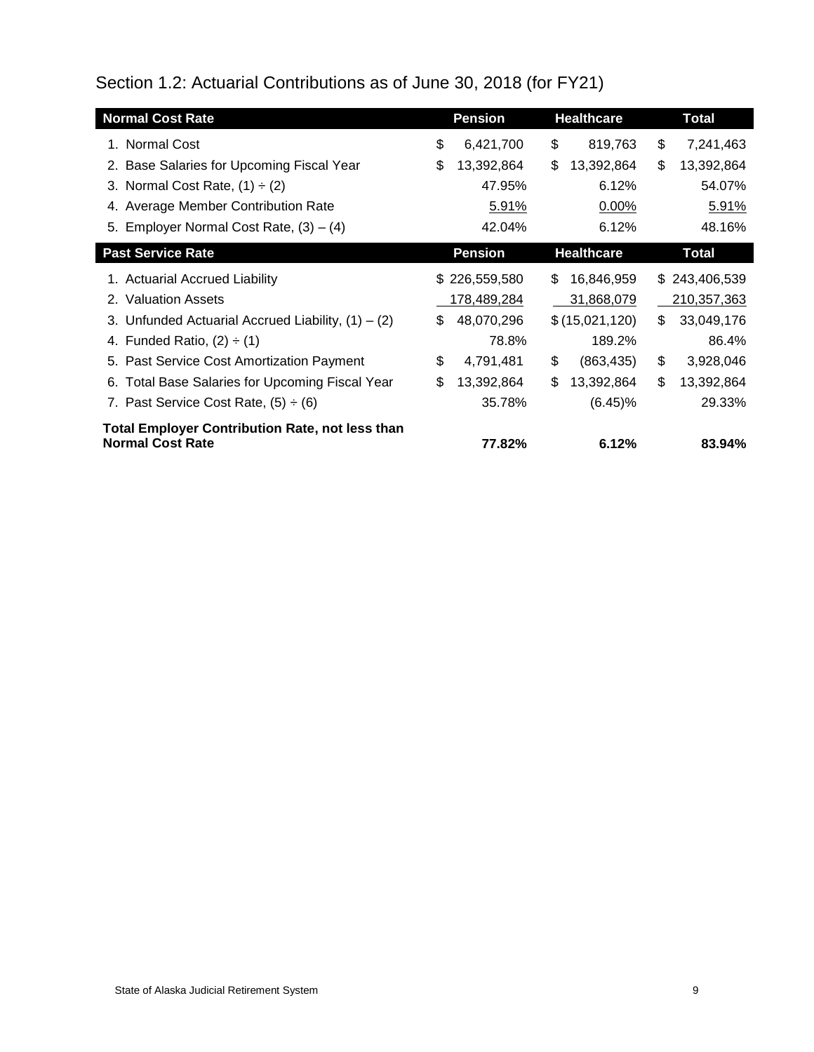## Section 1.2: Actuarial Contributions as of June 30, 2018 (for FY21)

| Normal Cost Rate | Pension | Healthcare | Total |
|---|---|---|---|
| 1. Normal Cost | $ 6,421,700 | $ 819,763 | $ 7,241,463 |
| 2. Base Salaries for Upcoming Fiscal Year | $ 13,392,864 | $ 13,392,864 | $ 13,392,864 |
| 3. Normal Cost Rate, (1) ÷ (2) | 47.95% | 6.12% | 54.07% |
| 4. Average Member Contribution Rate | 5.91% | 0.00% | 5.91% |
| 5. Employer Normal Cost Rate, (3) – (4) | 42.04% | 6.12% | 48.16% |

| Past Service Rate | Pension | Healthcare | Total |
|---|---|---|---|
| 1. Actuarial Accrued Liability | $ 226,559,580 | $ 16,846,959 | $ 243,406,539 |
| 2. Valuation Assets | 178,489,284 | 31,868,079 | 210,357,363 |
| 3. Unfunded Actuarial Accrued Liability, (1) – (2) | $ 48,070,296 | $ (15,021,120) | $ 33,049,176 |
| 4. Funded Ratio, (2) ÷ (1) | 78.8% | 189.2% | 86.4% |
| 5. Past Service Cost Amortization Payment | $ 4,791,481 | $ (863,435) | $ 3,928,046 |
| 6. Total Base Salaries for Upcoming Fiscal Year | $ 13,392,864 | $ 13,392,864 | $ 13,392,864 |
| 7. Past Service Cost Rate, (5) ÷ (6) | 35.78% | (6.45)% | 29.33% |
| **Total Employer Contribution Rate, not less than Normal Cost Rate** | **77.82%** | **6.12%** | **83.94%** |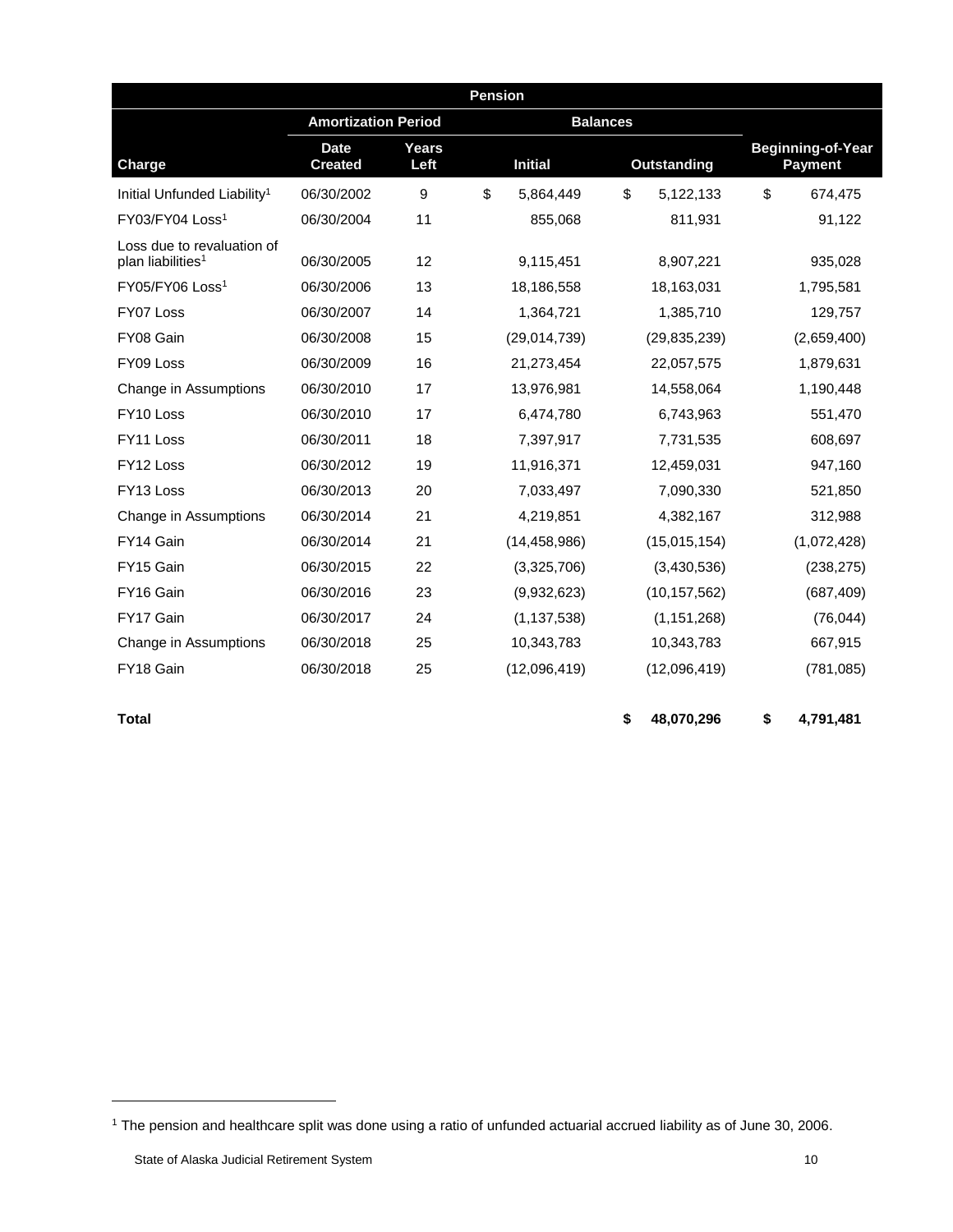| Pension | | | | | |
|---|---|---|---|---|---|
| | Amortization Period | | Balances | | |
| Charge | Date Created | Years Left | Initial | Outstanding | Beginning-of-Year Payment |
| Initial Unfunded Liability[1] | 06/30/2002 | 9 | $ 5,864,449 | $ 5,122,133 | $ 674,475 |
| FY03/FY04 Loss[1] | 06/30/2004 | 11 | 855,068 | 811,931 | 91,122 |
| Loss due to revaluation of plan liabilities[1] | 06/30/2005 | 12 | 9,115,451 | 8,907,221 | 935,028 |
| FY05/FY06 Loss[1] | 06/30/2006 | 13 | 18,186,558 | 18,163,031 | 1,795,581 |
| FY07 Loss | 06/30/2007 | 14 | 1,364,721 | 1,385,710 | 129,757 |
| FY08 Gain | 06/30/2008 | 15 | (29,014,739) | (29,835,239) | (2,659,400) |
| FY09 Loss | 06/30/2009 | 16 | 21,273,454 | 22,057,575 | 1,879,631 |
| Change in Assumptions | 06/30/2010 | 17 | 13,976,981 | 14,558,064 | 1,190,448 |
| FY10 Loss | 06/30/2010 | 17 | 6,474,780 | 6,743,963 | 551,470 |
| FY11 Loss | 06/30/2011 | 18 | 7,397,917 | 7,731,535 | 608,697 |
| FY12 Loss | 06/30/2012 | 19 | 11,916,371 | 12,459,031 | 947,160 |
| FY13 Loss | 06/30/2013 | 20 | 7,033,497 | 7,090,330 | 521,850 |
| Change in Assumptions | 06/30/2014 | 21 | 4,219,851 | 4,382,167 | 312,988 |
| FY14 Gain | 06/30/2014 | 21 | (14,458,986) | (15,015,154) | (1,072,428) |
| FY15 Gain | 06/30/2015 | 22 | (3,325,706) | (3,430,536) | (238,275) |
| FY16 Gain | 06/30/2016 | 23 | (9,932,623) | (10,157,562) | (687,409) |
| FY17 Gain | 06/30/2017 | 24 | (1,137,538) | (1,151,268) | (76,044) |
| Change in Assumptions | 06/30/2018 | 25 | 10,343,783 | 10,343,783 | 667,915 |
| FY18 Gain | 06/30/2018 | 25 | (12,096,419) | (12,096,419) | (781,085) |
| **Total** | | | | **$ 48,070,296** | **$ 4,791,481** |

[1] The pension and healthcare split was done using a ratio of unfunded actuarial accrued liability as of June 30, 2006.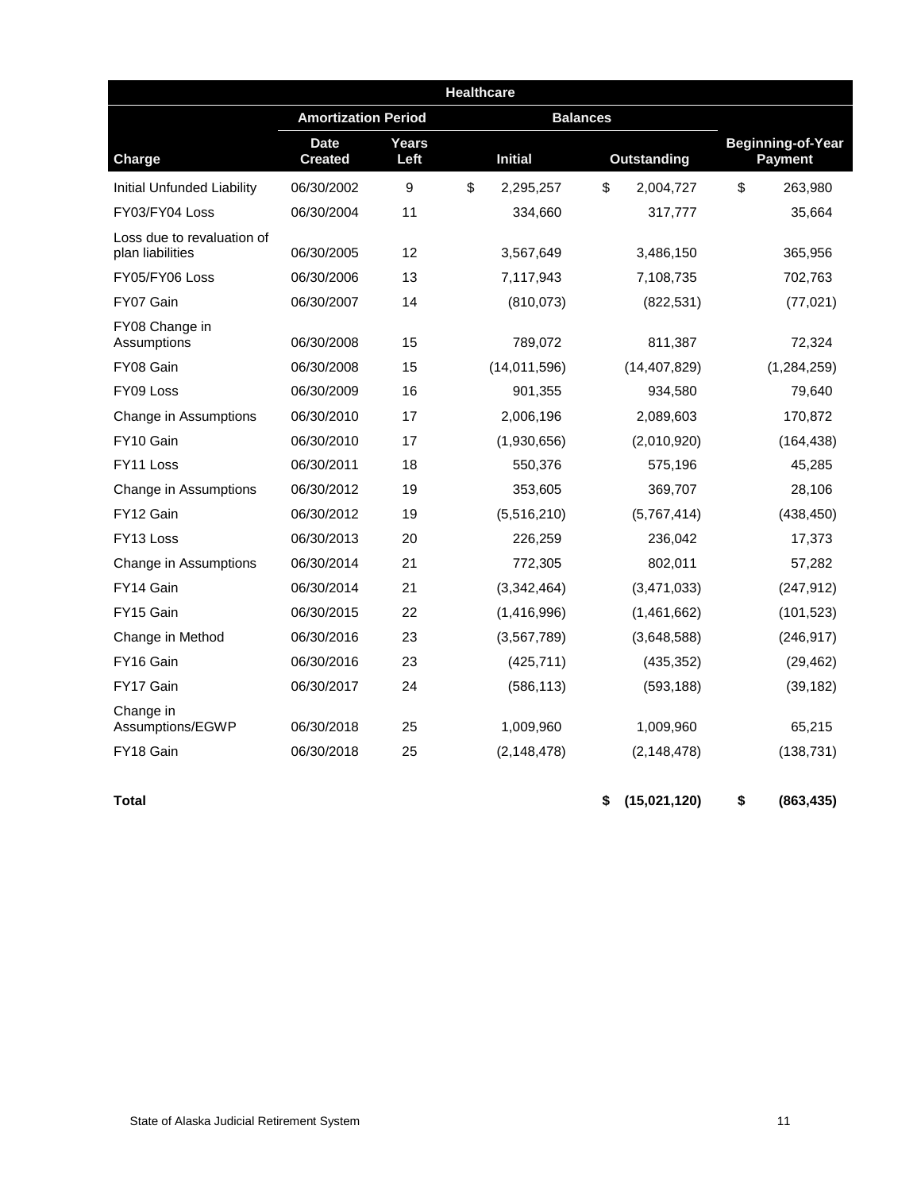| Healthcare | | | | | |
|---|---|---|---|---|---|
| | Amortization Period | | Balances | | |
| Charge | Date Created | Years Left | Initial | Outstanding | Beginning-of-Year Payment |
| Initial Unfunded Liability | 06/30/2002 | 9 | $ 2,295,257 | $ 2,004,727 | $ 263,980 |
| FY03/FY04 Loss | 06/30/2004 | 11 | 334,660 | 317,777 | 35,664 |
| Loss due to revaluation of plan liabilities | 06/30/2005 | 12 | 3,567,649 | 3,486,150 | 365,956 |
| FY05/FY06 Loss | 06/30/2006 | 13 | 7,117,943 | 7,108,735 | 702,763 |
| FY07 Gain | 06/30/2007 | 14 | (810,073) | (822,531) | (77,021) |
| FY08 Change in Assumptions | 06/30/2008 | 15 | 789,072 | 811,387 | 72,324 |
| FY08 Gain | 06/30/2008 | 15 | (14,011,596) | (14,407,829) | (1,284,259) |
| FY09 Loss | 06/30/2009 | 16 | 901,355 | 934,580 | 79,640 |
| Change in Assumptions | 06/30/2010 | 17 | 2,006,196 | 2,089,603 | 170,872 |
| FY10 Gain | 06/30/2010 | 17 | (1,930,656) | (2,010,920) | (164,438) |
| FY11 Loss | 06/30/2011 | 18 | 550,376 | 575,196 | 45,285 |
| Change in Assumptions | 06/30/2012 | 19 | 353,605 | 369,707 | 28,106 |
| FY12 Gain | 06/30/2012 | 19 | (5,516,210) | (5,767,414) | (438,450) |
| FY13 Loss | 06/30/2013 | 20 | 226,259 | 236,042 | 17,373 |
| Change in Assumptions | 06/30/2014 | 21 | 772,305 | 802,011 | 57,282 |
| FY14 Gain | 06/30/2014 | 21 | (3,342,464) | (3,471,033) | (247,912) |
| FY15 Gain | 06/30/2015 | 22 | (1,416,996) | (1,461,662) | (101,523) |
| Change in Method | 06/30/2016 | 23 | (3,567,789) | (3,648,588) | (246,917) |
| FY16 Gain | 06/30/2016 | 23 | (425,711) | (435,352) | (29,462) |
| FY17 Gain | 06/30/2017 | 24 | (586,113) | (593,188) | (39,182) |
| Change in Assumptions/EGWP | 06/30/2018 | 25 | 1,009,960 | 1,009,960 | 65,215 |
| FY18 Gain | 06/30/2018 | 25 | (2,148,478) | (2,148,478) | (138,731) |
| **Total** | | | | **$ (15,021,120)** | **$ (863,435)** |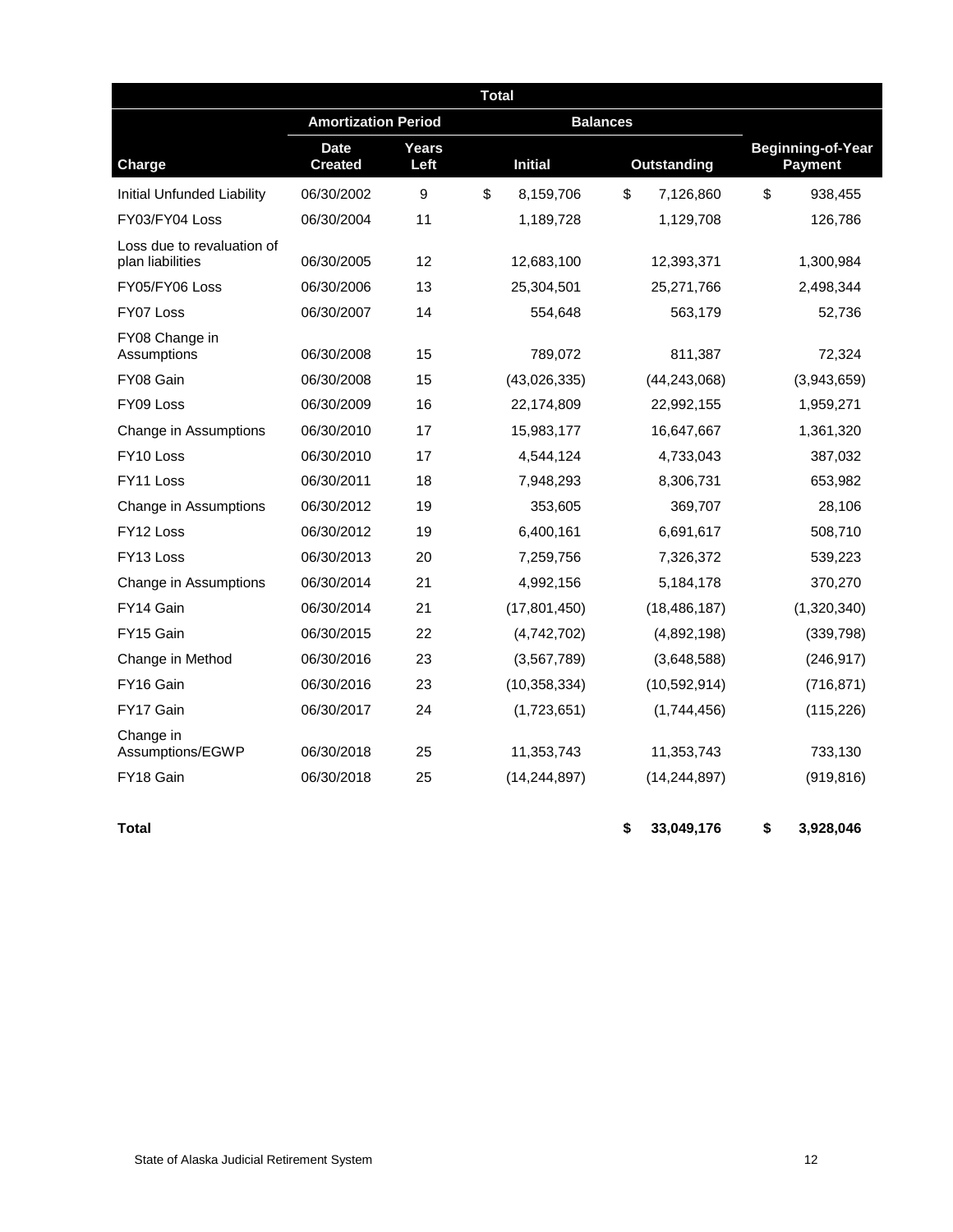| Total | | | | | |
|---|---|---|---|---|---|
| | Amortization Period | | Balances | | |
| Charge | Date Created | Years Left | Initial | Outstanding | Beginning-of-Year Payment |
| Initial Unfunded Liability | 06/30/2002 | 9 | $ 8,159,706 | $ 7,126,860 | $ 938,455 |
| FY03/FY04 Loss | 06/30/2004 | 11 | 1,189,728 | 1,129,708 | 126,786 |
| Loss due to revaluation of plan liabilities | 06/30/2005 | 12 | 12,683,100 | 12,393,371 | 1,300,984 |
| FY05/FY06 Loss | 06/30/2006 | 13 | 25,304,501 | 25,271,766 | 2,498,344 |
| FY07 Loss | 06/30/2007 | 14 | 554,648 | 563,179 | 52,736 |
| FY08 Change in Assumptions | 06/30/2008 | 15 | 789,072 | 811,387 | 72,324 |
| FY08 Gain | 06/30/2008 | 15 | (43,026,335) | (44,243,068) | (3,943,659) |
| FY09 Loss | 06/30/2009 | 16 | 22,174,809 | 22,992,155 | 1,959,271 |
| Change in Assumptions | 06/30/2010 | 17 | 15,983,177 | 16,647,667 | 1,361,320 |
| FY10 Loss | 06/30/2010 | 17 | 4,544,124 | 4,733,043 | 387,032 |
| FY11 Loss | 06/30/2011 | 18 | 7,948,293 | 8,306,731 | 653,982 |
| Change in Assumptions | 06/30/2012 | 19 | 353,605 | 369,707 | 28,106 |
| FY12 Loss | 06/30/2012 | 19 | 6,400,161 | 6,691,617 | 508,710 |
| FY13 Loss | 06/30/2013 | 20 | 7,259,756 | 7,326,372 | 539,223 |
| Change in Assumptions | 06/30/2014 | 21 | 4,992,156 | 5,184,178 | 370,270 |
| FY14 Gain | 06/30/2014 | 21 | (17,801,450) | (18,486,187) | (1,320,340) |
| FY15 Gain | 06/30/2015 | 22 | (4,742,702) | (4,892,198) | (339,798) |
| Change in Method | 06/30/2016 | 23 | (3,567,789) | (3,648,588) | (246,917) |
| FY16 Gain | 06/30/2016 | 23 | (10,358,334) | (10,592,914) | (716,871) |
| FY17 Gain | 06/30/2017 | 24 | (1,723,651) | (1,744,456) | (115,226) |
| Change in Assumptions/EGWP | 06/30/2018 | 25 | 11,353,743 | 11,353,743 | 733,130 |
| FY18 Gain | 06/30/2018 | 25 | (14,244,897) | (14,244,897) | (919,816) |
| **Total** | | | | **$ 33,049,176** | **$ 3,928,046** |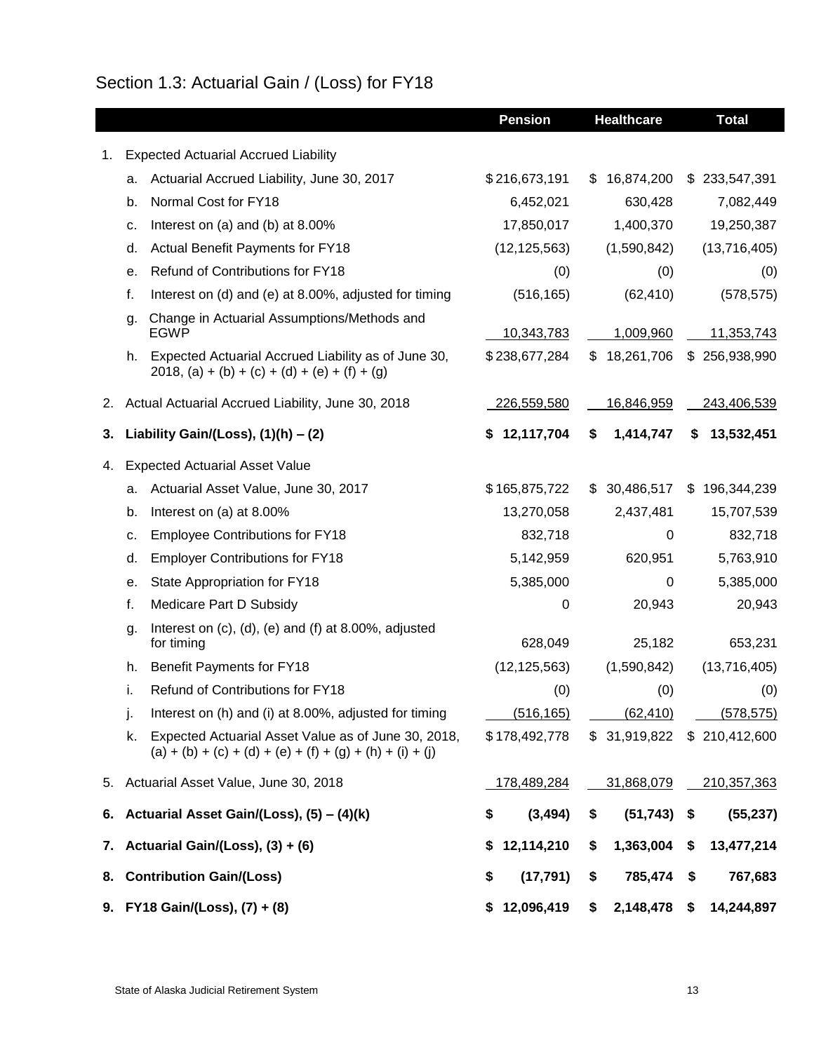## Section 1.3: Actuarial Gain / (Loss) for FY18

| | | Pension | Healthcare | Total |
|---|---|---|---|---|
| 1. | Expected Actuarial Accrued Liability | | | |
| | a. Actuarial Accrued Liability, June 30, 2017 | $216,673,191 | $ 16,874,200 | $ 233,547,391 |
| | b. Normal Cost for FY18 | 6,452,021 | 630,428 | 7,082,449 |
| | c. Interest on (a) and (b) at 8.00% | 17,850,017 | 1,400,370 | 19,250,387 |
| | d. Actual Benefit Payments for FY18 | (12,125,563) | (1,590,842) | (13,716,405) |
| | e. Refund of Contributions for FY18 | (0) | (0) | (0) |
| | f. Interest on (d) and (e) at 8.00%, adjusted for timing | (516,165) | (62,410) | (578,575) |
| | g. Change in Actuarial Assumptions/Methods and EGWP | 10,343,783 | 1,009,960 | 11,353,743 |
| | h. Expected Actuarial Accrued Liability as of June 30, 2018, (a) + (b) + (c) + (d) + (e) + (f) + (g) | $238,677,284 | $ 18,261,706 | $ 256,938,990 |
| 2. | Actual Actuarial Accrued Liability, June 30, 2018 | 226,559,580 | 16,846,959 | 243,406,539 |
| **3.** | **Liability Gain/(Loss), (1)(h) – (2)** | **$ 12,117,704** | **$ 1,414,747** | **$ 13,532,451** |
| 4. | Expected Actuarial Asset Value | | | |
| | a. Actuarial Asset Value, June 30, 2017 | $165,875,722 | $ 30,486,517 | $ 196,344,239 |
| | b. Interest on (a) at 8.00% | 13,270,058 | 2,437,481 | 15,707,539 |
| | c. Employee Contributions for FY18 | 832,718 | 0 | 832,718 |
| | d. Employer Contributions for FY18 | 5,142,959 | 620,951 | 5,763,910 |
| | e. State Appropriation for FY18 | 5,385,000 | 0 | 5,385,000 |
| | f. Medicare Part D Subsidy | 0 | 20,943 | 20,943 |
| | g. Interest on (c), (d), (e) and (f) at 8.00%, adjusted for timing | 628,049 | 25,182 | 653,231 |
| | h. Benefit Payments for FY18 | (12,125,563) | (1,590,842) | (13,716,405) |
| | i. Refund of Contributions for FY18 | (0) | (0) | (0) |
| | j. Interest on (h) and (i) at 8.00%, adjusted for timing | (516,165) | (62,410) | (578,575) |
| | k. Expected Actuarial Asset Value as of June 30, 2018, (a) + (b) + (c) + (d) + (e) + (f) + (g) + (h) + (i) + (j) | $178,492,778 | $ 31,919,822 | $ 210,412,600 |
| 5. | Actuarial Asset Value, June 30, 2018 | 178,489,284 | 31,868,079 | 210,357,363 |
| **6.** | **Actuarial Asset Gain/(Loss), (5) – (4)(k)** | **$ (3,494)** | **$ (51,743)** | **$ (55,237)** |
| **7.** | **Actuarial Gain/(Loss), (3) + (6)** | **$ 12,114,210** | **$ 1,363,004** | **$ 13,477,214** |
| **8.** | **Contribution Gain/(Loss)** | **$ (17,791)** | **$ 785,474** | **$ 767,683** |
| **9.** | **FY18 Gain/(Loss), (7) + (8)** | **$ 12,096,419** | **$ 2,148,478** | **$ 14,244,897** |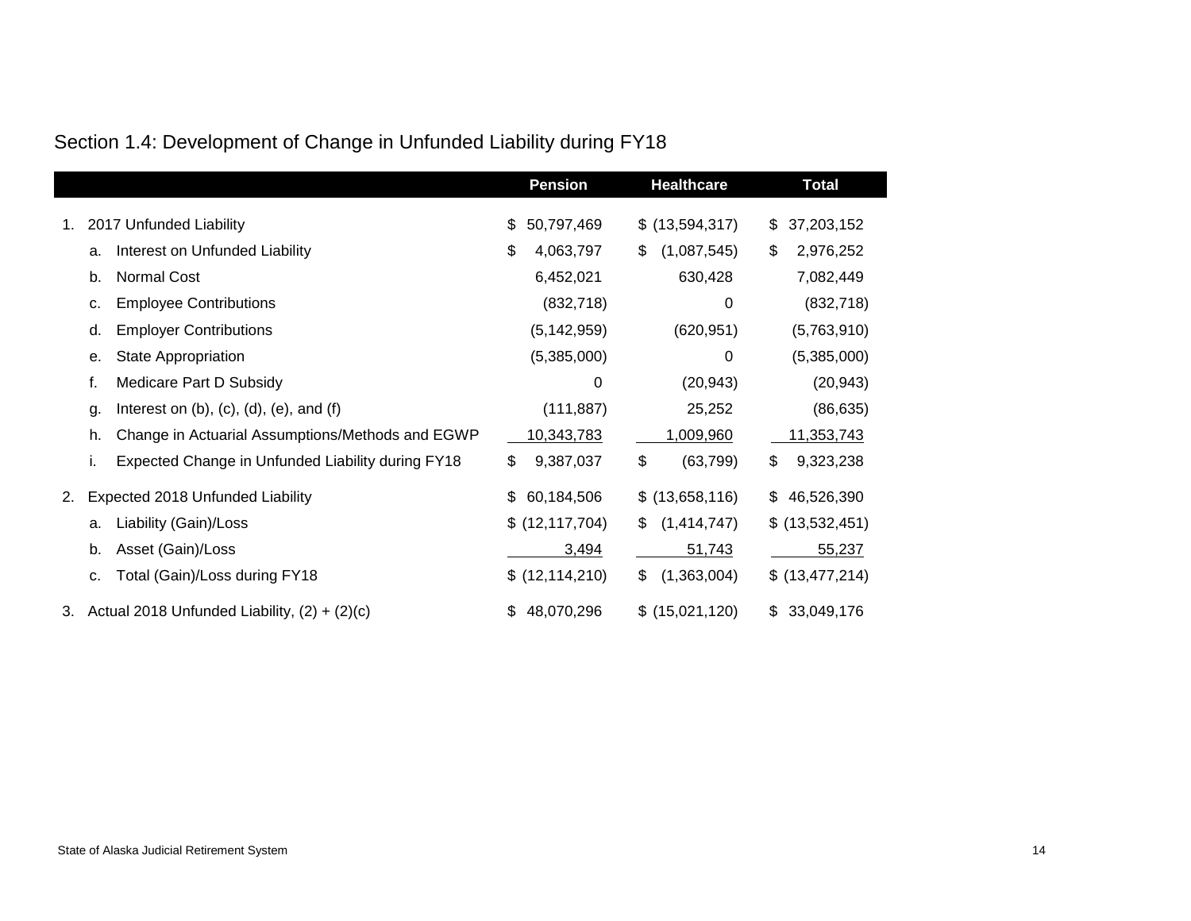## Section 1.4: Development of Change in Unfunded Liability during FY18

| | Pension | Healthcare | Total |
|---|---|---|---|
| 1. 2017 Unfunded Liability | $ 50,797,469 | $ (13,594,317) | $ 37,203,152 |
| a. Interest on Unfunded Liability | $ 4,063,797 | $ (1,087,545) | $ 2,976,252 |
| b. Normal Cost | 6,452,021 | 630,428 | 7,082,449 |
| c. Employee Contributions | (832,718) | 0 | (832,718) |
| d. Employer Contributions | (5,142,959) | (620,951) | (5,763,910) |
| e. State Appropriation | (5,385,000) | 0 | (5,385,000) |
| f. Medicare Part D Subsidy | 0 | (20,943) | (20,943) |
| g. Interest on (b), (c), (d), (e), and (f) | (111,887) | 25,252 | (86,635) |
| h. Change in Actuarial Assumptions/Methods and EGWP | 10,343,783 | 1,009,960 | 11,353,743 |
| i. Expected Change in Unfunded Liability during FY18 | $ 9,387,037 | $ (63,799) | $ 9,323,238 |
| 2. Expected 2018 Unfunded Liability | $ 60,184,506 | $ (13,658,116) | $ 46,526,390 |
| a. Liability (Gain)/Loss | $ (12,117,704) | $ (1,414,747) | $ (13,532,451) |
| b. Asset (Gain)/Loss | 3,494 | 51,743 | 55,237 |
| c. Total (Gain)/Loss during FY18 | $ (12,114,210) | $ (1,363,004) | $ (13,477,214) |
| 3. Actual 2018 Unfunded Liability, (2) + (2)(c) | $ 48,070,296 | $ (15,021,120) | $ 33,049,176 |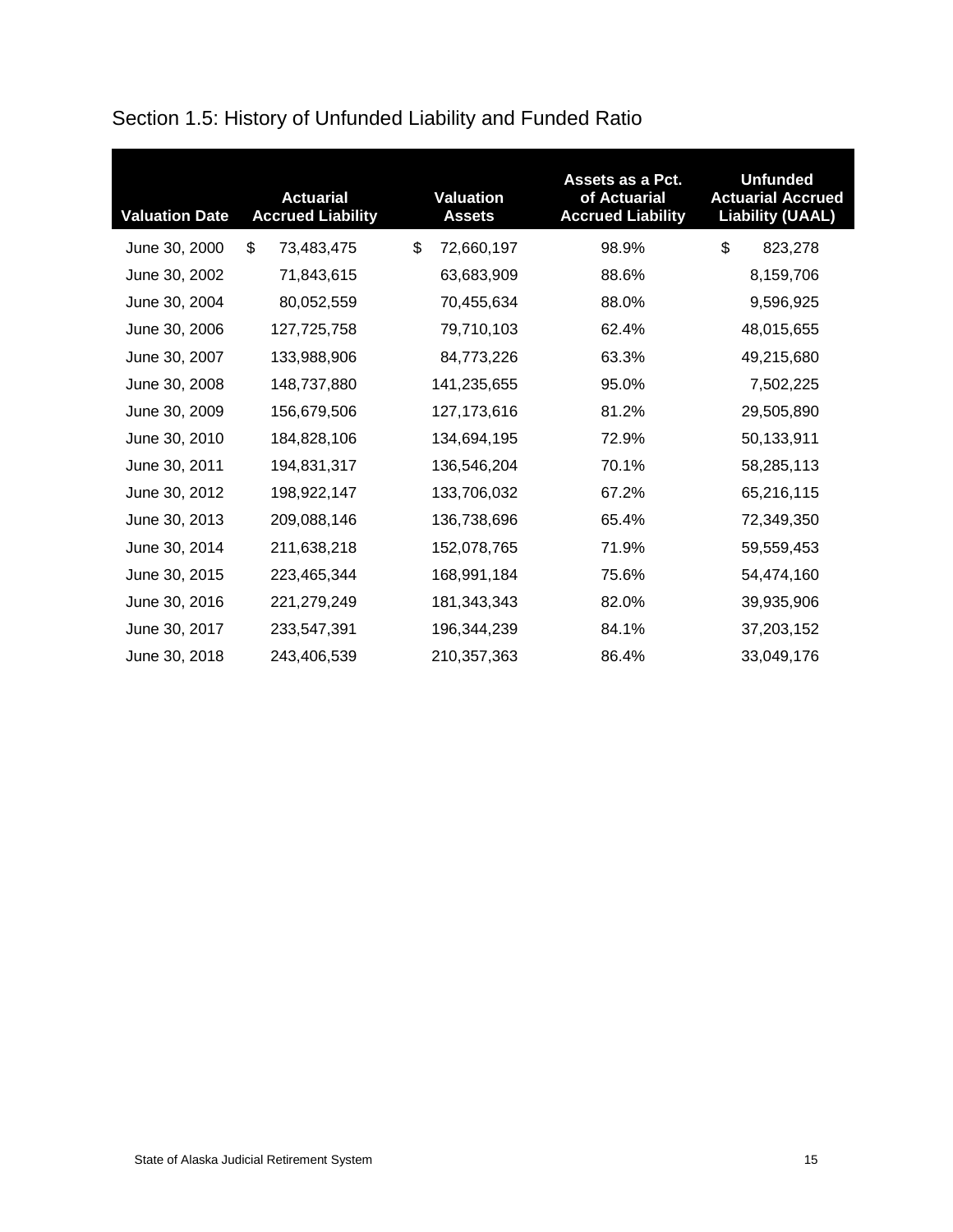## Section 1.5: History of Unfunded Liability and Funded Ratio

| Valuation Date | Actuarial Accrued Liability | Valuation Assets | Assets as a Pct. of Actuarial Accrued Liability | Unfunded Actuarial Accrued Liability (UAAL) |
|---|---|---|---|---|
| June 30, 2000 | $ 73,483,475 | $ 72,660,197 | 98.9% | $ 823,278 |
| June 30, 2002 | 71,843,615 | 63,683,909 | 88.6% | 8,159,706 |
| June 30, 2004 | 80,052,559 | 70,455,634 | 88.0% | 9,596,925 |
| June 30, 2006 | 127,725,758 | 79,710,103 | 62.4% | 48,015,655 |
| June 30, 2007 | 133,988,906 | 84,773,226 | 63.3% | 49,215,680 |
| June 30, 2008 | 148,737,880 | 141,235,655 | 95.0% | 7,502,225 |
| June 30, 2009 | 156,679,506 | 127,173,616 | 81.2% | 29,505,890 |
| June 30, 2010 | 184,828,106 | 134,694,195 | 72.9% | 50,133,911 |
| June 30, 2011 | 194,831,317 | 136,546,204 | 70.1% | 58,285,113 |
| June 30, 2012 | 198,922,147 | 133,706,032 | 67.2% | 65,216,115 |
| June 30, 2013 | 209,088,146 | 136,738,696 | 65.4% | 72,349,350 |
| June 30, 2014 | 211,638,218 | 152,078,765 | 71.9% | 59,559,453 |
| June 30, 2015 | 223,465,344 | 168,991,184 | 75.6% | 54,474,160 |
| June 30, 2016 | 221,279,249 | 181,343,343 | 82.0% | 39,935,906 |
| June 30, 2017 | 233,547,391 | 196,344,239 | 84.1% | 37,203,152 |
| June 30, 2018 | 243,406,539 | 210,357,363 | 86.4% | 33,049,176 |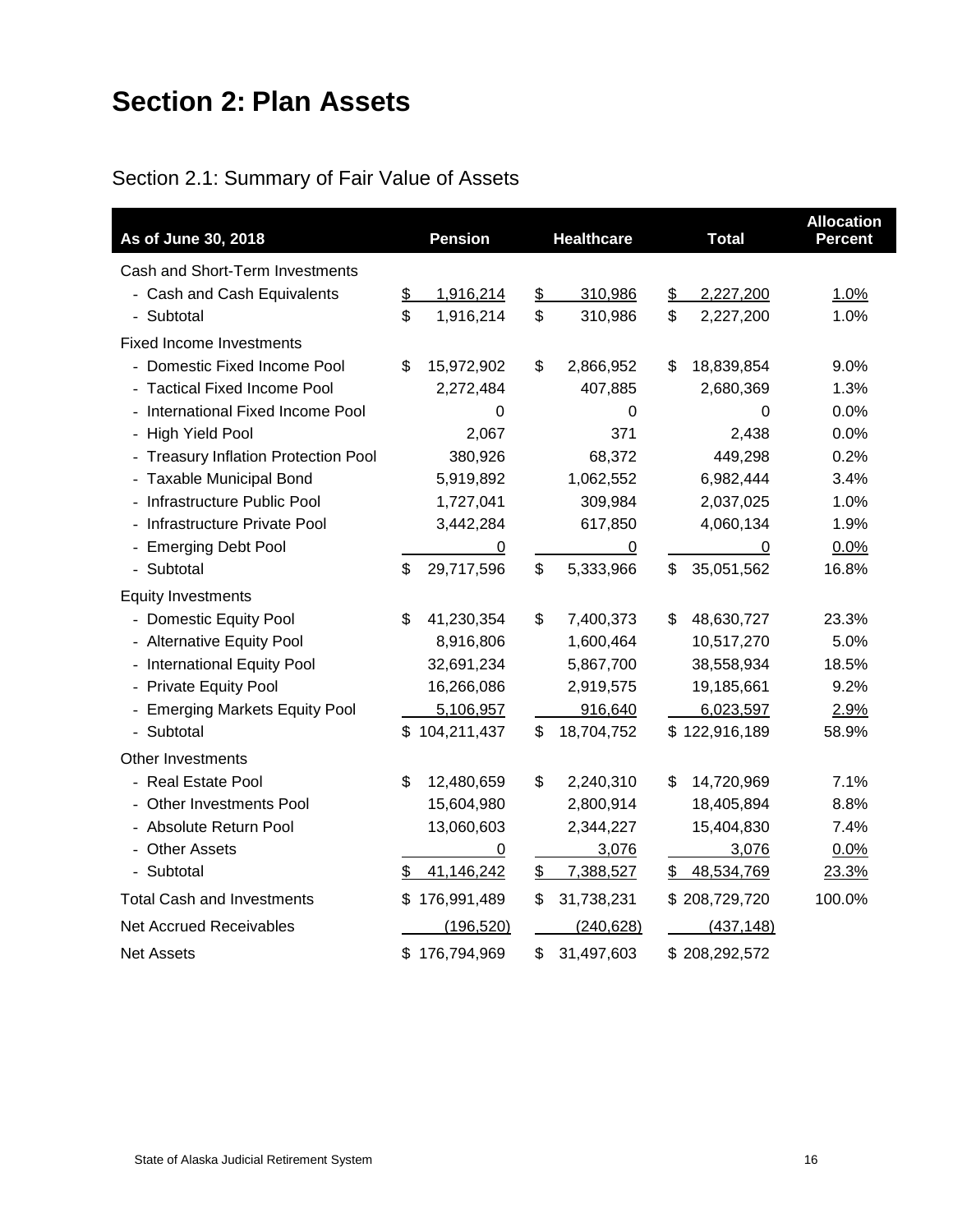# Section 2: Plan Assets

## Section 2.1: Summary of Fair Value of Assets

| As of June 30, 2018 | Pension | Healthcare | Total | Allocation Percent |
|---|---|---|---|---|
| Cash and Short-Term Investments | | | | |
| - Cash and Cash Equivalents | $ 1,916,214 | $ 310,986 | $ 2,227,200 | 1.0% |
| - Subtotal | $ 1,916,214 | $ 310,986 | $ 2,227,200 | 1.0% |
| Fixed Income Investments | | | | |
| - Domestic Fixed Income Pool | $ 15,972,902 | $ 2,866,952 | $ 18,839,854 | 9.0% |
| - Tactical Fixed Income Pool | 2,272,484 | 407,885 | 2,680,369 | 1.3% |
| - International Fixed Income Pool | 0 | 0 | 0 | 0.0% |
| - High Yield Pool | 2,067 | 371 | 2,438 | 0.0% |
| - Treasury Inflation Protection Pool | 380,926 | 68,372 | 449,298 | 0.2% |
| - Taxable Municipal Bond | 5,919,892 | 1,062,552 | 6,982,444 | 3.4% |
| - Infrastructure Public Pool | 1,727,041 | 309,984 | 2,037,025 | 1.0% |
| - Infrastructure Private Pool | 3,442,284 | 617,850 | 4,060,134 | 1.9% |
| - Emerging Debt Pool | 0 | 0 | 0 | 0.0% |
| - Subtotal | $ 29,717,596 | $ 5,333,966 | $ 35,051,562 | 16.8% |
| Equity Investments | | | | |
| - Domestic Equity Pool | $ 41,230,354 | $ 7,400,373 | $ 48,630,727 | 23.3% |
| - Alternative Equity Pool | 8,916,806 | 1,600,464 | 10,517,270 | 5.0% |
| - International Equity Pool | 32,691,234 | 5,867,700 | 38,558,934 | 18.5% |
| - Private Equity Pool | 16,266,086 | 2,919,575 | 19,185,661 | 9.2% |
| - Emerging Markets Equity Pool | 5,106,957 | 916,640 | 6,023,597 | 2.9% |
| - Subtotal | $ 104,211,437 | $ 18,704,752 | $ 122,916,189 | 58.9% |
| Other Investments | | | | |
| - Real Estate Pool | $ 12,480,659 | $ 2,240,310 | $ 14,720,969 | 7.1% |
| - Other Investments Pool | 15,604,980 | 2,800,914 | 18,405,894 | 8.8% |
| - Absolute Return Pool | 13,060,603 | 2,344,227 | 15,404,830 | 7.4% |
| - Other Assets | 0 | 3,076 | 3,076 | 0.0% |
| - Subtotal | $ 41,146,242 | $ 7,388,527 | $ 48,534,769 | 23.3% |
| Total Cash and Investments | $ 176,991,489 | $ 31,738,231 | $ 208,729,720 | 100.0% |
| Net Accrued Receivables | (196,520) | (240,628) | (437,148) | |
| Net Assets | $ 176,794,969 | $ 31,497,603 | $ 208,292,572 | |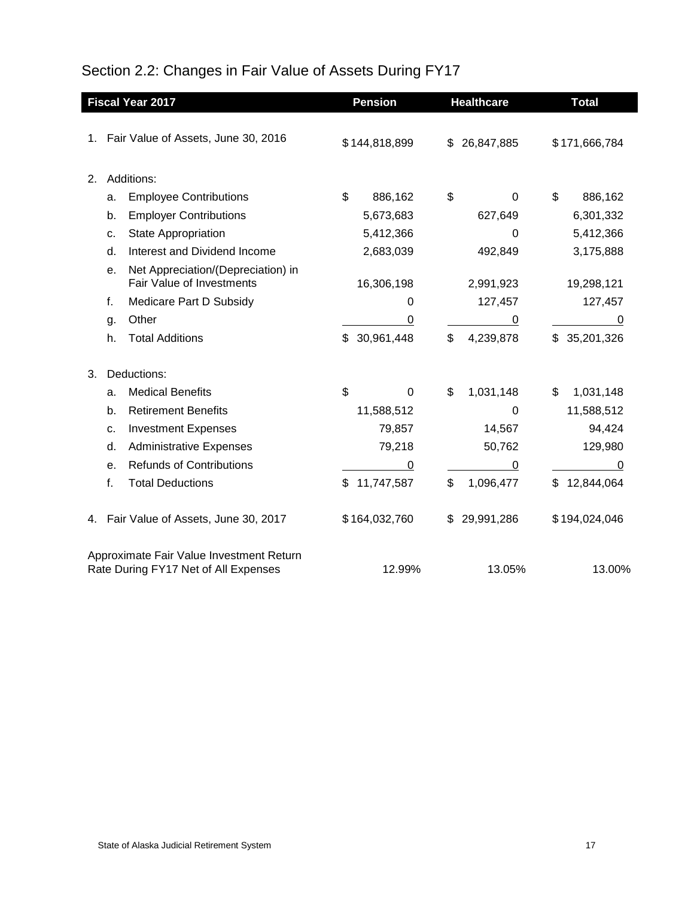# Section 2.2: Changes in Fair Value of Assets During FY17

| Fiscal Year 2017 | Pension | Healthcare | Total |
|---|---|---|---|
| 1. Fair Value of Assets, June 30, 2016 | $ 144,818,899 | $ 26,847,885 | $ 171,666,784 |
| 2. Additions: | | | |
| a. Employee Contributions | $ 886,162 | $ 0 | $ 886,162 |
| b. Employer Contributions | 5,673,683 | 627,649 | 6,301,332 |
| c. State Appropriation | 5,412,366 | 0 | 5,412,366 |
| d. Interest and Dividend Income | 2,683,039 | 492,849 | 3,175,888 |
| e. Net Appreciation/(Depreciation) in Fair Value of Investments | 16,306,198 | 2,991,923 | 19,298,121 |
| f. Medicare Part D Subsidy | 0 | 127,457 | 127,457 |
| g. Other | 0 | 0 | 0 |
| h. Total Additions | $ 30,961,448 | $ 4,239,878 | $ 35,201,326 |
| 3. Deductions: | | | |
| a. Medical Benefits | $ 0 | $ 1,031,148 | $ 1,031,148 |
| b. Retirement Benefits | 11,588,512 | 0 | 11,588,512 |
| c. Investment Expenses | 79,857 | 14,567 | 94,424 |
| d. Administrative Expenses | 79,218 | 50,762 | 129,980 |
| e. Refunds of Contributions | 0 | 0 | 0 |
| f. Total Deductions | $ 11,747,587 | $ 1,096,477 | $ 12,844,064 |
| 4. Fair Value of Assets, June 30, 2017 | $ 164,032,760 | $ 29,991,286 | $ 194,024,046 |
| Approximate Fair Value Investment Return Rate During FY17 Net of All Expenses | 12.99% | 13.05% | 13.00% |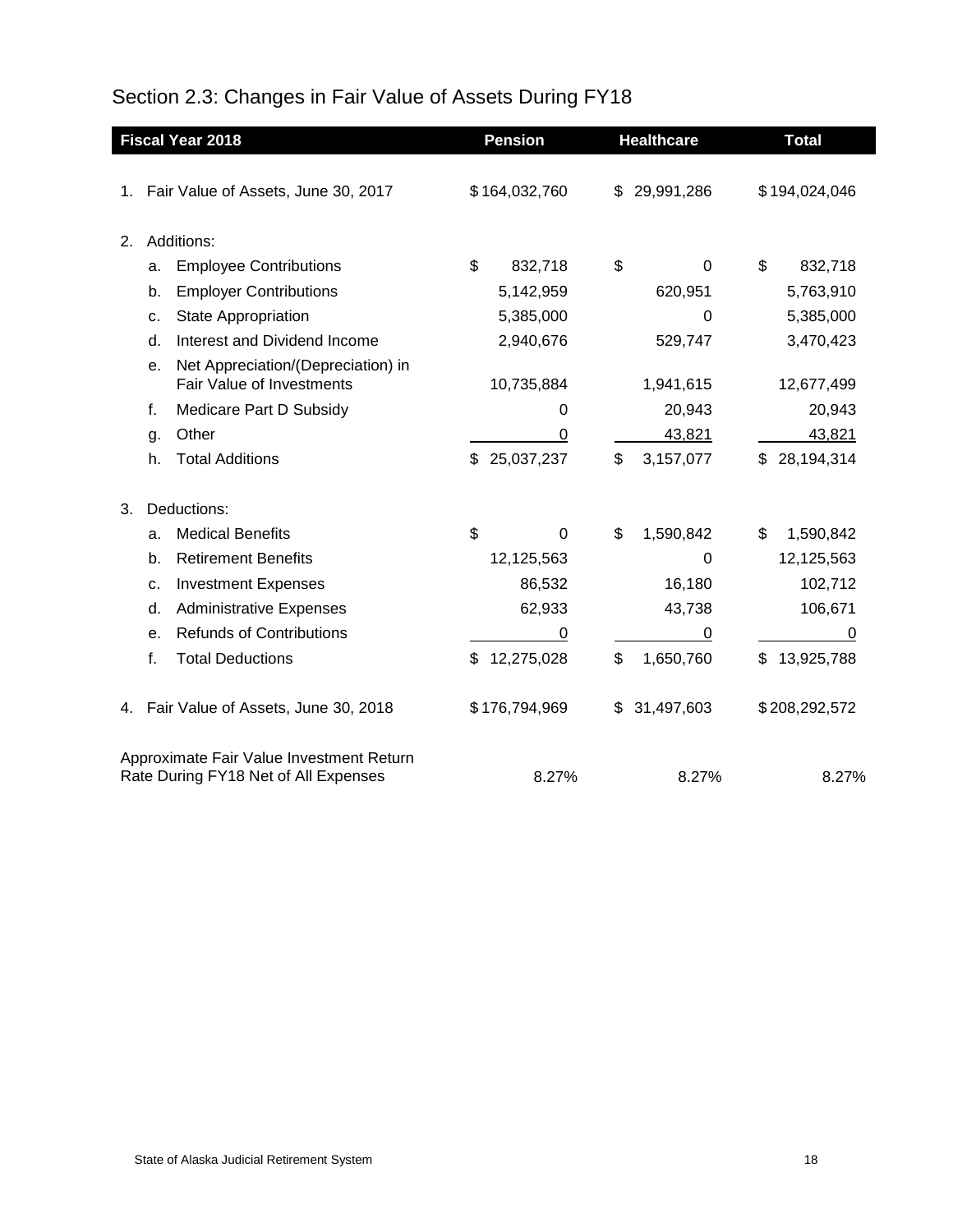## Section 2.3: Changes in Fair Value of Assets During FY18

| Fiscal Year 2018 | Pension | Healthcare | Total |
|---|---|---|---|
| 1. Fair Value of Assets, June 30, 2017 | $ 164,032,760 | $ 29,991,286 | $ 194,024,046 |
| 2. Additions: | | | |
| a. Employee Contributions | $ 832,718 | $ 0 | $ 832,718 |
| b. Employer Contributions | 5,142,959 | 620,951 | 5,763,910 |
| c. State Appropriation | 5,385,000 | 0 | 5,385,000 |
| d. Interest and Dividend Income | 2,940,676 | 529,747 | 3,470,423 |
| e. Net Appreciation/(Depreciation) in Fair Value of Investments | 10,735,884 | 1,941,615 | 12,677,499 |
| f. Medicare Part D Subsidy | 0 | 20,943 | 20,943 |
| g. Other | 0 | 43,821 | 43,821 |
| h. Total Additions | $ 25,037,237 | $ 3,157,077 | $ 28,194,314 |
| 3. Deductions: | | | |
| a. Medical Benefits | $ 0 | $ 1,590,842 | $ 1,590,842 |
| b. Retirement Benefits | 12,125,563 | 0 | 12,125,563 |
| c. Investment Expenses | 86,532 | 16,180 | 102,712 |
| d. Administrative Expenses | 62,933 | 43,738 | 106,671 |
| e. Refunds of Contributions | 0 | 0 | 0 |
| f. Total Deductions | $ 12,275,028 | $ 1,650,760 | $ 13,925,788 |
| 4. Fair Value of Assets, June 30, 2018 | $ 176,794,969 | $ 31,497,603 | $ 208,292,572 |
| Approximate Fair Value Investment Return Rate During FY18 Net of All Expenses | 8.27% | 8.27% | 8.27% |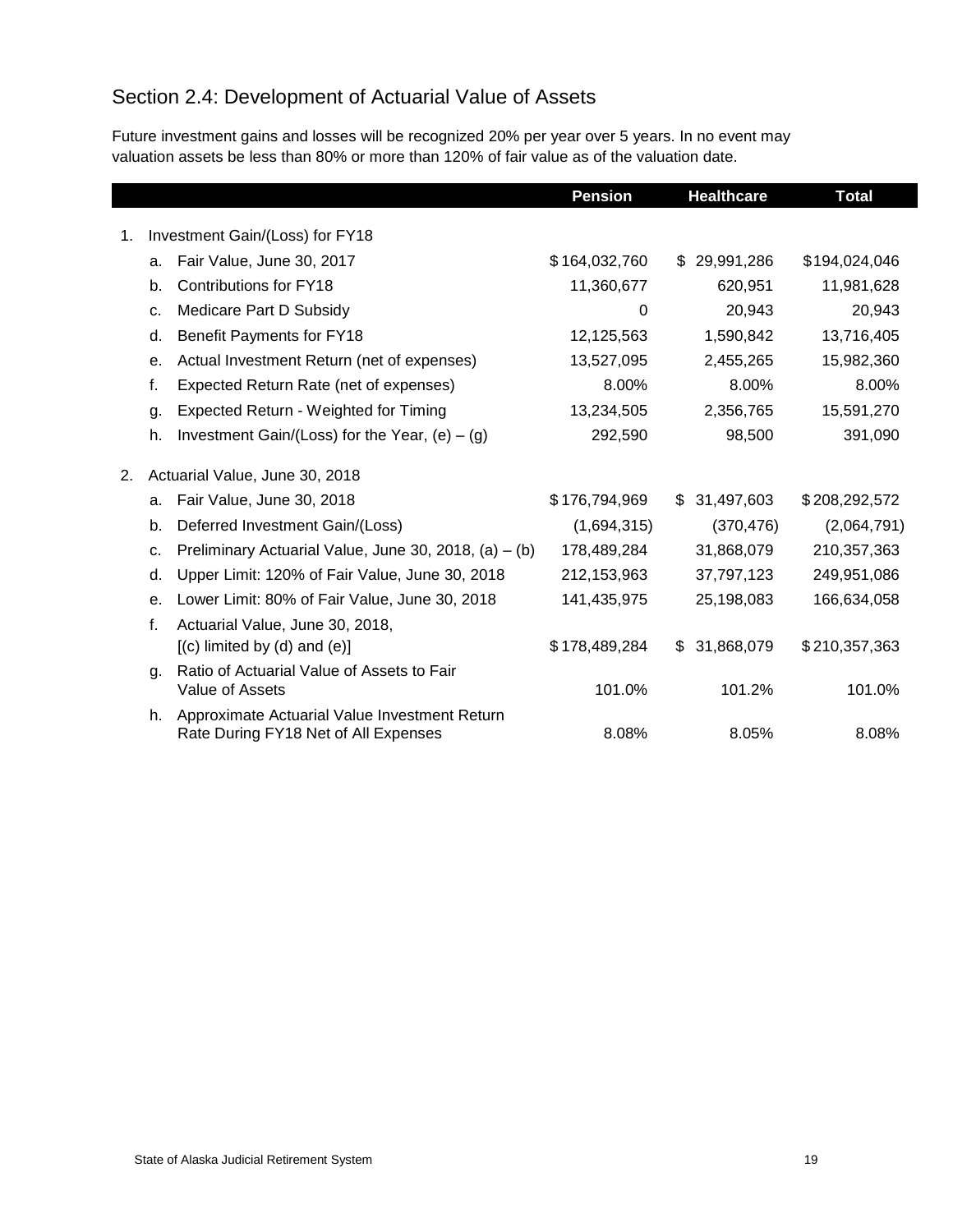## Section 2.4: Development of Actuarial Value of Assets

Future investment gains and losses will be recognized 20% per year over 5 years. In no event may valuation assets be less than 80% or more than 120% of fair value as of the valuation date.

| | | | Pension | Healthcare | Total |
|---|---|---|---|---|---|
| 1. | Investment Gain/(Loss) for FY18 | | | | |
| | a. | Fair Value, June 30, 2017 | $164,032,760 | $ 29,991,286 | $194,024,046 |
| | b. | Contributions for FY18 | 11,360,677 | 620,951 | 11,981,628 |
| | c. | Medicare Part D Subsidy | 0 | 20,943 | 20,943 |
| | d. | Benefit Payments for FY18 | 12,125,563 | 1,590,842 | 13,716,405 |
| | e. | Actual Investment Return (net of expenses) | 13,527,095 | 2,455,265 | 15,982,360 |
| | f. | Expected Return Rate (net of expenses) | 8.00% | 8.00% | 8.00% |
| | g. | Expected Return - Weighted for Timing | 13,234,505 | 2,356,765 | 15,591,270 |
| | h. | Investment Gain/(Loss) for the Year, (e) – (g) | 292,590 | 98,500 | 391,090 |
| 2. | Actuarial Value, June 30, 2018 | | | | |
| | a. | Fair Value, June 30, 2018 | $176,794,969 | $ 31,497,603 | $208,292,572 |
| | b. | Deferred Investment Gain/(Loss) | (1,694,315) | (370,476) | (2,064,791) |
| | c. | Preliminary Actuarial Value, June 30, 2018, (a) – (b) | 178,489,284 | 31,868,079 | 210,357,363 |
| | d. | Upper Limit: 120% of Fair Value, June 30, 2018 | 212,153,963 | 37,797,123 | 249,951,086 |
| | e. | Lower Limit: 80% of Fair Value, June 30, 2018 | 141,435,975 | 25,198,083 | 166,634,058 |
| | f. | Actuarial Value, June 30, 2018, [(c) limited by (d) and (e)] | $178,489,284 | $ 31,868,079 | $210,357,363 |
| | g. | Ratio of Actuarial Value of Assets to Fair Value of Assets | 101.0% | 101.2% | 101.0% |
| | h. | Approximate Actuarial Value Investment Return Rate During FY18 Net of All Expenses | 8.08% | 8.05% | 8.08% |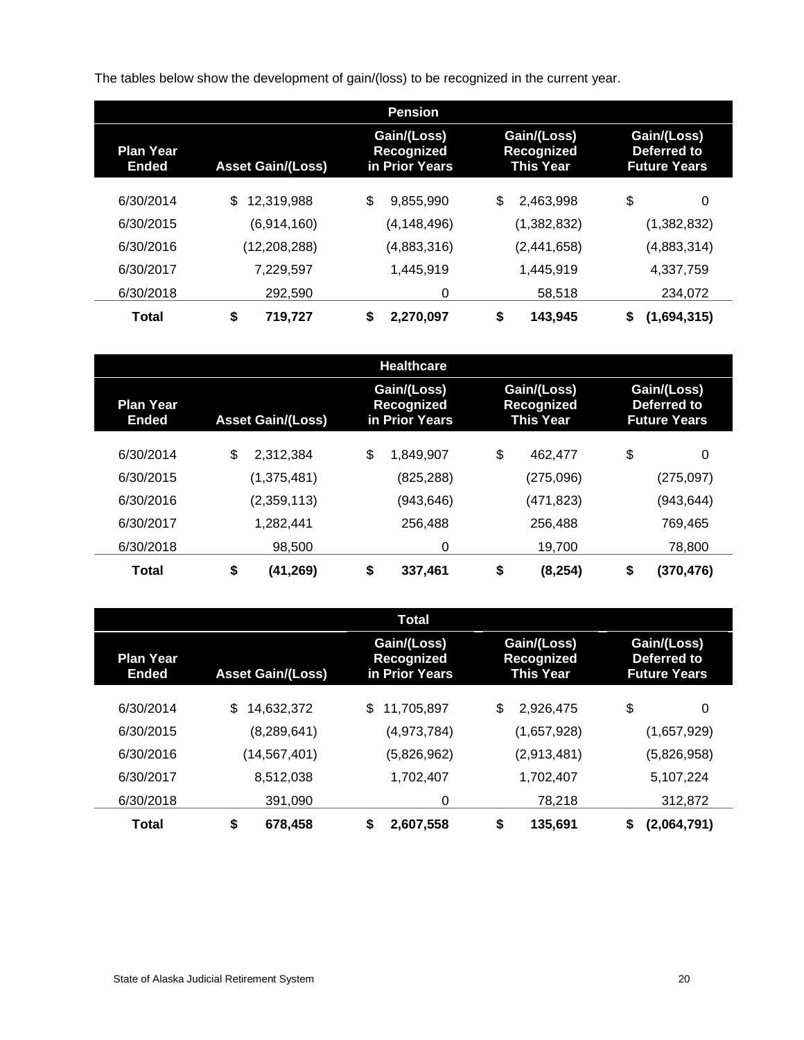The tables below show the development of gain/(loss) to be recognized in the current year.

**Pension**

| Plan Year Ended | Asset Gain/(Loss) | Gain/(Loss) Recognized in Prior Years | Gain/(Loss) Recognized This Year | Gain/(Loss) Deferred to Future Years |
|---|---|---|---|---|
| 6/30/2014 | $ 12,319,988 | $ 9,855,990 | $ 2,463,998 | $ 0 |
| 6/30/2015 | (6,914,160) | (4,148,496) | (1,382,832) | (1,382,832) |
| 6/30/2016 | (12,208,288) | (4,883,316) | (2,441,658) | (4,883,314) |
| 6/30/2017 | 7,229,597 | 1,445,919 | 1,445,919 | 4,337,759 |
| 6/30/2018 | 292,590 | 0 | 58,518 | 234,072 |
| **Total** | **$ 719,727** | **$ 2,270,097** | **$ 143,945** | **$ (1,694,315)** |

**Healthcare**

| Plan Year Ended | Asset Gain/(Loss) | Gain/(Loss) Recognized in Prior Years | Gain/(Loss) Recognized This Year | Gain/(Loss) Deferred to Future Years |
|---|---|---|---|---|
| 6/30/2014 | $ 2,312,384 | $ 1,849,907 | $ 462,477 | $ 0 |
| 6/30/2015 | (1,375,481) | (825,288) | (275,096) | (275,097) |
| 6/30/2016 | (2,359,113) | (943,646) | (471,823) | (943,644) |
| 6/30/2017 | 1,282,441 | 256,488 | 256,488 | 769,465 |
| 6/30/2018 | 98,500 | 0 | 19,700 | 78,800 |
| **Total** | **$ (41,269)** | **$ 337,461** | **$ (8,254)** | **$ (370,476)** |

**Total**

| Plan Year Ended | Asset Gain/(Loss) | Gain/(Loss) Recognized in Prior Years | Gain/(Loss) Recognized This Year | Gain/(Loss) Deferred to Future Years |
|---|---|---|---|---|
| 6/30/2014 | $ 14,632,372 | $ 11,705,897 | $ 2,926,475 | $ 0 |
| 6/30/2015 | (8,289,641) | (4,973,784) | (1,657,928) | (1,657,929) |
| 6/30/2016 | (14,567,401) | (5,826,962) | (2,913,481) | (5,826,958) |
| 6/30/2017 | 8,512,038 | 1,702,407 | 1,702,407 | 5,107,224 |
| 6/30/2018 | 391,090 | 0 | 78,218 | 312,872 |
| **Total** | **$ 678,458** | **$ 2,607,558** | **$ 135,691** | **$ (2,064,791)** |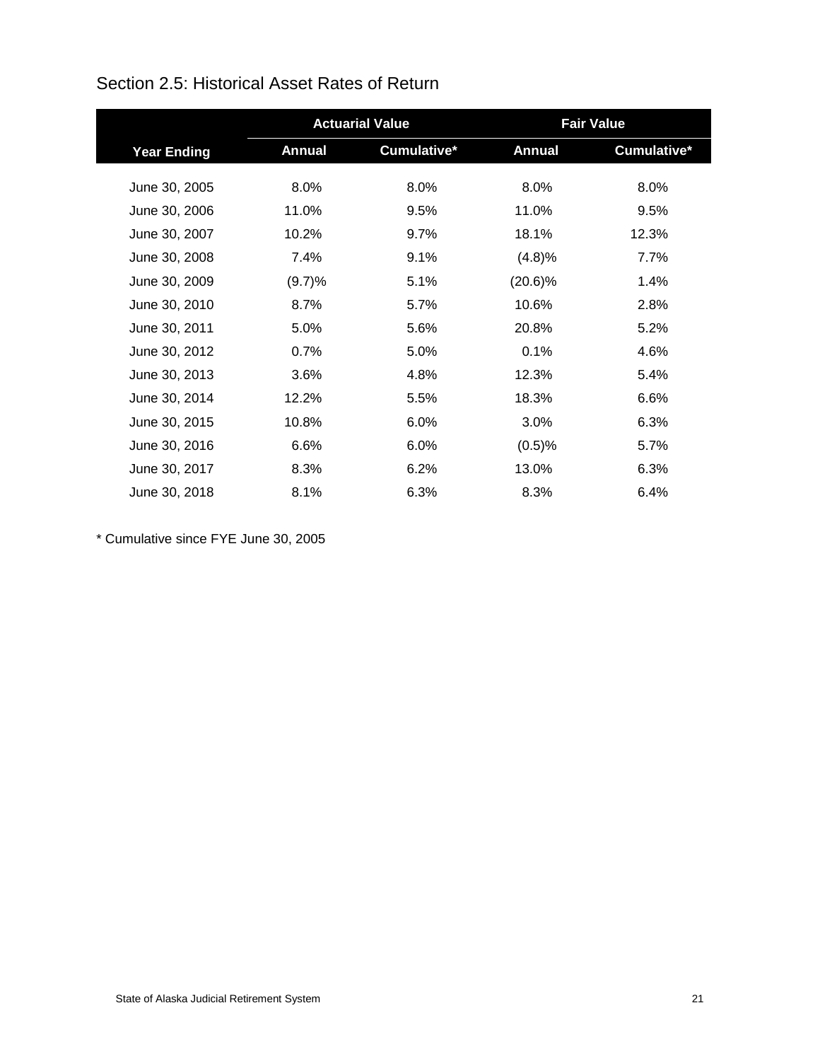## Section 2.5: Historical Asset Rates of Return

| | Actuarial Value | | Fair Value | |
|---|---|---|---|---|
| **Year Ending** | **Annual** | **Cumulative*** | **Annual** | **Cumulative*** |
| June 30, 2005 | 8.0% | 8.0% | 8.0% | 8.0% |
| June 30, 2006 | 11.0% | 9.5% | 11.0% | 9.5% |
| June 30, 2007 | 10.2% | 9.7% | 18.1% | 12.3% |
| June 30, 2008 | 7.4% | 9.1% | (4.8)% | 7.7% |
| June 30, 2009 | (9.7)% | 5.1% | (20.6)% | 1.4% |
| June 30, 2010 | 8.7% | 5.7% | 10.6% | 2.8% |
| June 30, 2011 | 5.0% | 5.6% | 20.8% | 5.2% |
| June 30, 2012 | 0.7% | 5.0% | 0.1% | 4.6% |
| June 30, 2013 | 3.6% | 4.8% | 12.3% | 5.4% |
| June 30, 2014 | 12.2% | 5.5% | 18.3% | 6.6% |
| June 30, 2015 | 10.8% | 6.0% | 3.0% | 6.3% |
| June 30, 2016 | 6.6% | 6.0% | (0.5)% | 5.7% |
| June 30, 2017 | 8.3% | 6.2% | 13.0% | 6.3% |
| June 30, 2018 | 8.1% | 6.3% | 8.3% | 6.4% |

* Cumulative since FYE June 30, 2005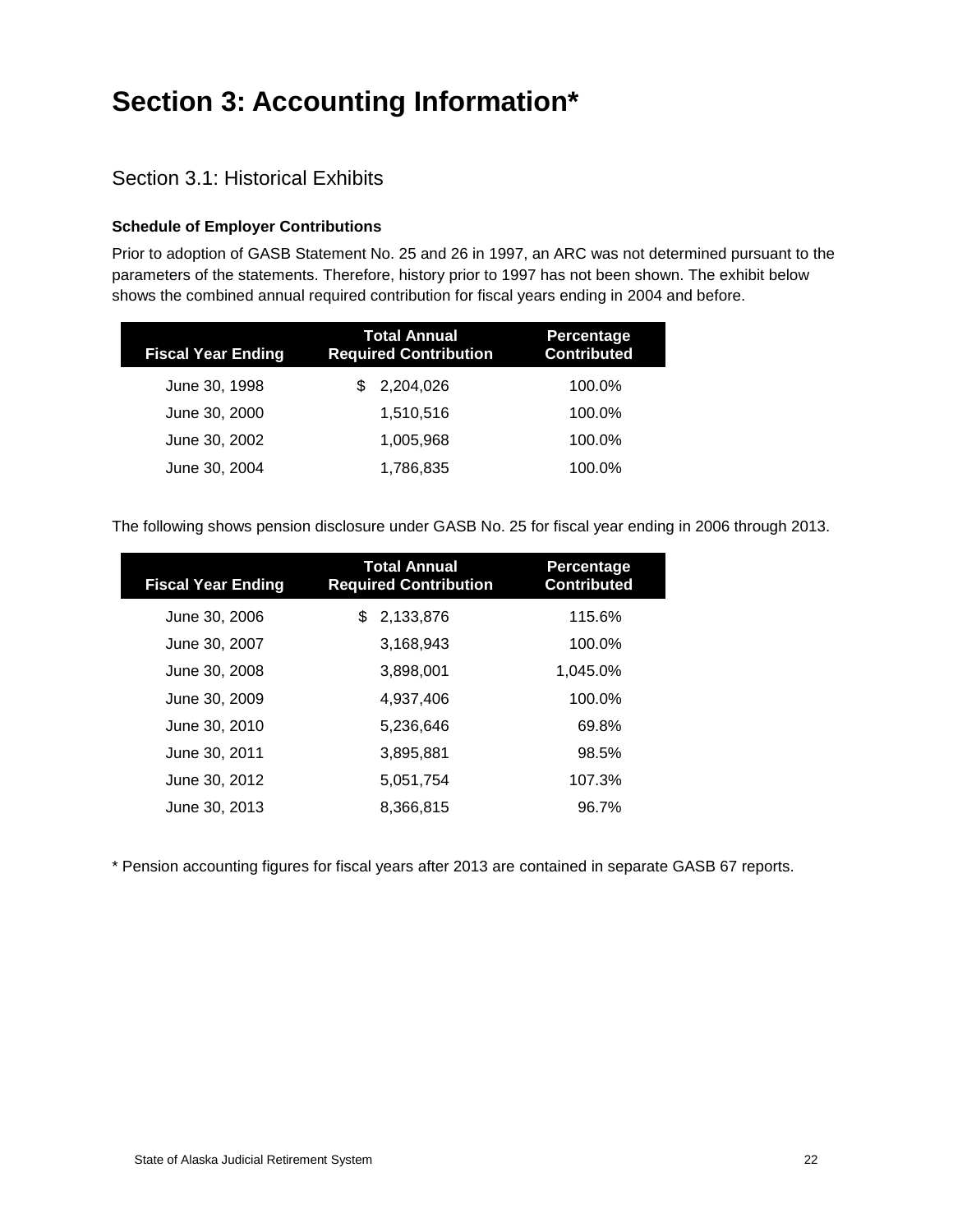# Section 3: Accounting Information*

## Section 3.1: Historical Exhibits

**Schedule of Employer Contributions**

Prior to adoption of GASB Statement No. 25 and 26 in 1997, an ARC was not determined pursuant to the parameters of the statements. Therefore, history prior to 1997 has not been shown. The exhibit below shows the combined annual required contribution for fiscal years ending in 2004 and before.

| Fiscal Year Ending | Total Annual Required Contribution | Percentage Contributed |
|---|---|---|
| June 30, 1998 | $ 2,204,026 | 100.0% |
| June 30, 2000 | 1,510,516 | 100.0% |
| June 30, 2002 | 1,005,968 | 100.0% |
| June 30, 2004 | 1,786,835 | 100.0% |

The following shows pension disclosure under GASB No. 25 for fiscal year ending in 2006 through 2013.

| Fiscal Year Ending | Total Annual Required Contribution | Percentage Contributed |
|---|---|---|
| June 30, 2006 | $ 2,133,876 | 115.6% |
| June 30, 2007 | 3,168,943 | 100.0% |
| June 30, 2008 | 3,898,001 | 1,045.0% |
| June 30, 2009 | 4,937,406 | 100.0% |
| June 30, 2010 | 5,236,646 | 69.8% |
| June 30, 2011 | 3,895,881 | 98.5% |
| June 30, 2012 | 5,051,754 | 107.3% |
| June 30, 2013 | 8,366,815 | 96.7% |

* Pension accounting figures for fiscal years after 2013 are contained in separate GASB 67 reports.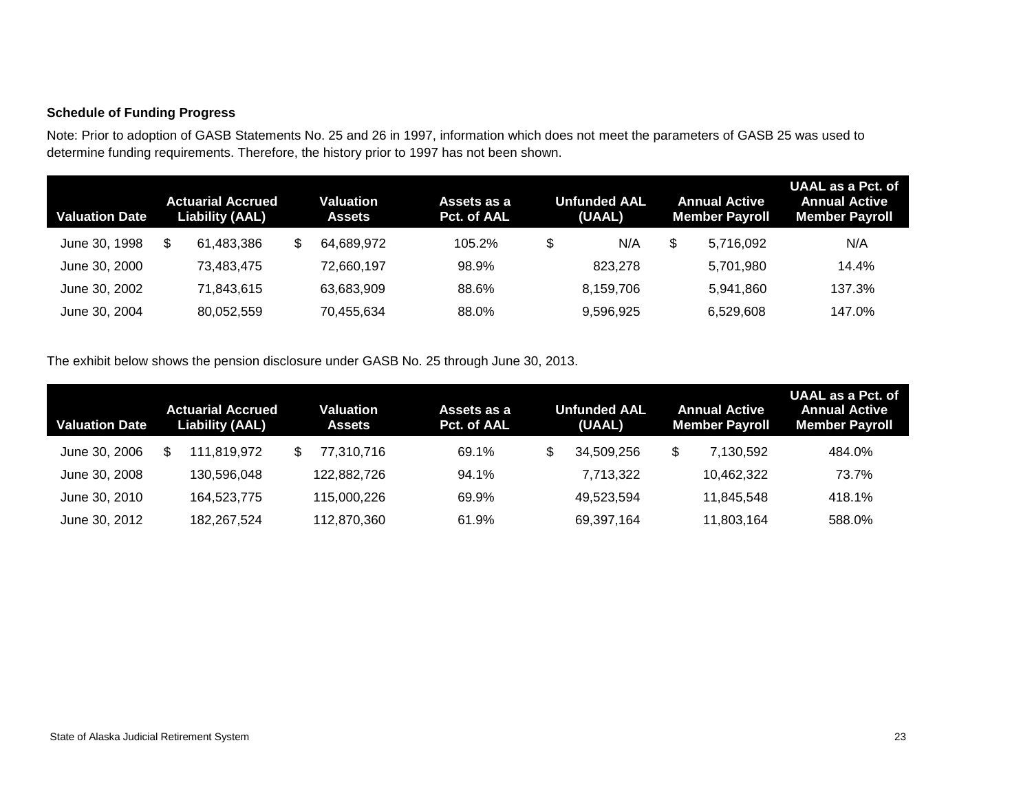**Schedule of Funding Progress**

Note: Prior to adoption of GASB Statements No. 25 and 26 in 1997, information which does not meet the parameters of GASB 25 was used to determine funding requirements. Therefore, the history prior to 1997 has not been shown.

| Valuation Date | Actuarial Accrued Liability (AAL) | Valuation Assets | Assets as a Pct. of AAL | Unfunded AAL (UAAL) | Annual Active Member Payroll | UAAL as a Pct. of Annual Active Member Payroll |
|---|---|---|---|---|---|---|
| June 30, 1998 | $ 61,483,386 | $ 64,689,972 | 105.2% | $ N/A | $ 5,716,092 | N/A |
| June 30, 2000 | 73,483,475 | 72,660,197 | 98.9% | 823,278 | 5,701,980 | 14.4% |
| June 30, 2002 | 71,843,615 | 63,683,909 | 88.6% | 8,159,706 | 5,941,860 | 137.3% |
| June 30, 2004 | 80,052,559 | 70,455,634 | 88.0% | 9,596,925 | 6,529,608 | 147.0% |

The exhibit below shows the pension disclosure under GASB No. 25 through June 30, 2013.

| Valuation Date | Actuarial Accrued Liability (AAL) | Valuation Assets | Assets as a Pct. of AAL | Unfunded AAL (UAAL) | Annual Active Member Payroll | UAAL as a Pct. of Annual Active Member Payroll |
|---|---|---|---|---|---|---|
| June 30, 2006 | $ 111,819,972 | $ 77,310,716 | 69.1% | $ 34,509,256 | $ 7,130,592 | 484.0% |
| June 30, 2008 | 130,596,048 | 122,882,726 | 94.1% | 7,713,322 | 10,462,322 | 73.7% |
| June 30, 2010 | 164,523,775 | 115,000,226 | 69.9% | 49,523,594 | 11,845,548 | 418.1% |
| June 30, 2012 | 182,267,524 | 112,870,360 | 61.9% | 69,397,164 | 11,803,164 | 588.0% |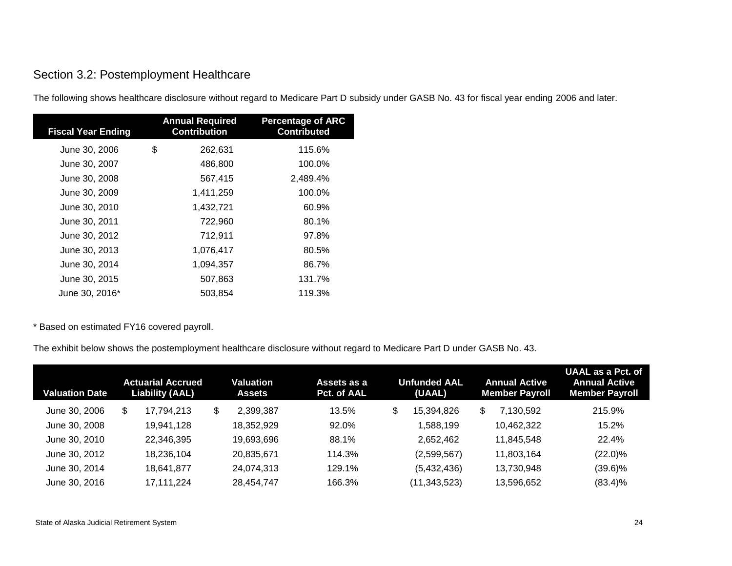## Section 3.2: Postemployment Healthcare

The following shows healthcare disclosure without regard to Medicare Part D subsidy under GASB No. 43 for fiscal year ending 2006 and later.

| Fiscal Year Ending | Annual Required Contribution | Percentage of ARC Contributed |
|---|---|---|
| June 30, 2006 | $ 262,631 | 115.6% |
| June 30, 2007 | 486,800 | 100.0% |
| June 30, 2008 | 567,415 | 2,489.4% |
| June 30, 2009 | 1,411,259 | 100.0% |
| June 30, 2010 | 1,432,721 | 60.9% |
| June 30, 2011 | 722,960 | 80.1% |
| June 30, 2012 | 712,911 | 97.8% |
| June 30, 2013 | 1,076,417 | 80.5% |
| June 30, 2014 | 1,094,357 | 86.7% |
| June 30, 2015 | 507,863 | 131.7% |
| June 30, 2016* | 503,854 | 119.3% |

* Based on estimated FY16 covered payroll.

The exhibit below shows the postemployment healthcare disclosure without regard to Medicare Part D under GASB No. 43.

| Valuation Date | Actuarial Accrued Liability (AAL) | Valuation Assets | Assets as a Pct. of AAL | Unfunded AAL (UAAL) | Annual Active Member Payroll | UAAL as a Pct. of Annual Active Member Payroll |
|---|---|---|---|---|---|---|
| June 30, 2006 | $ 17,794,213 | $ 2,399,387 | 13.5% | $ 15,394,826 | $ 7,130,592 | 215.9% |
| June 30, 2008 | 19,941,128 | 18,352,929 | 92.0% | 1,588,199 | 10,462,322 | 15.2% |
| June 30, 2010 | 22,346,395 | 19,693,696 | 88.1% | 2,652,462 | 11,845,548 | 22.4% |
| June 30, 2012 | 18,236,104 | 20,835,671 | 114.3% | (2,599,567) | 11,803,164 | (22.0)% |
| June 30, 2014 | 18,641,877 | 24,074,313 | 129.1% | (5,432,436) | 13,730,948 | (39.6)% |
| June 30, 2016 | 17,111,224 | 28,454,747 | 166.3% | (11,343,523) | 13,596,652 | (83.4)% |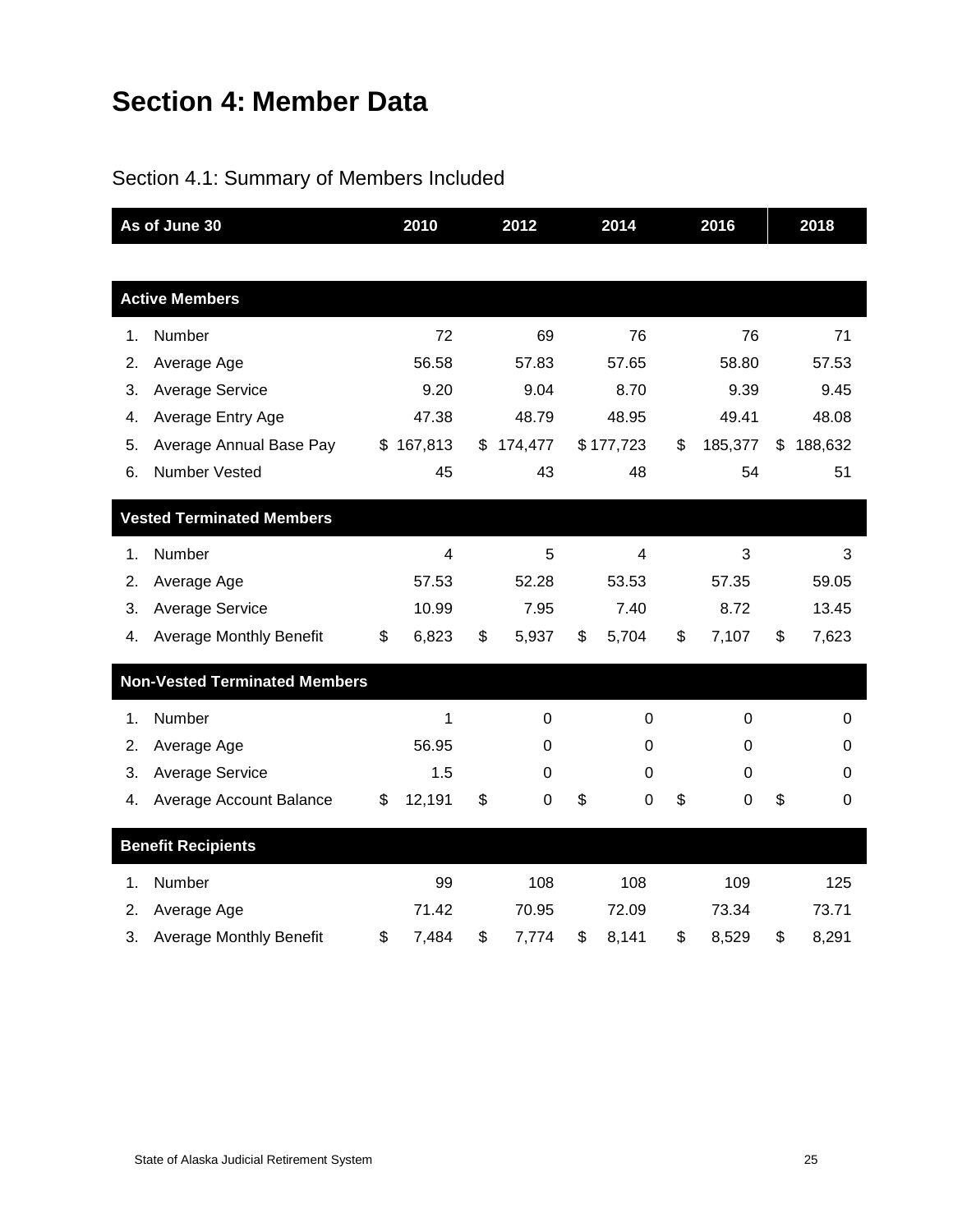# Section 4: Member Data

## Section 4.1: Summary of Members Included

| As of June 30 | 2010 | 2012 | 2014 | 2016 | 2018 |
|---|---|---|---|---|---|
| **Active Members** | | | | | |
| 1. Number | 72 | 69 | 76 | 76 | 71 |
| 2. Average Age | 56.58 | 57.83 | 57.65 | 58.80 | 57.53 |
| 3. Average Service | 9.20 | 9.04 | 8.70 | 9.39 | 9.45 |
| 4. Average Entry Age | 47.38 | 48.79 | 48.95 | 49.41 | 48.08 |
| 5. Average Annual Base Pay | $ 167,813 | $ 174,477 | $ 177,723 | $ 185,377 | $ 188,632 |
| 6. Number Vested | 45 | 43 | 48 | 54 | 51 |
| **Vested Terminated Members** | | | | | |
| 1. Number | 4 | 5 | 4 | 3 | 3 |
| 2. Average Age | 57.53 | 52.28 | 53.53 | 57.35 | 59.05 |
| 3. Average Service | 10.99 | 7.95 | 7.40 | 8.72 | 13.45 |
| 4. Average Monthly Benefit | $ 6,823 | $ 5,937 | $ 5,704 | $ 7,107 | $ 7,623 |
| **Non-Vested Terminated Members** | | | | | |
| 1. Number | 1 | 0 | 0 | 0 | 0 |
| 2. Average Age | 56.95 | 0 | 0 | 0 | 0 |
| 3. Average Service | 1.5 | 0 | 0 | 0 | 0 |
| 4. Average Account Balance | $ 12,191 | $ 0 | $ 0 | $ 0 | $ 0 |
| **Benefit Recipients** | | | | | |
| 1. Number | 99 | 108 | 108 | 109 | 125 |
| 2. Average Age | 71.42 | 70.95 | 72.09 | 73.34 | 73.71 |
| 3. Average Monthly Benefit | $ 7,484 | $ 7,774 | $ 8,141 | $ 8,529 | $ 8,291 |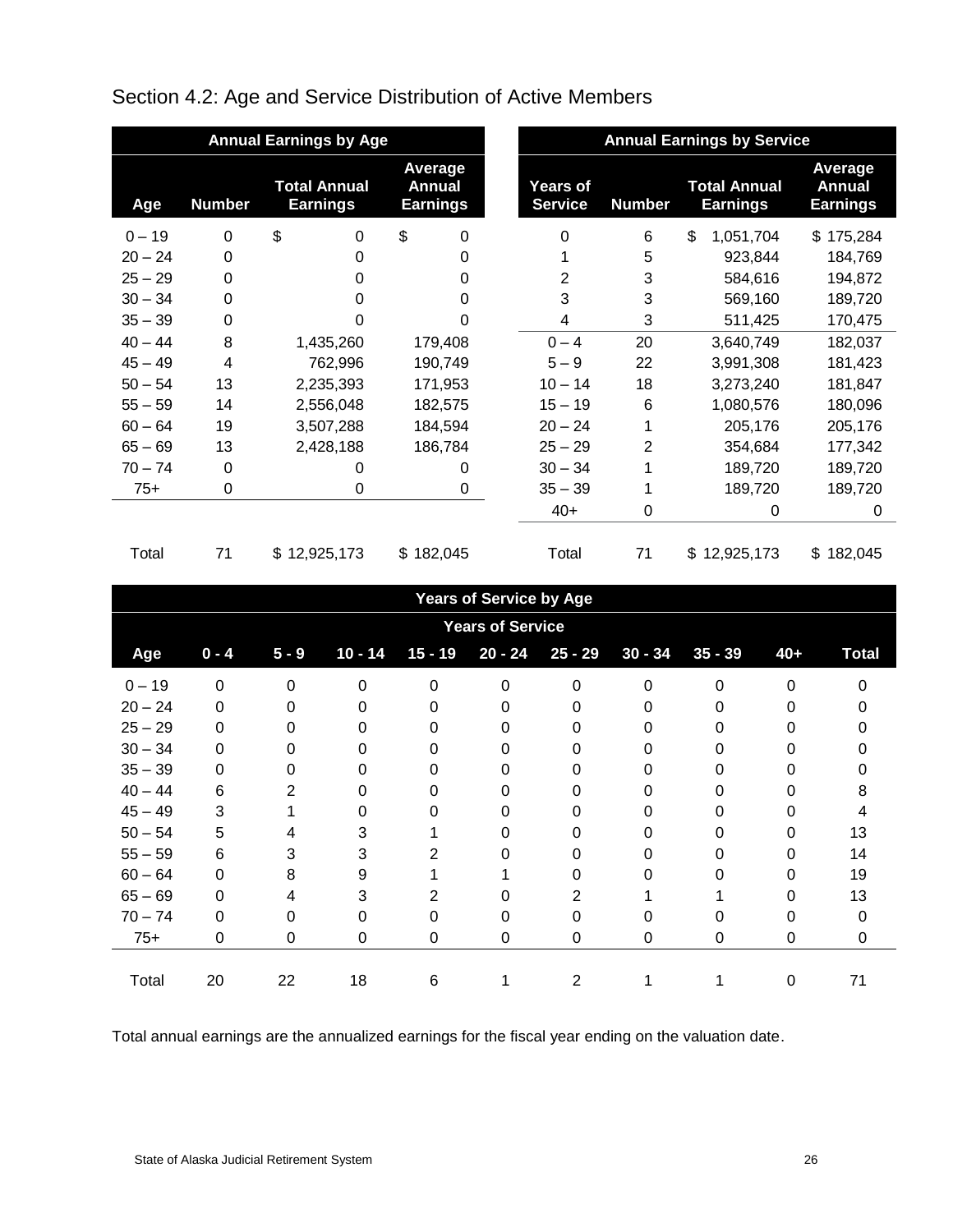## Section 4.2: Age and Service Distribution of Active Members

| Annual Earnings by Age | | | |
|---|---|---|---|
| Age | Number | Total Annual Earnings | Average Annual Earnings |
| 0 – 19 | 0 | $ 0 | $ 0 |
| 20 – 24 | 0 | 0 | 0 |
| 25 – 29 | 0 | 0 | 0 |
| 30 – 34 | 0 | 0 | 0 |
| 35 – 39 | 0 | 0 | 0 |
| 40 – 44 | 8 | 1,435,260 | 179,408 |
| 45 – 49 | 4 | 762,996 | 190,749 |
| 50 – 54 | 13 | 2,235,393 | 171,953 |
| 55 – 59 | 14 | 2,556,048 | 182,575 |
| 60 – 64 | 19 | 3,507,288 | 184,594 |
| 65 – 69 | 13 | 2,428,188 | 186,784 |
| 70 – 74 | 0 | 0 | 0 |
| 75+ | 0 | 0 | 0 |
| Total | 71 | $ 12,925,173 | $ 182,045 |

| Annual Earnings by Service | | | |
|---|---|---|---|
| Years of Service | Number | Total Annual Earnings | Average Annual Earnings |
| 0 | 6 | $ 1,051,704 | $ 175,284 |
| 1 | 5 | 923,844 | 184,769 |
| 2 | 3 | 584,616 | 194,872 |
| 3 | 3 | 569,160 | 189,720 |
| 4 | 3 | 511,425 | 170,475 |
| 0 – 4 | 20 | 3,640,749 | 182,037 |
| 5 – 9 | 22 | 3,991,308 | 181,423 |
| 10 – 14 | 18 | 3,273,240 | 181,847 |
| 15 – 19 | 6 | 1,080,576 | 180,096 |
| 20 – 24 | 1 | 205,176 | 205,176 |
| 25 – 29 | 2 | 354,684 | 177,342 |
| 30 – 34 | 1 | 189,720 | 189,720 |
| 35 – 39 | 1 | 189,720 | 189,720 |
| 40+ | 0 | 0 | 0 |
| Total | 71 | $ 12,925,173 | $ 182,045 |

| Years of Service by Age | | | | | | | | | | |
|---|---|---|---|---|---|---|---|---|---|---|
| | Years of Service | | | | | | | | | |
| Age | 0 - 4 | 5 - 9 | 10 - 14 | 15 - 19 | 20 - 24 | 25 - 29 | 30 - 34 | 35 - 39 | 40+ | Total |
| 0 – 19 | 0 | 0 | 0 | 0 | 0 | 0 | 0 | 0 | 0 | 0 |
| 20 – 24 | 0 | 0 | 0 | 0 | 0 | 0 | 0 | 0 | 0 | 0 |
| 25 – 29 | 0 | 0 | 0 | 0 | 0 | 0 | 0 | 0 | 0 | 0 |
| 30 – 34 | 0 | 0 | 0 | 0 | 0 | 0 | 0 | 0 | 0 | 0 |
| 35 – 39 | 0 | 0 | 0 | 0 | 0 | 0 | 0 | 0 | 0 | 0 |
| 40 – 44 | 6 | 2 | 0 | 0 | 0 | 0 | 0 | 0 | 0 | 8 |
| 45 – 49 | 3 | 1 | 0 | 0 | 0 | 0 | 0 | 0 | 0 | 4 |
| 50 – 54 | 5 | 4 | 3 | 1 | 0 | 0 | 0 | 0 | 0 | 13 |
| 55 – 59 | 6 | 3 | 3 | 2 | 0 | 0 | 0 | 0 | 0 | 14 |
| 60 – 64 | 0 | 8 | 9 | 1 | 1 | 0 | 0 | 0 | 0 | 19 |
| 65 – 69 | 0 | 4 | 3 | 2 | 0 | 2 | 1 | 1 | 0 | 13 |
| 70 – 74 | 0 | 0 | 0 | 0 | 0 | 0 | 0 | 0 | 0 | 0 |
| 75+ | 0 | 0 | 0 | 0 | 0 | 0 | 0 | 0 | 0 | 0 |
| Total | 20 | 22 | 18 | 6 | 1 | 2 | 1 | 1 | 0 | 71 |

Total annual earnings are the annualized earnings for the fiscal year ending on the valuation date.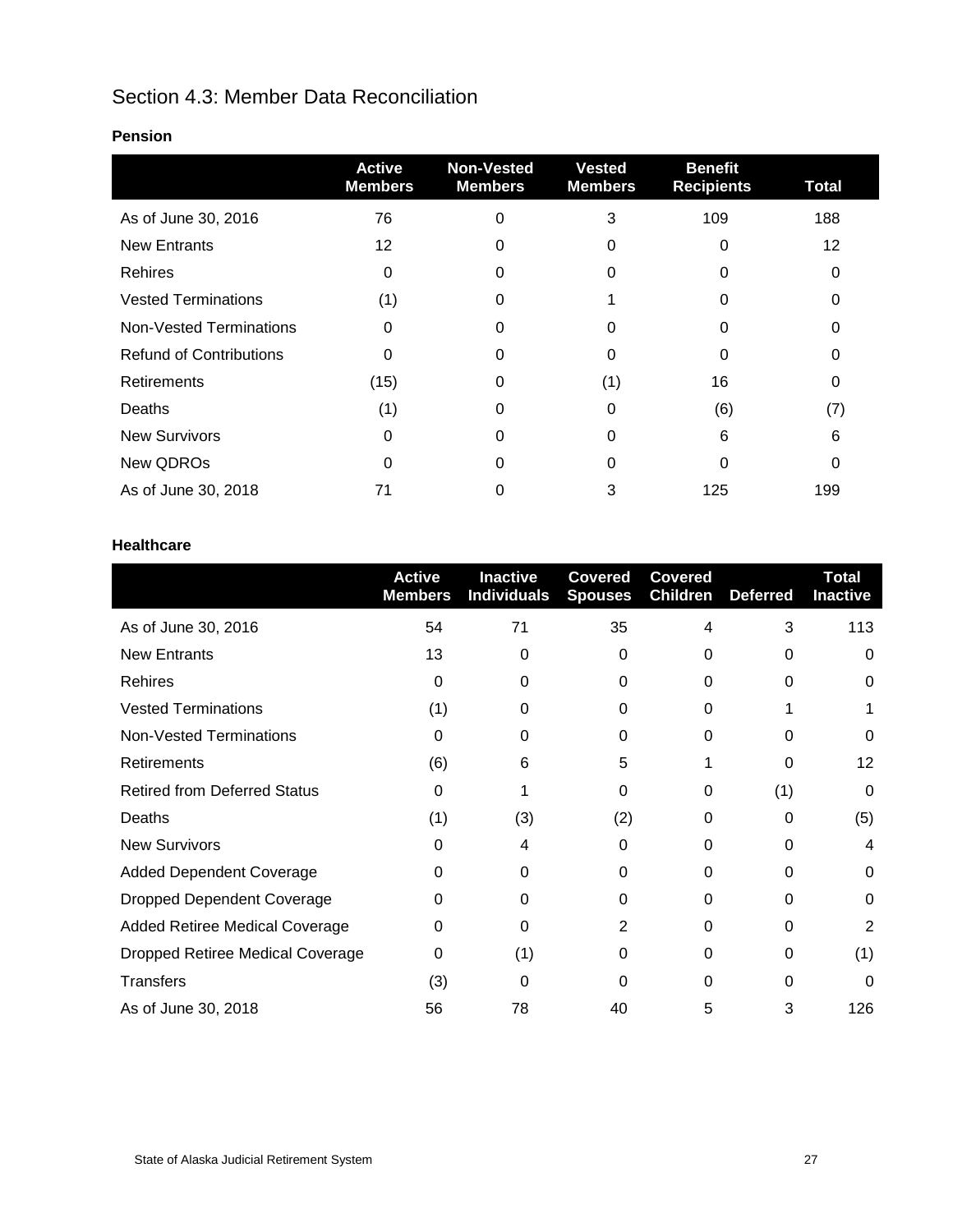## Section 4.3: Member Data Reconciliation

**Pension**

| | Active Members | Non-Vested Members | Vested Members | Benefit Recipients | Total |
|---|---|---|---|---|---|
| As of June 30, 2016 | 76 | 0 | 3 | 109 | 188 |
| New Entrants | 12 | 0 | 0 | 0 | 12 |
| Rehires | 0 | 0 | 0 | 0 | 0 |
| Vested Terminations | (1) | 0 | 1 | 0 | 0 |
| Non-Vested Terminations | 0 | 0 | 0 | 0 | 0 |
| Refund of Contributions | 0 | 0 | 0 | 0 | 0 |
| Retirements | (15) | 0 | (1) | 16 | 0 |
| Deaths | (1) | 0 | 0 | (6) | (7) |
| New Survivors | 0 | 0 | 0 | 6 | 6 |
| New QDROs | 0 | 0 | 0 | 0 | 0 |
| As of June 30, 2018 | 71 | 0 | 3 | 125 | 199 |

**Healthcare**

| | Active Members | Inactive Individuals | Covered Spouses | Covered Children | Deferred | Total Inactive |
|---|---|---|---|---|---|---|
| As of June 30, 2016 | 54 | 71 | 35 | 4 | 3 | 113 |
| New Entrants | 13 | 0 | 0 | 0 | 0 | 0 |
| Rehires | 0 | 0 | 0 | 0 | 0 | 0 |
| Vested Terminations | (1) | 0 | 0 | 0 | 1 | 1 |
| Non-Vested Terminations | 0 | 0 | 0 | 0 | 0 | 0 |
| Retirements | (6) | 6 | 5 | 1 | 0 | 12 |
| Retired from Deferred Status | 0 | 1 | 0 | 0 | (1) | 0 |
| Deaths | (1) | (3) | (2) | 0 | 0 | (5) |
| New Survivors | 0 | 4 | 0 | 0 | 0 | 4 |
| Added Dependent Coverage | 0 | 0 | 0 | 0 | 0 | 0 |
| Dropped Dependent Coverage | 0 | 0 | 0 | 0 | 0 | 0 |
| Added Retiree Medical Coverage | 0 | 0 | 2 | 0 | 0 | 2 |
| Dropped Retiree Medical Coverage | 0 | (1) | 0 | 0 | 0 | (1) |
| Transfers | (3) | 0 | 0 | 0 | 0 | 0 |
| As of June 30, 2018 | 56 | 78 | 40 | 5 | 3 | 126 |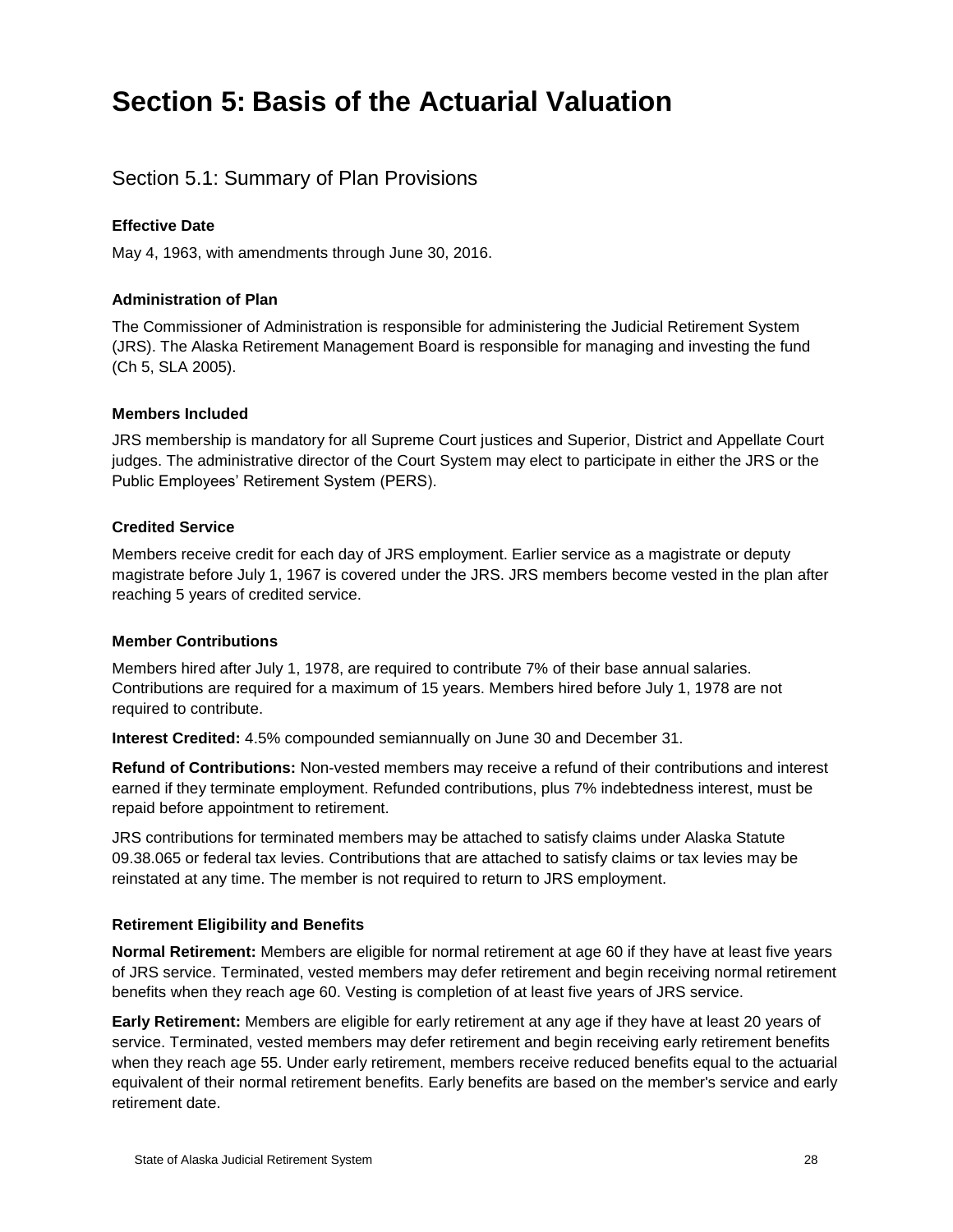# Section 5: Basis of the Actuarial Valuation

## Section 5.1: Summary of Plan Provisions

### Effective Date

May 4, 1963, with amendments through June 30, 2016.

### Administration of Plan

The Commissioner of Administration is responsible for administering the Judicial Retirement System (JRS). The Alaska Retirement Management Board is responsible for managing and investing the fund (Ch 5, SLA 2005).

### Members Included

JRS membership is mandatory for all Supreme Court justices and Superior, District and Appellate Court judges. The administrative director of the Court System may elect to participate in either the JRS or the Public Employees' Retirement System (PERS).

### Credited Service

Members receive credit for each day of JRS employment. Earlier service as a magistrate or deputy magistrate before July 1, 1967 is covered under the JRS. JRS members become vested in the plan after reaching 5 years of credited service.

### Member Contributions

Members hired after July 1, 1978, are required to contribute 7% of their base annual salaries. Contributions are required for a maximum of 15 years. Members hired before July 1, 1978 are not required to contribute.

**Interest Credited:** 4.5% compounded semiannually on June 30 and December 31.

**Refund of Contributions:** Non-vested members may receive a refund of their contributions and interest earned if they terminate employment. Refunded contributions, plus 7% indebtedness interest, must be repaid before appointment to retirement.

JRS contributions for terminated members may be attached to satisfy claims under Alaska Statute 09.38.065 or federal tax levies. Contributions that are attached to satisfy claims or tax levies may be reinstated at any time. The member is not required to return to JRS employment.

### Retirement Eligibility and Benefits

**Normal Retirement:** Members are eligible for normal retirement at age 60 if they have at least five years of JRS service. Terminated, vested members may defer retirement and begin receiving normal retirement benefits when they reach age 60. Vesting is completion of at least five years of JRS service.

**Early Retirement:** Members are eligible for early retirement at any age if they have at least 20 years of service. Terminated, vested members may defer retirement and begin receiving early retirement benefits when they reach age 55. Under early retirement, members receive reduced benefits equal to the actuarial equivalent of their normal retirement benefits. Early benefits are based on the member's service and early retirement date.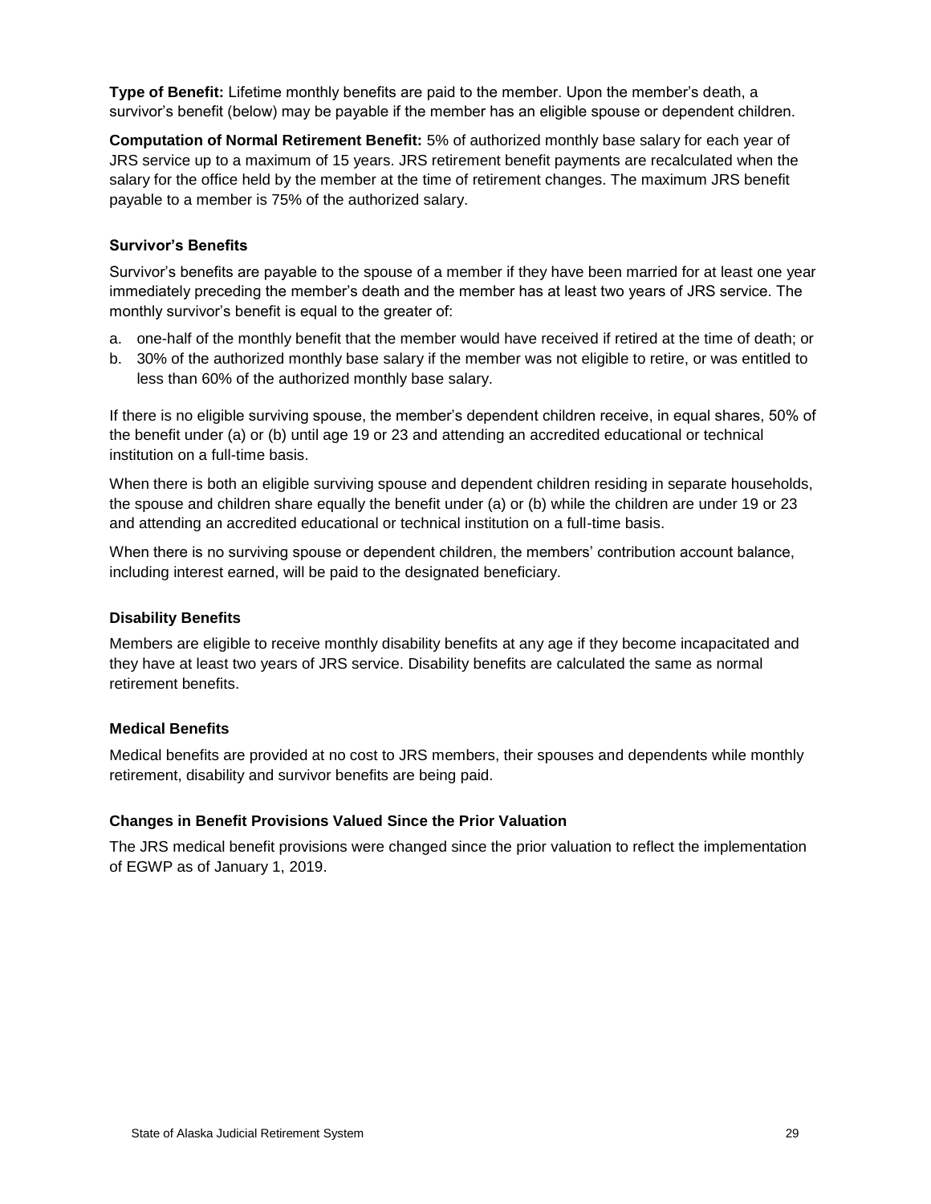**Type of Benefit:** Lifetime monthly benefits are paid to the member. Upon the member's death, a survivor's benefit (below) may be payable if the member has an eligible spouse or dependent children.

**Computation of Normal Retirement Benefit:** 5% of authorized monthly base salary for each year of JRS service up to a maximum of 15 years. JRS retirement benefit payments are recalculated when the salary for the office held by the member at the time of retirement changes. The maximum JRS benefit payable to a member is 75% of the authorized salary.

### Survivor's Benefits

Survivor's benefits are payable to the spouse of a member if they have been married for at least one year immediately preceding the member's death and the member has at least two years of JRS service. The monthly survivor's benefit is equal to the greater of:

a. one-half of the monthly benefit that the member would have received if retired at the time of death; or
b. 30% of the authorized monthly base salary if the member was not eligible to retire, or was entitled to less than 60% of the authorized monthly base salary.

If there is no eligible surviving spouse, the member's dependent children receive, in equal shares, 50% of the benefit under (a) or (b) until age 19 or 23 and attending an accredited educational or technical institution on a full-time basis.

When there is both an eligible surviving spouse and dependent children residing in separate households, the spouse and children share equally the benefit under (a) or (b) while the children are under 19 or 23 and attending an accredited educational or technical institution on a full-time basis.

When there is no surviving spouse or dependent children, the members' contribution account balance, including interest earned, will be paid to the designated beneficiary.

### Disability Benefits

Members are eligible to receive monthly disability benefits at any age if they become incapacitated and they have at least two years of JRS service. Disability benefits are calculated the same as normal retirement benefits.

### Medical Benefits

Medical benefits are provided at no cost to JRS members, their spouses and dependents while monthly retirement, disability and survivor benefits are being paid.

### Changes in Benefit Provisions Valued Since the Prior Valuation

The JRS medical benefit provisions were changed since the prior valuation to reflect the implementation of EGWP as of January 1, 2019.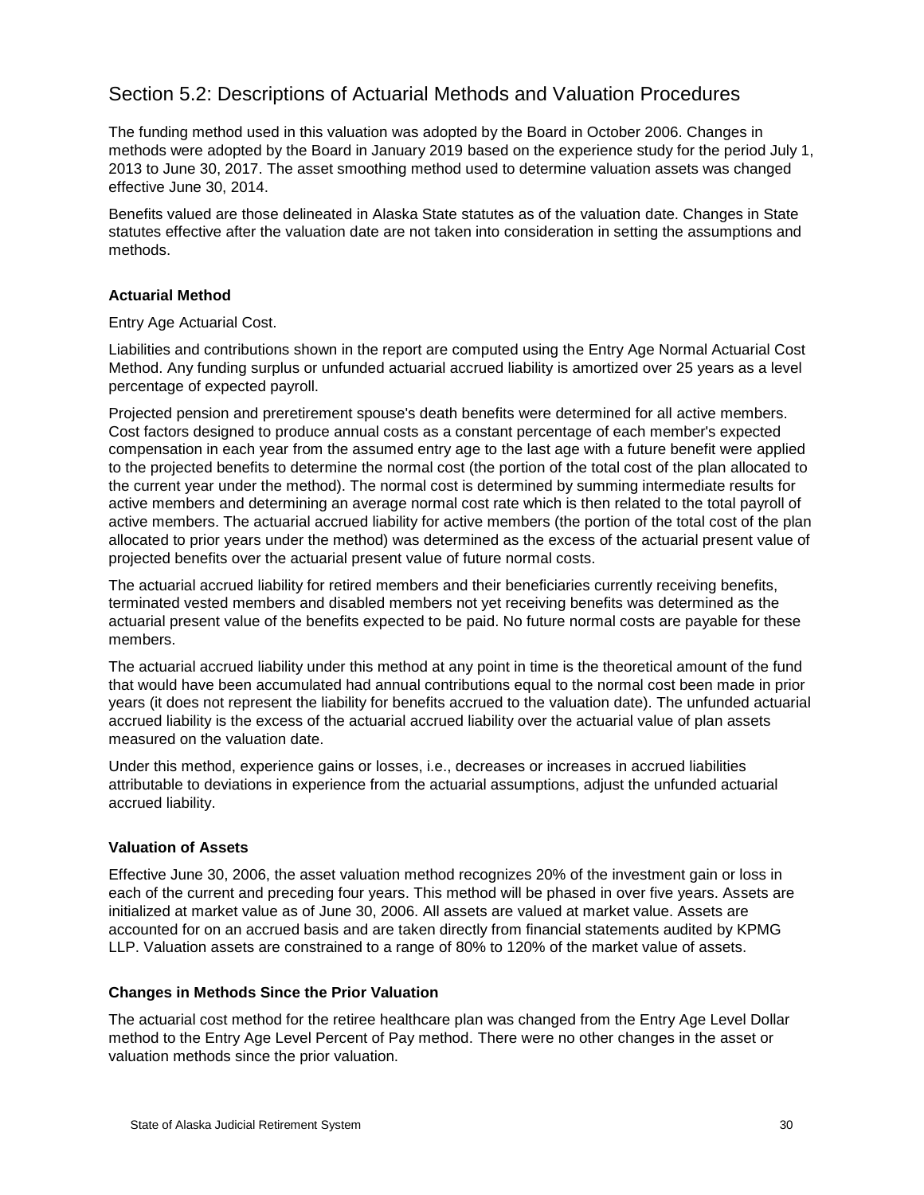## Section 5.2: Descriptions of Actuarial Methods and Valuation Procedures

The funding method used in this valuation was adopted by the Board in October 2006. Changes in methods were adopted by the Board in January 2019 based on the experience study for the period July 1, 2013 to June 30, 2017. The asset smoothing method used to determine valuation assets was changed effective June 30, 2014.

Benefits valued are those delineated in Alaska State statutes as of the valuation date. Changes in State statutes effective after the valuation date are not taken into consideration in setting the assumptions and methods.

### Actuarial Method

Entry Age Actuarial Cost.

Liabilities and contributions shown in the report are computed using the Entry Age Normal Actuarial Cost Method. Any funding surplus or unfunded actuarial accrued liability is amortized over 25 years as a level percentage of expected payroll.

Projected pension and preretirement spouse's death benefits were determined for all active members. Cost factors designed to produce annual costs as a constant percentage of each member's expected compensation in each year from the assumed entry age to the last age with a future benefit were applied to the projected benefits to determine the normal cost (the portion of the total cost of the plan allocated to the current year under the method). The normal cost is determined by summing intermediate results for active members and determining an average normal cost rate which is then related to the total payroll of active members. The actuarial accrued liability for active members (the portion of the total cost of the plan allocated to prior years under the method) was determined as the excess of the actuarial present value of projected benefits over the actuarial present value of future normal costs.

The actuarial accrued liability for retired members and their beneficiaries currently receiving benefits, terminated vested members and disabled members not yet receiving benefits was determined as the actuarial present value of the benefits expected to be paid. No future normal costs are payable for these members.

The actuarial accrued liability under this method at any point in time is the theoretical amount of the fund that would have been accumulated had annual contributions equal to the normal cost been made in prior years (it does not represent the liability for benefits accrued to the valuation date). The unfunded actuarial accrued liability is the excess of the actuarial accrued liability over the actuarial value of plan assets measured on the valuation date.

Under this method, experience gains or losses, i.e., decreases or increases in accrued liabilities attributable to deviations in experience from the actuarial assumptions, adjust the unfunded actuarial accrued liability.

### Valuation of Assets

Effective June 30, 2006, the asset valuation method recognizes 20% of the investment gain or loss in each of the current and preceding four years. This method will be phased in over five years. Assets are initialized at market value as of June 30, 2006. All assets are valued at market value. Assets are accounted for on an accrued basis and are taken directly from financial statements audited by KPMG LLP. Valuation assets are constrained to a range of 80% to 120% of the market value of assets.

### Changes in Methods Since the Prior Valuation

The actuarial cost method for the retiree healthcare plan was changed from the Entry Age Level Dollar method to the Entry Age Level Percent of Pay method. There were no other changes in the asset or valuation methods since the prior valuation.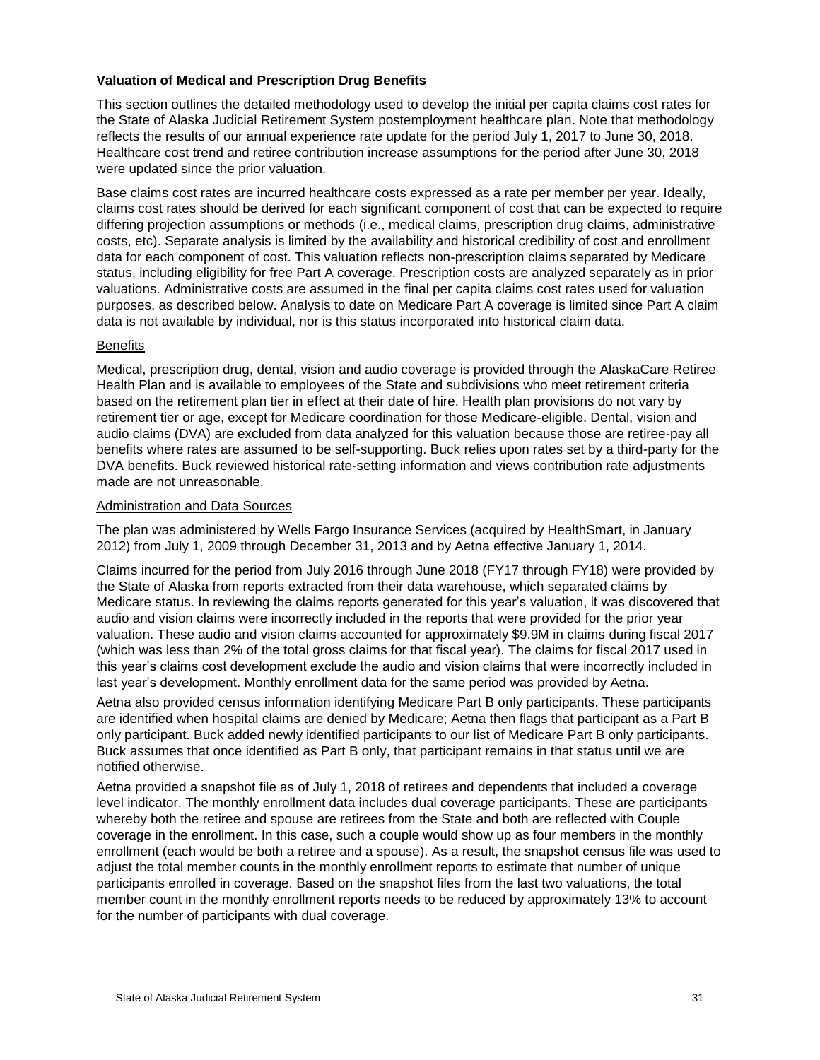**Valuation of Medical and Prescription Drug Benefits**

This section outlines the detailed methodology used to develop the initial per capita claims cost rates for the State of Alaska Judicial Retirement System postemployment healthcare plan. Note that methodology reflects the results of our annual experience rate update for the period July 1, 2017 to June 30, 2018. Healthcare cost trend and retiree contribution increase assumptions for the period after June 30, 2018 were updated since the prior valuation.

Base claims cost rates are incurred healthcare costs expressed as a rate per member per year. Ideally, claims cost rates should be derived for each significant component of cost that can be expected to require differing projection assumptions or methods (i.e., medical claims, prescription drug claims, administrative costs, etc). Separate analysis is limited by the availability and historical credibility of cost and enrollment data for each component of cost. This valuation reflects non-prescription claims separated by Medicare status, including eligibility for free Part A coverage. Prescription costs are analyzed separately as in prior valuations. Administrative costs are assumed in the final per capita claims cost rates used for valuation purposes, as described below. Analysis to date on Medicare Part A coverage is limited since Part A claim data is not available by individual, nor is this status incorporated into historical claim data.

<u>Benefits</u>

Medical, prescription drug, dental, vision and audio coverage is provided through the AlaskaCare Retiree Health Plan and is available to employees of the State and subdivisions who meet retirement criteria based on the retirement plan tier in effect at their date of hire. Health plan provisions do not vary by retirement tier or age, except for Medicare coordination for those Medicare-eligible. Dental, vision and audio claims (DVA) are excluded from data analyzed for this valuation because those are retiree-pay all benefits where rates are assumed to be self-supporting. Buck relies upon rates set by a third-party for the DVA benefits. Buck reviewed historical rate-setting information and views contribution rate adjustments made are not unreasonable.

<u>Administration and Data Sources</u>

The plan was administered by Wells Fargo Insurance Services (acquired by HealthSmart, in January 2012) from July 1, 2009 through December 31, 2013 and by Aetna effective January 1, 2014.

Claims incurred for the period from July 2016 through June 2018 (FY17 through FY18) were provided by the State of Alaska from reports extracted from their data warehouse, which separated claims by Medicare status. In reviewing the claims reports generated for this year's valuation, it was discovered that audio and vision claims were incorrectly included in the reports that were provided for the prior year valuation. These audio and vision claims accounted for approximately $9.9M in claims during fiscal 2017 (which was less than 2% of the total gross claims for that fiscal year). The claims for fiscal 2017 used in this year's claims cost development exclude the audio and vision claims that were incorrectly included in last year's development. Monthly enrollment data for the same period was provided by Aetna.

Aetna also provided census information identifying Medicare Part B only participants. These participants are identified when hospital claims are denied by Medicare; Aetna then flags that participant as a Part B only participant. Buck added newly identified participants to our list of Medicare Part B only participants. Buck assumes that once identified as Part B only, that participant remains in that status until we are notified otherwise.

Aetna provided a snapshot file as of July 1, 2018 of retirees and dependents that included a coverage level indicator. The monthly enrollment data includes dual coverage participants. These are participants whereby both the retiree and spouse are retirees from the State and both are reflected with Couple coverage in the enrollment. In this case, such a couple would show up as four members in the monthly enrollment (each would be both a retiree and a spouse). As a result, the snapshot census file was used to adjust the total member counts in the monthly enrollment reports to estimate that number of unique participants enrolled in coverage. Based on the snapshot files from the last two valuations, the total member count in the monthly enrollment reports needs to be reduced by approximately 13% to account for the number of participants with dual coverage.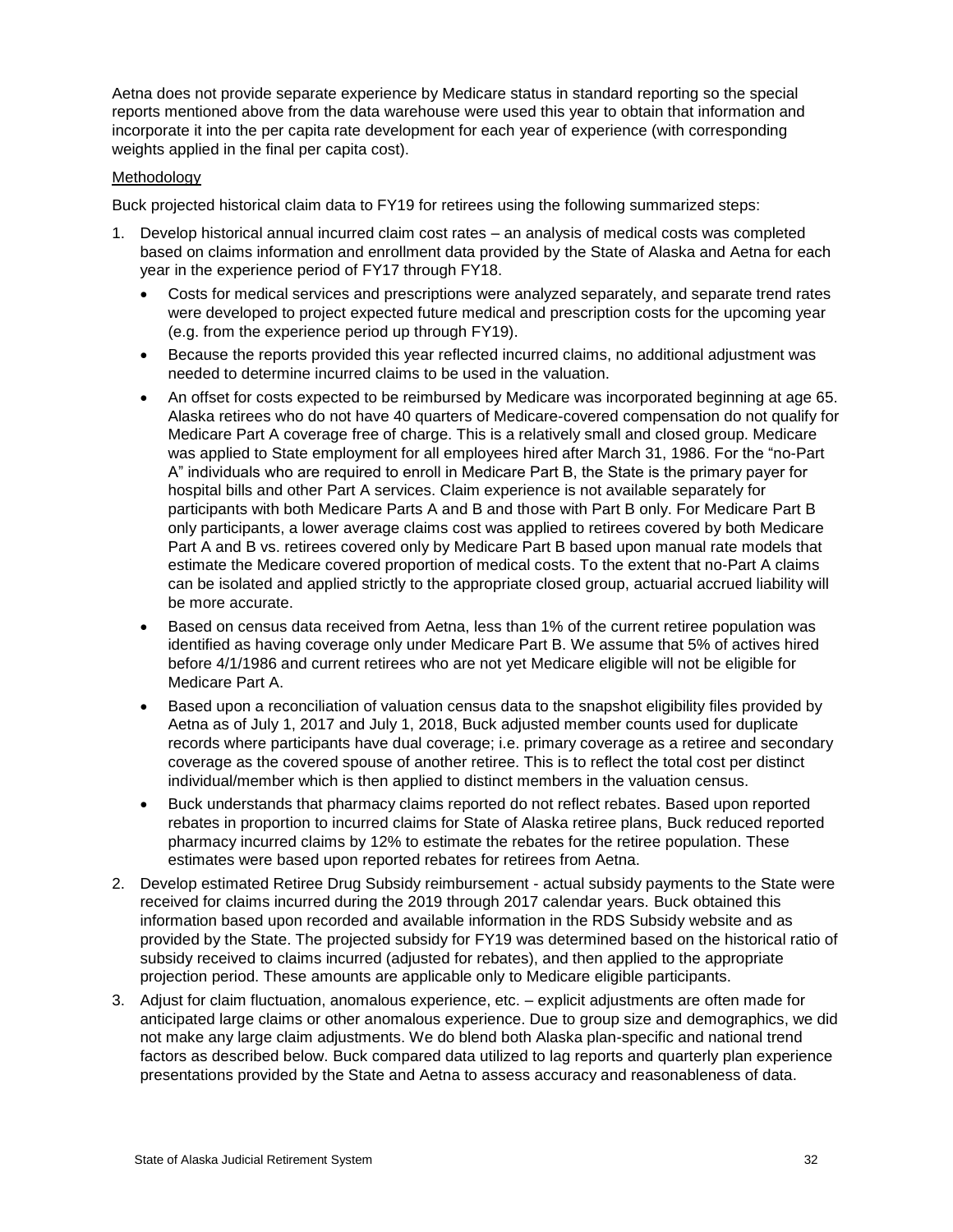Aetna does not provide separate experience by Medicare status in standard reporting so the special reports mentioned above from the data warehouse were used this year to obtain that information and incorporate it into the per capita rate development for each year of experience (with corresponding weights applied in the final per capita cost).

Methodology

Buck projected historical claim data to FY19 for retirees using the following summarized steps:

1. Develop historical annual incurred claim cost rates – an analysis of medical costs was completed based on claims information and enrollment data provided by the State of Alaska and Aetna for each year in the experience period of FY17 through FY18.
   - Costs for medical services and prescriptions were analyzed separately, and separate trend rates were developed to project expected future medical and prescription costs for the upcoming year (e.g. from the experience period up through FY19).
   - Because the reports provided this year reflected incurred claims, no additional adjustment was needed to determine incurred claims to be used in the valuation.
   - An offset for costs expected to be reimbursed by Medicare was incorporated beginning at age 65. Alaska retirees who do not have 40 quarters of Medicare-covered compensation do not qualify for Medicare Part A coverage free of charge. This is a relatively small and closed group. Medicare was applied to State employment for all employees hired after March 31, 1986. For the "no-Part A" individuals who are required to enroll in Medicare Part B, the State is the primary payer for hospital bills and other Part A services. Claim experience is not available separately for participants with both Medicare Parts A and B and those with Part B only. For Medicare Part B only participants, a lower average claims cost was applied to retirees covered by both Medicare Part A and B vs. retirees covered only by Medicare Part B based upon manual rate models that estimate the Medicare covered proportion of medical costs. To the extent that no-Part A claims can be isolated and applied strictly to the appropriate closed group, actuarial accrued liability will be more accurate.
   - Based on census data received from Aetna, less than 1% of the current retiree population was identified as having coverage only under Medicare Part B. We assume that 5% of actives hired before 4/1/1986 and current retirees who are not yet Medicare eligible will not be eligible for Medicare Part A.
   - Based upon a reconciliation of valuation census data to the snapshot eligibility files provided by Aetna as of July 1, 2017 and July 1, 2018, Buck adjusted member counts used for duplicate records where participants have dual coverage; i.e. primary coverage as a retiree and secondary coverage as the covered spouse of another retiree. This is to reflect the total cost per distinct individual/member which is then applied to distinct members in the valuation census.
   - Buck understands that pharmacy claims reported do not reflect rebates. Based upon reported rebates in proportion to incurred claims for State of Alaska retiree plans, Buck reduced reported pharmacy incurred claims by 12% to estimate the rebates for the retiree population. These estimates were based upon reported rebates for retirees from Aetna.
2. Develop estimated Retiree Drug Subsidy reimbursement - actual subsidy payments to the State were received for claims incurred during the 2019 through 2017 calendar years. Buck obtained this information based upon recorded and available information in the RDS Subsidy website and as provided by the State. The projected subsidy for FY19 was determined based on the historical ratio of subsidy received to claims incurred (adjusted for rebates), and then applied to the appropriate projection period. These amounts are applicable only to Medicare eligible participants.
3. Adjust for claim fluctuation, anomalous experience, etc. – explicit adjustments are often made for anticipated large claims or other anomalous experience. Due to group size and demographics, we did not make any large claim adjustments. We do blend both Alaska plan-specific and national trend factors as described below. Buck compared data utilized to lag reports and quarterly plan experience presentations provided by the State and Aetna to assess accuracy and reasonableness of data.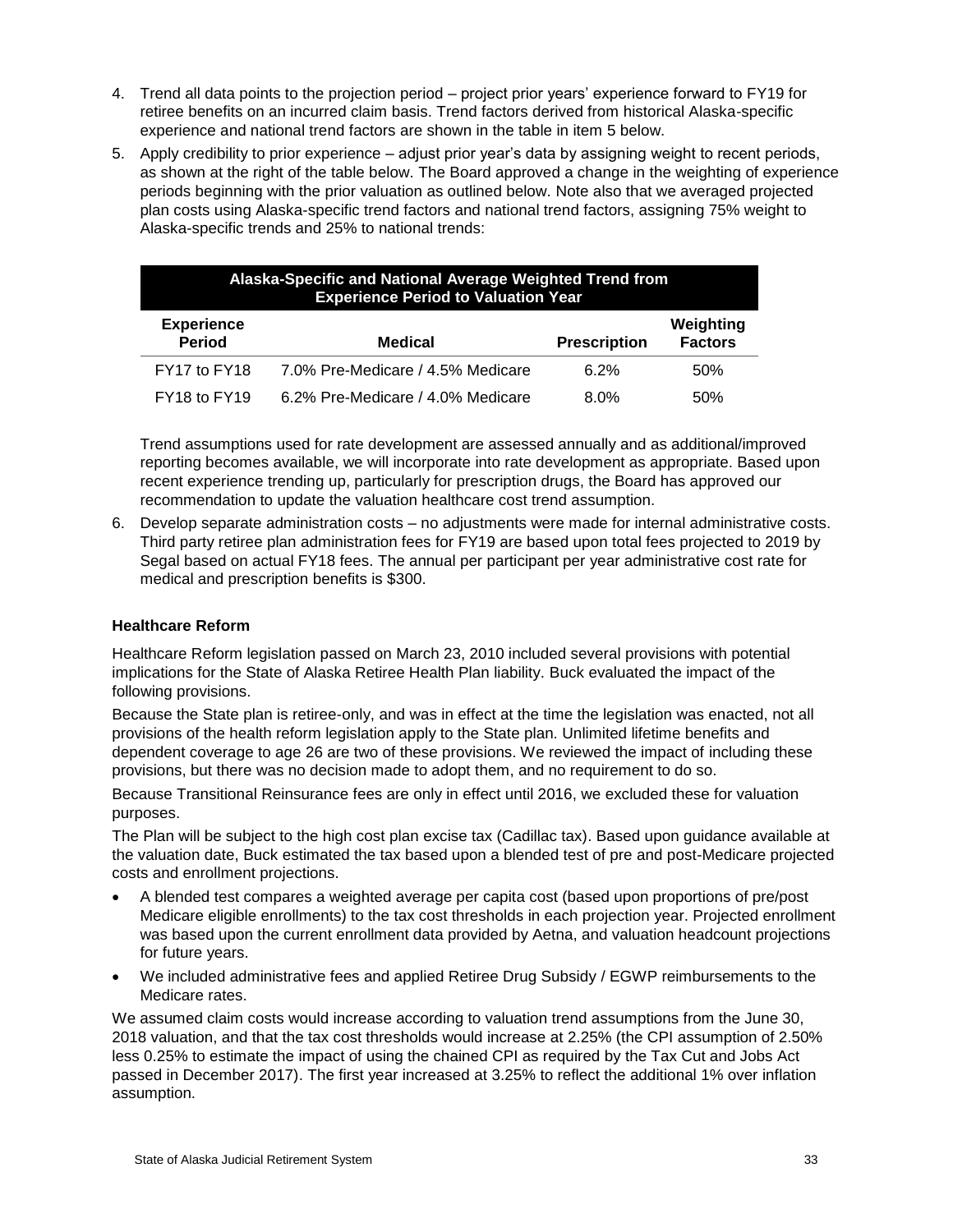4. Trend all data points to the projection period – project prior years' experience forward to FY19 for retiree benefits on an incurred claim basis. Trend factors derived from historical Alaska-specific experience and national trend factors are shown in the table in item 5 below.
5. Apply credibility to prior experience – adjust prior year's data by assigning weight to recent periods, as shown at the right of the table below. The Board approved a change in the weighting of experience periods beginning with the prior valuation as outlined below. Note also that we averaged projected plan costs using Alaska-specific trend factors and national trend factors, assigning 75% weight to Alaska-specific trends and 25% to national trends:

| Alaska-Specific and National Average Weighted Trend from Experience Period to Valuation Year | | | |
|---|---|---|---|
| **Experience Period** | **Medical** | **Prescription** | **Weighting Factors** |
| FY17 to FY18 | 7.0% Pre-Medicare / 4.5% Medicare | 6.2% | 50% |
| FY18 to FY19 | 6.2% Pre-Medicare / 4.0% Medicare | 8.0% | 50% |

   Trend assumptions used for rate development are assessed annually and as additional/improved reporting becomes available, we will incorporate into rate development as appropriate. Based upon recent experience trending up, particularly for prescription drugs, the Board has approved our recommendation to update the valuation healthcare cost trend assumption.

6. Develop separate administration costs – no adjustments were made for internal administrative costs. Third party retiree plan administration fees for FY19 are based upon total fees projected to 2019 by Segal based on actual FY18 fees. The annual per participant per year administrative cost rate for medical and prescription benefits is $300.

**Healthcare Reform**

Healthcare Reform legislation passed on March 23, 2010 included several provisions with potential implications for the State of Alaska Retiree Health Plan liability. Buck evaluated the impact of the following provisions.

Because the State plan is retiree-only, and was in effect at the time the legislation was enacted, not all provisions of the health reform legislation apply to the State plan. Unlimited lifetime benefits and dependent coverage to age 26 are two of these provisions. We reviewed the impact of including these provisions, but there was no decision made to adopt them, and no requirement to do so.

Because Transitional Reinsurance fees are only in effect until 2016, we excluded these for valuation purposes.

The Plan will be subject to the high cost plan excise tax (Cadillac tax). Based upon guidance available at the valuation date, Buck estimated the tax based upon a blended test of pre and post-Medicare projected costs and enrollment projections.

- A blended test compares a weighted average per capita cost (based upon proportions of pre/post Medicare eligible enrollments) to the tax cost thresholds in each projection year. Projected enrollment was based upon the current enrollment data provided by Aetna, and valuation headcount projections for future years.
- We included administrative fees and applied Retiree Drug Subsidy / EGWP reimbursements to the Medicare rates.

We assumed claim costs would increase according to valuation trend assumptions from the June 30, 2018 valuation, and that the tax cost thresholds would increase at 2.25% (the CPI assumption of 2.50% less 0.25% to estimate the impact of using the chained CPI as required by the Tax Cut and Jobs Act passed in December 2017). The first year increased at 3.25% to reflect the additional 1% over inflation assumption.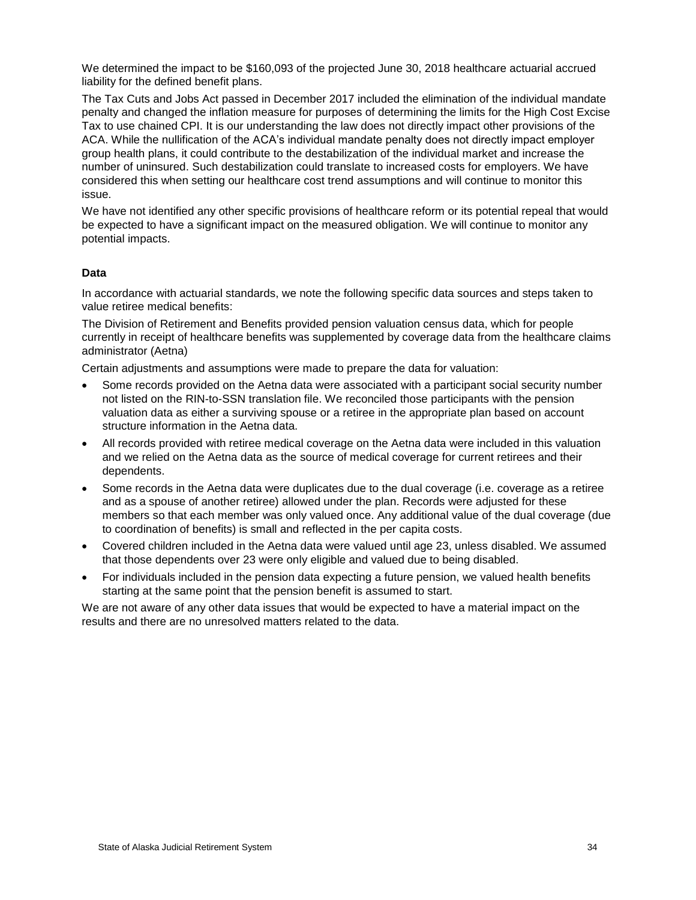We determined the impact to be $160,093 of the projected June 30, 2018 healthcare actuarial accrued liability for the defined benefit plans.

The Tax Cuts and Jobs Act passed in December 2017 included the elimination of the individual mandate penalty and changed the inflation measure for purposes of determining the limits for the High Cost Excise Tax to use chained CPI. It is our understanding the law does not directly impact other provisions of the ACA. While the nullification of the ACA's individual mandate penalty does not directly impact employer group health plans, it could contribute to the destabilization of the individual market and increase the number of uninsured. Such destabilization could translate to increased costs for employers. We have considered this when setting our healthcare cost trend assumptions and will continue to monitor this issue.

We have not identified any other specific provisions of healthcare reform or its potential repeal that would be expected to have a significant impact on the measured obligation. We will continue to monitor any potential impacts.

**Data**

In accordance with actuarial standards, we note the following specific data sources and steps taken to value retiree medical benefits:

The Division of Retirement and Benefits provided pension valuation census data, which for people currently in receipt of healthcare benefits was supplemented by coverage data from the healthcare claims administrator (Aetna)

Certain adjustments and assumptions were made to prepare the data for valuation:

- Some records provided on the Aetna data were associated with a participant social security number not listed on the RIN-to-SSN translation file. We reconciled those participants with the pension valuation data as either a surviving spouse or a retiree in the appropriate plan based on account structure information in the Aetna data.
- All records provided with retiree medical coverage on the Aetna data were included in this valuation and we relied on the Aetna data as the source of medical coverage for current retirees and their dependents.
- Some records in the Aetna data were duplicates due to the dual coverage (i.e. coverage as a retiree and as a spouse of another retiree) allowed under the plan. Records were adjusted for these members so that each member was only valued once. Any additional value of the dual coverage (due to coordination of benefits) is small and reflected in the per capita costs.
- Covered children included in the Aetna data were valued until age 23, unless disabled. We assumed that those dependents over 23 were only eligible and valued due to being disabled.
- For individuals included in the pension data expecting a future pension, we valued health benefits starting at the same point that the pension benefit is assumed to start.

We are not aware of any other data issues that would be expected to have a material impact on the results and there are no unresolved matters related to the data.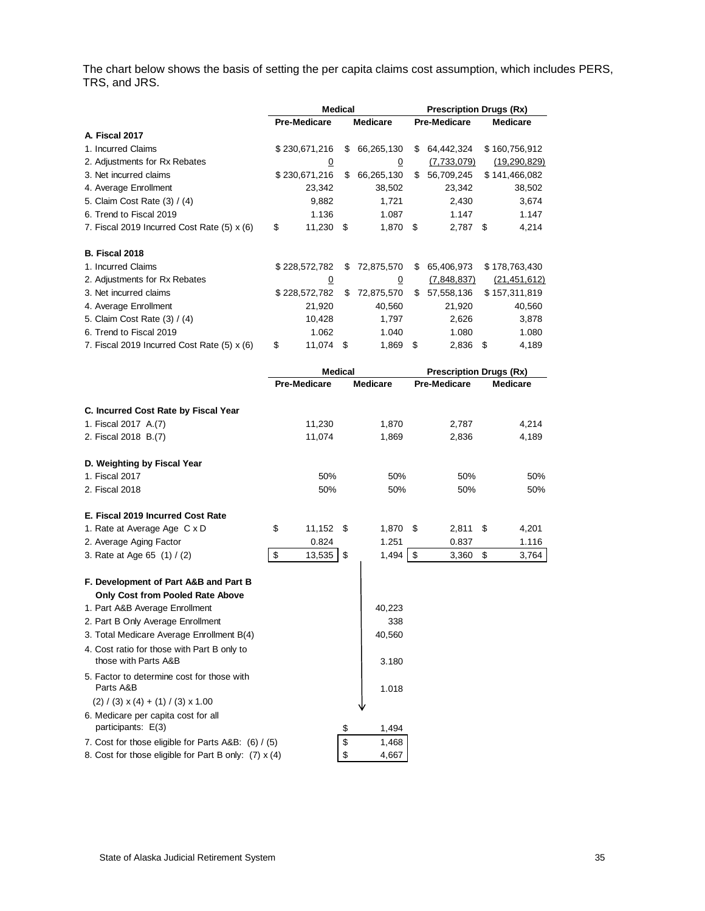The chart below shows the basis of setting the per capita claims cost assumption, which includes PERS, TRS, and JRS.

| | Medical | | Prescription Drugs (Rx) | |
|---|---|---|---|---|
| | Pre-Medicare | Medicare | Pre-Medicare | Medicare |
| **A. Fiscal 2017** | | | | |
| 1. Incurred Claims | $ 230,671,216 | $ 66,265,130 | $ 64,442,324 | $ 160,756,912 |
| 2. Adjustments for Rx Rebates | 0 | 0 | (7,733,079) | (19,290,829) |
| 3. Net incurred claims | $ 230,671,216 | $ 66,265,130 | $ 56,709,245 | $ 141,466,082 |
| 4. Average Enrollment | 23,342 | 38,502 | 23,342 | 38,502 |
| 5. Claim Cost Rate (3) / (4) | 9,882 | 1,721 | 2,430 | 3,674 |
| 6. Trend to Fiscal 2019 | 1.136 | 1.087 | 1.147 | 1.147 |
| 7. Fiscal 2019 Incurred Cost Rate (5) x (6) | $ 11,230 | $ 1,870 | $ 2,787 | $ 4,214 |
| **B. Fiscal 2018** | | | | |
| 1. Incurred Claims | $ 228,572,782 | $ 72,875,570 | $ 65,406,973 | $ 178,763,430 |
| 2. Adjustments for Rx Rebates | 0 | 0 | (7,848,837) | (21,451,612) |
| 3. Net incurred claims | $ 228,572,782 | $ 72,875,570 | $ 57,558,136 | $ 157,311,819 |
| 4. Average Enrollment | 21,920 | 40,560 | 21,920 | 40,560 |
| 5. Claim Cost Rate (3) / (4) | 10,428 | 1,797 | 2,626 | 3,878 |
| 6. Trend to Fiscal 2019 | 1.062 | 1.040 | 1.080 | 1.080 |
| 7. Fiscal 2019 Incurred Cost Rate (5) x (6) | $ 11,074 | $ 1,869 | $ 2,836 | $ 4,189 |

| | Medical | | Prescription Drugs (Rx) | |
|---|---|---|---|---|
| | Pre-Medicare | Medicare | Pre-Medicare | Medicare |
| **C. Incurred Cost Rate by Fiscal Year** | | | | |
| 1. Fiscal 2017 A.(7) | 11,230 | 1,870 | 2,787 | 4,214 |
| 2. Fiscal 2018 B.(7) | 11,074 | 1,869 | 2,836 | 4,189 |
| **D. Weighting by Fiscal Year** | | | | |
| 1. Fiscal 2017 | 50% | 50% | 50% | 50% |
| 2. Fiscal 2018 | 50% | 50% | 50% | 50% |
| **E. Fiscal 2019 Incurred Cost Rate** | | | | |
| 1. Rate at Average Age C x D | $ 11,152 | $ 1,870 | $ 2,811 | $ 4,201 |
| 2. Average Aging Factor | 0.824 | 1.251 | 0.837 | 1.116 |
| 3. Rate at Age 65 (1) / (2) | $ 13,535 | $ 1,494 | $ 3,360 | $ 3,764 |
| **F. Development of Part A&B and Part B Only Cost from Pooled Rate Above** | | | | |
| 1. Part A&B Average Enrollment | | 40,223 | | |
| 2. Part B Only Average Enrollment | | 338 | | |
| 3. Total Medicare Average Enrollment B(4) | | 40,560 | | |
| 4. Cost ratio for those with Part B only to those with Parts A&B | | 3.180 | | |
| 5. Factor to determine cost for those with Parts A&B (2) / (3) x (4) + (1) / (3) x 1.00 | | 1.018 | | |
| 6. Medicare per capita cost for all participants: E(3) | | $ 1,494 | | |
| 7. Cost for those eligible for Parts A&B: (6) / (5) | | $ 1,468 | | |
| 8. Cost for those eligible for Part B only: (7) x (4) | | $ 4,667 | | |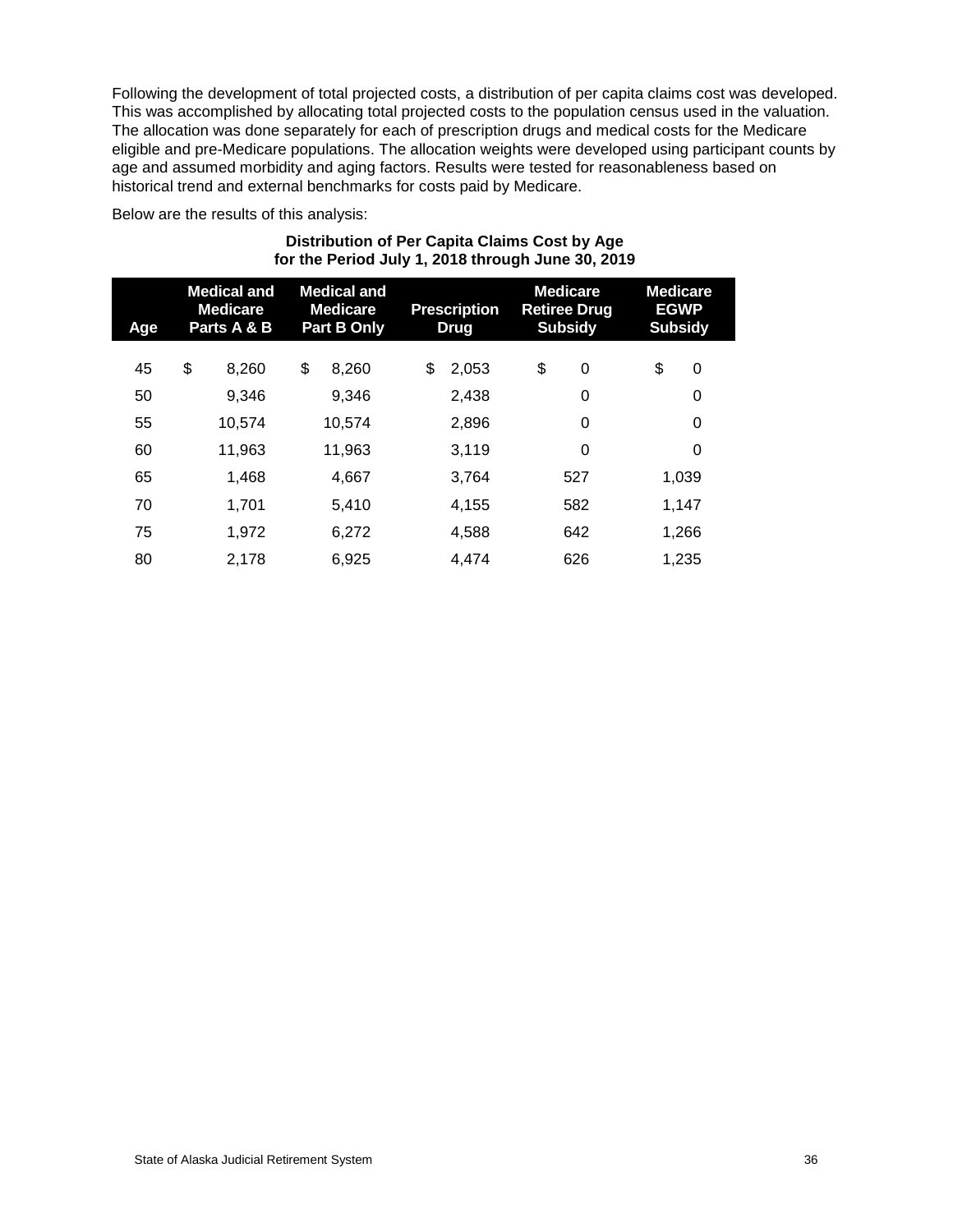Following the development of total projected costs, a distribution of per capita claims cost was developed. This was accomplished by allocating total projected costs to the population census used in the valuation. The allocation was done separately for each of prescription drugs and medical costs for the Medicare eligible and pre-Medicare populations. The allocation weights were developed using participant counts by age and assumed morbidity and aging factors. Results were tested for reasonableness based on historical trend and external benchmarks for costs paid by Medicare.

Below are the results of this analysis:

**Distribution of Per Capita Claims Cost by Age for the Period July 1, 2018 through June 30, 2019**

| Age | Medical and Medicare Parts A & B | Medical and Medicare Part B Only | Prescription Drug | Medicare Retiree Drug Subsidy | Medicare EGWP Subsidy |
|---|---|---|---|---|---|
| 45 | $ 8,260 | $ 8,260 | $ 2,053 | $ 0 | $ 0 |
| 50 | 9,346 | 9,346 | 2,438 | 0 | 0 |
| 55 | 10,574 | 10,574 | 2,896 | 0 | 0 |
| 60 | 11,963 | 11,963 | 3,119 | 0 | 0 |
| 65 | 1,468 | 4,667 | 3,764 | 527 | 1,039 |
| 70 | 1,701 | 5,410 | 4,155 | 582 | 1,147 |
| 75 | 1,972 | 6,272 | 4,588 | 642 | 1,266 |
| 80 | 2,178 | 6,925 | 4,474 | 626 | 1,235 |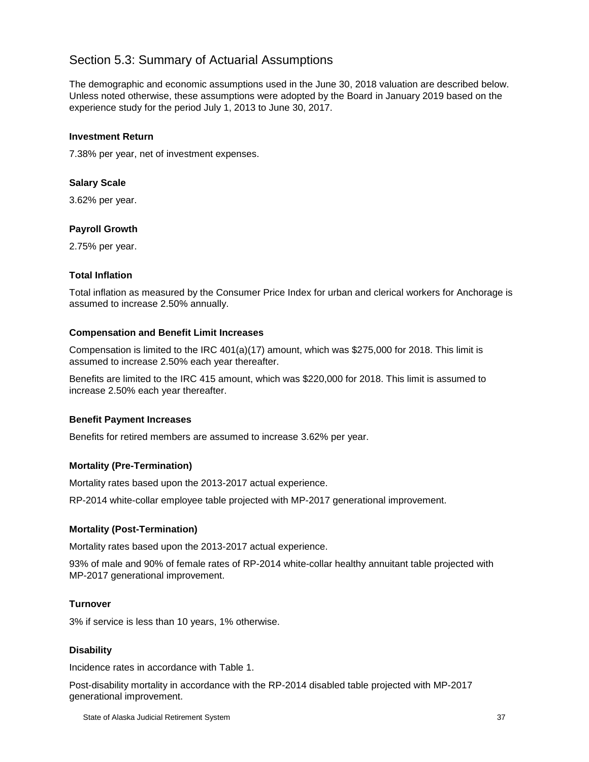## Section 5.3: Summary of Actuarial Assumptions

The demographic and economic assumptions used in the June 30, 2018 valuation are described below. Unless noted otherwise, these assumptions were adopted by the Board in January 2019 based on the experience study for the period July 1, 2013 to June 30, 2017.

**Investment Return**

7.38% per year, net of investment expenses.

**Salary Scale**

3.62% per year.

**Payroll Growth**

2.75% per year.

**Total Inflation**

Total inflation as measured by the Consumer Price Index for urban and clerical workers for Anchorage is assumed to increase 2.50% annually.

**Compensation and Benefit Limit Increases**

Compensation is limited to the IRC 401(a)(17) amount, which was $275,000 for 2018. This limit is assumed to increase 2.50% each year thereafter.

Benefits are limited to the IRC 415 amount, which was $220,000 for 2018. This limit is assumed to increase 2.50% each year thereafter.

**Benefit Payment Increases**

Benefits for retired members are assumed to increase 3.62% per year.

**Mortality (Pre-Termination)**

Mortality rates based upon the 2013-2017 actual experience.

RP-2014 white-collar employee table projected with MP-2017 generational improvement.

**Mortality (Post-Termination)**

Mortality rates based upon the 2013-2017 actual experience.

93% of male and 90% of female rates of RP-2014 white-collar healthy annuitant table projected with MP-2017 generational improvement.

**Turnover**

3% if service is less than 10 years, 1% otherwise.

**Disability**

Incidence rates in accordance with Table 1.

Post-disability mortality in accordance with the RP-2014 disabled table projected with MP-2017 generational improvement.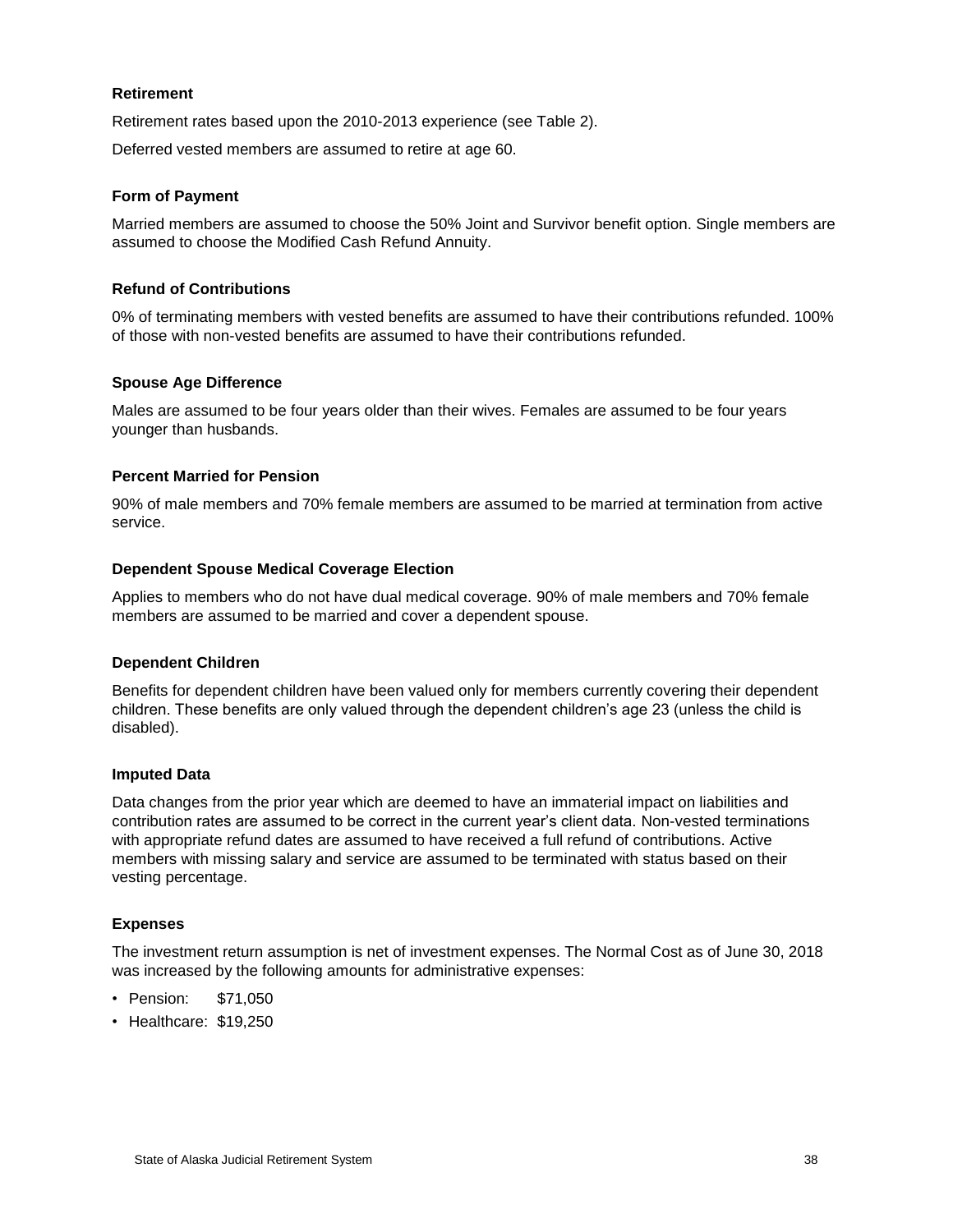### Retirement

Retirement rates based upon the 2010-2013 experience (see Table 2).

Deferred vested members are assumed to retire at age 60.

### Form of Payment

Married members are assumed to choose the 50% Joint and Survivor benefit option. Single members are assumed to choose the Modified Cash Refund Annuity.

### Refund of Contributions

0% of terminating members with vested benefits are assumed to have their contributions refunded. 100% of those with non-vested benefits are assumed to have their contributions refunded.

### Spouse Age Difference

Males are assumed to be four years older than their wives. Females are assumed to be four years younger than husbands.

### Percent Married for Pension

90% of male members and 70% female members are assumed to be married at termination from active service.

### Dependent Spouse Medical Coverage Election

Applies to members who do not have dual medical coverage. 90% of male members and 70% female members are assumed to be married and cover a dependent spouse.

### Dependent Children

Benefits for dependent children have been valued only for members currently covering their dependent children. These benefits are only valued through the dependent children's age 23 (unless the child is disabled).

### Imputed Data

Data changes from the prior year which are deemed to have an immaterial impact on liabilities and contribution rates are assumed to be correct in the current year's client data. Non-vested terminations with appropriate refund dates are assumed to have received a full refund of contributions. Active members with missing salary and service are assumed to be terminated with status based on their vesting percentage.

### Expenses

The investment return assumption is net of investment expenses. The Normal Cost as of June 30, 2018 was increased by the following amounts for administrative expenses:

- Pension: $71,050
- Healthcare: $19,250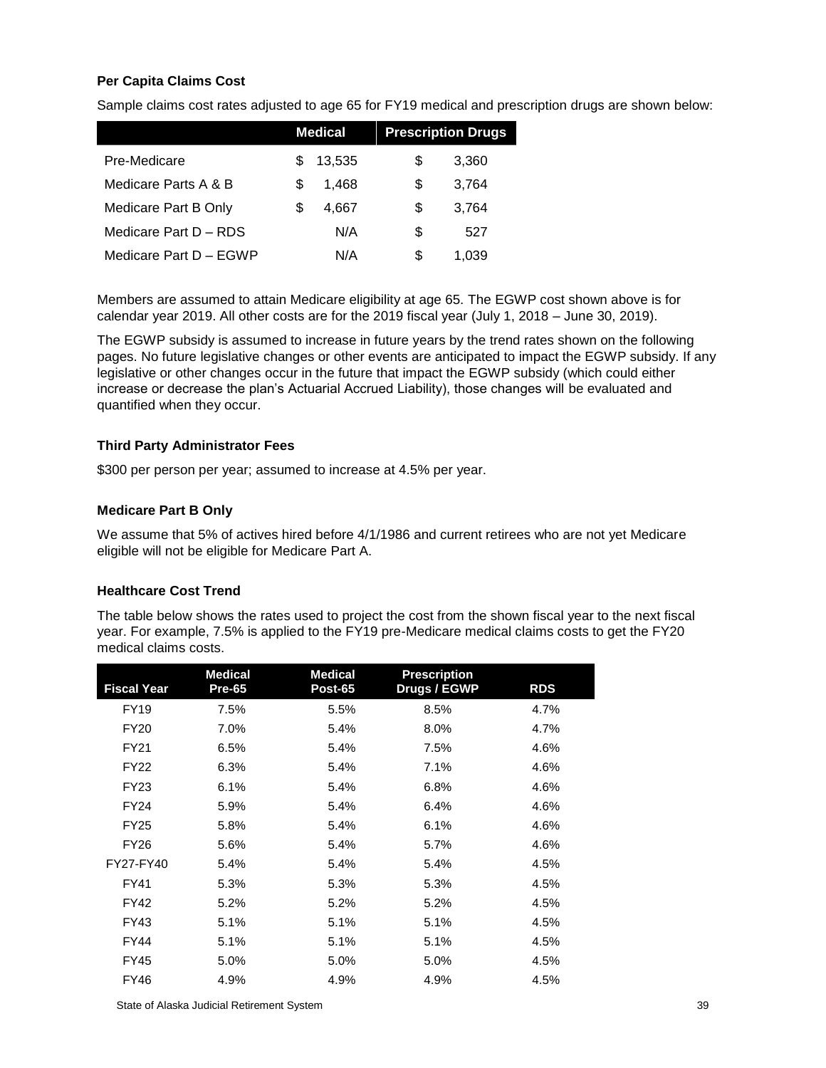### Per Capita Claims Cost

Sample claims cost rates adjusted to age 65 for FY19 medical and prescription drugs are shown below:

| | Medical | Prescription Drugs |
|---|---|---|
| Pre-Medicare | $ 13,535 | $ 3,360 |
| Medicare Parts A & B | $ 1,468 | $ 3,764 |
| Medicare Part B Only | $ 4,667 | $ 3,764 |
| Medicare Part D – RDS | N/A | $ 527 |
| Medicare Part D – EGWP | N/A | $ 1,039 |

Members are assumed to attain Medicare eligibility at age 65. The EGWP cost shown above is for calendar year 2019. All other costs are for the 2019 fiscal year (July 1, 2018 – June 30, 2019).

The EGWP subsidy is assumed to increase in future years by the trend rates shown on the following pages. No future legislative changes or other events are anticipated to impact the EGWP subsidy. If any legislative or other changes occur in the future that impact the EGWP subsidy (which could either increase or decrease the plan's Actuarial Accrued Liability), those changes will be evaluated and quantified when they occur.

### Third Party Administrator Fees

$300 per person per year; assumed to increase at 4.5% per year.

### Medicare Part B Only

We assume that 5% of actives hired before 4/1/1986 and current retirees who are not yet Medicare eligible will not be eligible for Medicare Part A.

### Healthcare Cost Trend

The table below shows the rates used to project the cost from the shown fiscal year to the next fiscal year. For example, 7.5% is applied to the FY19 pre-Medicare medical claims costs to get the FY20 medical claims costs.

| Fiscal Year | Medical Pre-65 | Medical Post-65 | Prescription Drugs / EGWP | RDS |
|---|---|---|---|---|
| FY19 | 7.5% | 5.5% | 8.5% | 4.7% |
| FY20 | 7.0% | 5.4% | 8.0% | 4.7% |
| FY21 | 6.5% | 5.4% | 7.5% | 4.6% |
| FY22 | 6.3% | 5.4% | 7.1% | 4.6% |
| FY23 | 6.1% | 5.4% | 6.8% | 4.6% |
| FY24 | 5.9% | 5.4% | 6.4% | 4.6% |
| FY25 | 5.8% | 5.4% | 6.1% | 4.6% |
| FY26 | 5.6% | 5.4% | 5.7% | 4.6% |
| FY27-FY40 | 5.4% | 5.4% | 5.4% | 4.5% |
| FY41 | 5.3% | 5.3% | 5.3% | 4.5% |
| FY42 | 5.2% | 5.2% | 5.2% | 4.5% |
| FY43 | 5.1% | 5.1% | 5.1% | 4.5% |
| FY44 | 5.1% | 5.1% | 5.1% | 4.5% |
| FY45 | 5.0% | 5.0% | 5.0% | 4.5% |
| FY46 | 4.9% | 4.9% | 4.9% | 4.5% |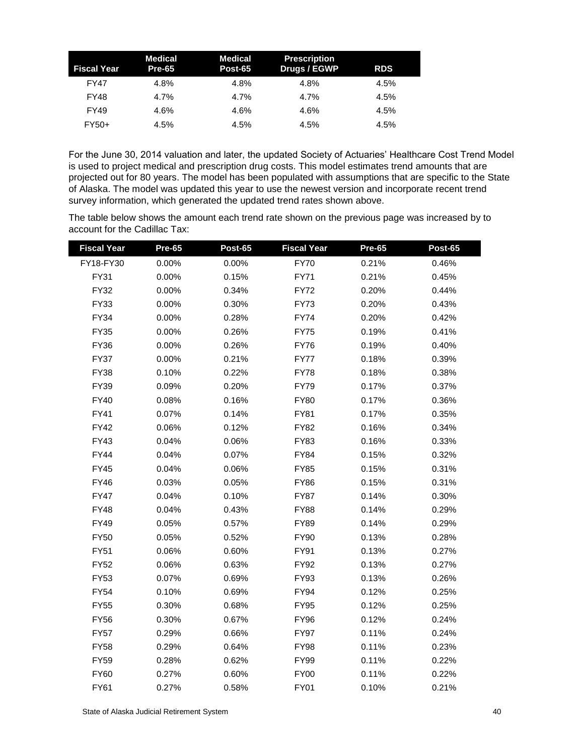| Fiscal Year | Medical Pre-65 | Medical Post-65 | Prescription Drugs / EGWP | RDS |
|---|---|---|---|---|
| FY47 | 4.8% | 4.8% | 4.8% | 4.5% |
| FY48 | 4.7% | 4.7% | 4.7% | 4.5% |
| FY49 | 4.6% | 4.6% | 4.6% | 4.5% |
| FY50+ | 4.5% | 4.5% | 4.5% | 4.5% |

For the June 30, 2014 valuation and later, the updated Society of Actuaries' Healthcare Cost Trend Model is used to project medical and prescription drug costs. This model estimates trend amounts that are projected out for 80 years. The model has been populated with assumptions that are specific to the State of Alaska. The model was updated this year to use the newest version and incorporate recent trend survey information, which generated the updated trend rates shown above.

The table below shows the amount each trend rate shown on the previous page was increased by to account for the Cadillac Tax:

| Fiscal Year | Pre-65 | Post-65 | Fiscal Year | Pre-65 | Post-65 |
|---|---|---|---|---|---|
| FY18-FY30 | 0.00% | 0.00% | FY70 | 0.21% | 0.46% |
| FY31 | 0.00% | 0.15% | FY71 | 0.21% | 0.45% |
| FY32 | 0.00% | 0.34% | FY72 | 0.20% | 0.44% |
| FY33 | 0.00% | 0.30% | FY73 | 0.20% | 0.43% |
| FY34 | 0.00% | 0.28% | FY74 | 0.20% | 0.42% |
| FY35 | 0.00% | 0.26% | FY75 | 0.19% | 0.41% |
| FY36 | 0.00% | 0.26% | FY76 | 0.19% | 0.40% |
| FY37 | 0.00% | 0.21% | FY77 | 0.18% | 0.39% |
| FY38 | 0.10% | 0.22% | FY78 | 0.18% | 0.38% |
| FY39 | 0.09% | 0.20% | FY79 | 0.17% | 0.37% |
| FY40 | 0.08% | 0.16% | FY80 | 0.17% | 0.36% |
| FY41 | 0.07% | 0.14% | FY81 | 0.17% | 0.35% |
| FY42 | 0.06% | 0.12% | FY82 | 0.16% | 0.34% |
| FY43 | 0.04% | 0.06% | FY83 | 0.16% | 0.33% |
| FY44 | 0.04% | 0.07% | FY84 | 0.15% | 0.32% |
| FY45 | 0.04% | 0.06% | FY85 | 0.15% | 0.31% |
| FY46 | 0.03% | 0.05% | FY86 | 0.15% | 0.31% |
| FY47 | 0.04% | 0.10% | FY87 | 0.14% | 0.30% |
| FY48 | 0.04% | 0.43% | FY88 | 0.14% | 0.29% |
| FY49 | 0.05% | 0.57% | FY89 | 0.14% | 0.29% |
| FY50 | 0.05% | 0.52% | FY90 | 0.13% | 0.28% |
| FY51 | 0.06% | 0.60% | FY91 | 0.13% | 0.27% |
| FY52 | 0.06% | 0.63% | FY92 | 0.13% | 0.27% |
| FY53 | 0.07% | 0.69% | FY93 | 0.13% | 0.26% |
| FY54 | 0.10% | 0.69% | FY94 | 0.12% | 0.25% |
| FY55 | 0.30% | 0.68% | FY95 | 0.12% | 0.25% |
| FY56 | 0.30% | 0.67% | FY96 | 0.12% | 0.24% |
| FY57 | 0.29% | 0.66% | FY97 | 0.11% | 0.24% |
| FY58 | 0.29% | 0.64% | FY98 | 0.11% | 0.23% |
| FY59 | 0.28% | 0.62% | FY99 | 0.11% | 0.22% |
| FY60 | 0.27% | 0.60% | FY00 | 0.11% | 0.22% |
| FY61 | 0.27% | 0.58% | FY01 | 0.10% | 0.21% |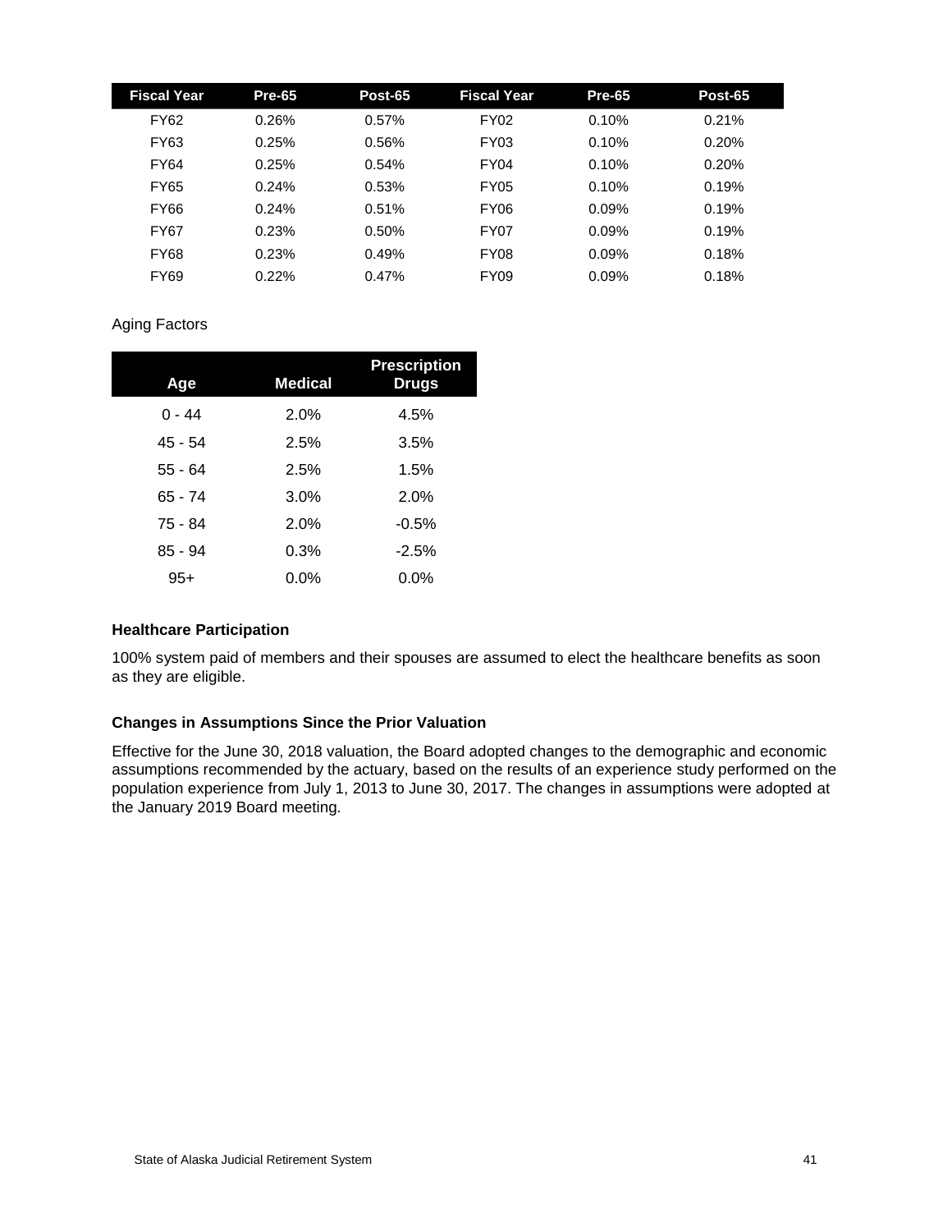| Fiscal Year | Pre-65 | Post-65 | Fiscal Year | Pre-65 | Post-65 |
|---|---|---|---|---|---|
| FY62 | 0.26% | 0.57% | FY02 | 0.10% | 0.21% |
| FY63 | 0.25% | 0.56% | FY03 | 0.10% | 0.20% |
| FY64 | 0.25% | 0.54% | FY04 | 0.10% | 0.20% |
| FY65 | 0.24% | 0.53% | FY05 | 0.10% | 0.19% |
| FY66 | 0.24% | 0.51% | FY06 | 0.09% | 0.19% |
| FY67 | 0.23% | 0.50% | FY07 | 0.09% | 0.19% |
| FY68 | 0.23% | 0.49% | FY08 | 0.09% | 0.18% |
| FY69 | 0.22% | 0.47% | FY09 | 0.09% | 0.18% |

Aging Factors

| Age | Medical | Prescription Drugs |
|---|---|---|
| 0 - 44 | 2.0% | 4.5% |
| 45 - 54 | 2.5% | 3.5% |
| 55 - 64 | 2.5% | 1.5% |
| 65 - 74 | 3.0% | 2.0% |
| 75 - 84 | 2.0% | -0.5% |
| 85 - 94 | 0.3% | -2.5% |
| 95+ | 0.0% | 0.0% |

**Healthcare Participation**

100% system paid of members and their spouses are assumed to elect the healthcare benefits as soon as they are eligible.

**Changes in Assumptions Since the Prior Valuation**

Effective for the June 30, 2018 valuation, the Board adopted changes to the demographic and economic assumptions recommended by the actuary, based on the results of an experience study performed on the population experience from July 1, 2013 to June 30, 2017. The changes in assumptions were adopted at the January 2019 Board meeting.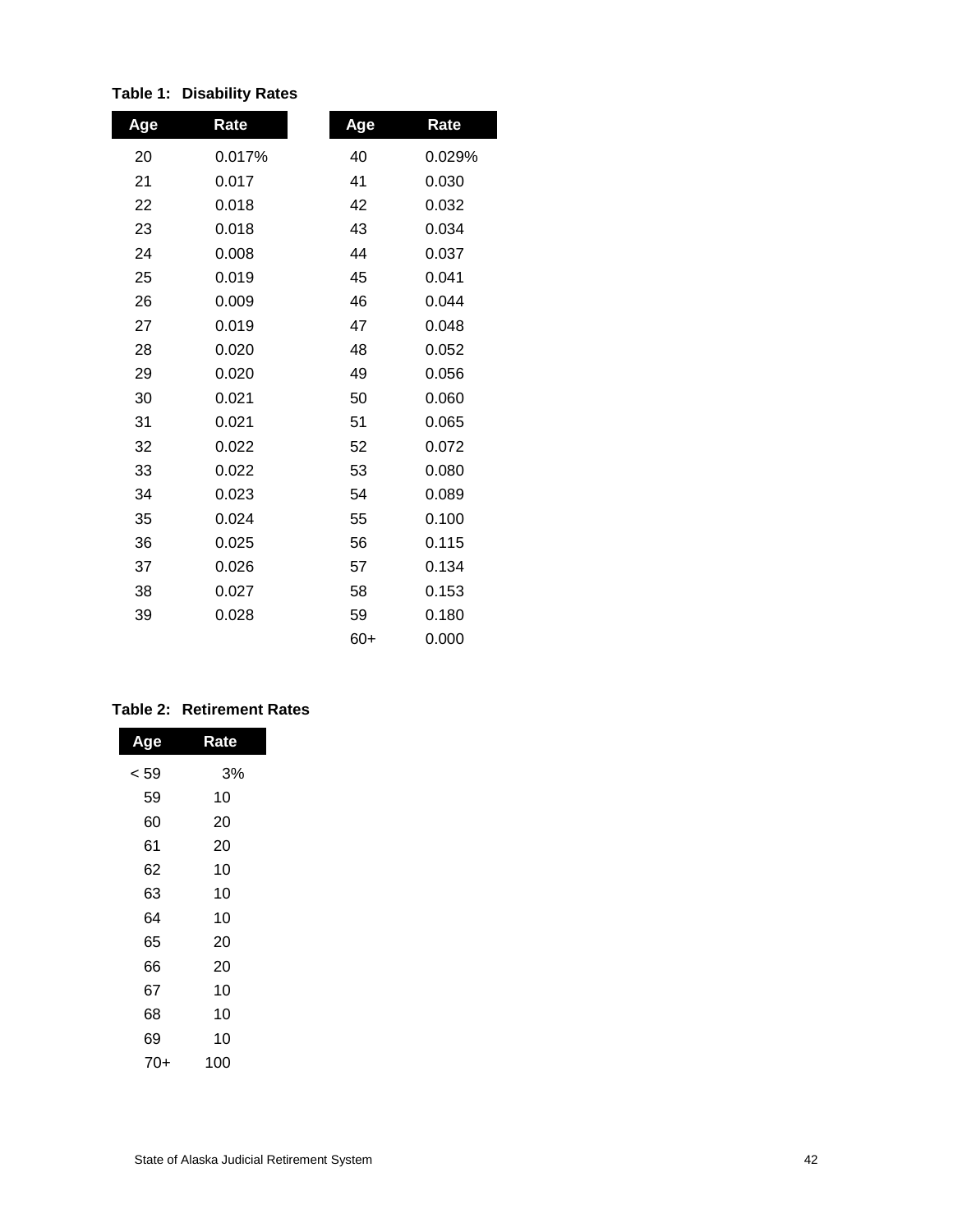**Table 1: Disability Rates**

| Age | Rate | Age | Rate |
|---|---|---|---|
| 20 | 0.017% | 40 | 0.029% |
| 21 | 0.017 | 41 | 0.030 |
| 22 | 0.018 | 42 | 0.032 |
| 23 | 0.018 | 43 | 0.034 |
| 24 | 0.008 | 44 | 0.037 |
| 25 | 0.019 | 45 | 0.041 |
| 26 | 0.009 | 46 | 0.044 |
| 27 | 0.019 | 47 | 0.048 |
| 28 | 0.020 | 48 | 0.052 |
| 29 | 0.020 | 49 | 0.056 |
| 30 | 0.021 | 50 | 0.060 |
| 31 | 0.021 | 51 | 0.065 |
| 32 | 0.022 | 52 | 0.072 |
| 33 | 0.022 | 53 | 0.080 |
| 34 | 0.023 | 54 | 0.089 |
| 35 | 0.024 | 55 | 0.100 |
| 36 | 0.025 | 56 | 0.115 |
| 37 | 0.026 | 57 | 0.134 |
| 38 | 0.027 | 58 | 0.153 |
| 39 | 0.028 | 59 | 0.180 |
| | | 60+ | 0.000 |

**Table 2: Retirement Rates**

| Age | Rate |
|---|---|
| < 59 | 3% |
| 59 | 10 |
| 60 | 20 |
| 61 | 20 |
| 62 | 10 |
| 63 | 10 |
| 64 | 10 |
| 65 | 20 |
| 66 | 20 |
| 67 | 10 |
| 68 | 10 |
| 69 | 10 |
| 70+ | 100 |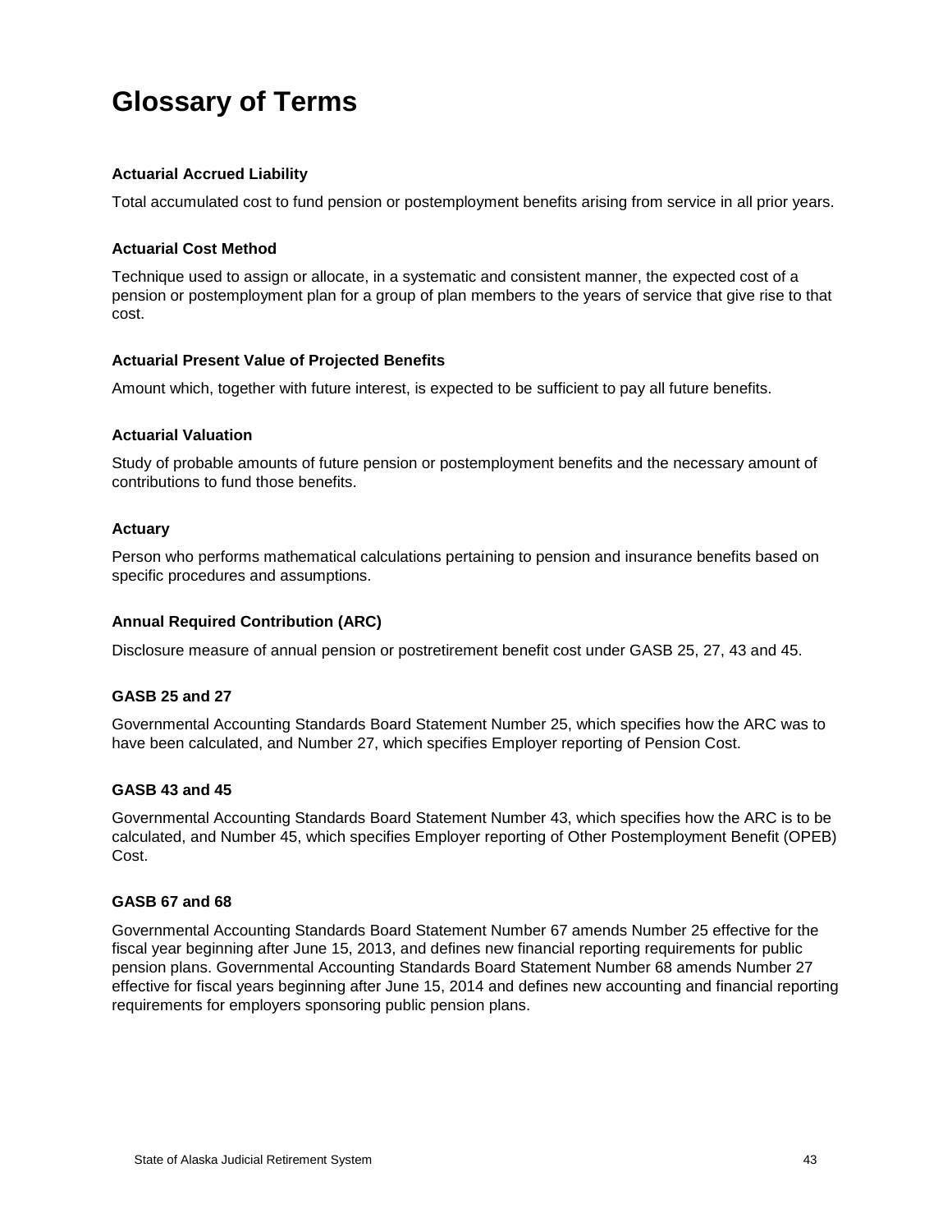# Glossary of Terms

**Actuarial Accrued Liability**

Total accumulated cost to fund pension or postemployment benefits arising from service in all prior years.

**Actuarial Cost Method**

Technique used to assign or allocate, in a systematic and consistent manner, the expected cost of a pension or postemployment plan for a group of plan members to the years of service that give rise to that cost.

**Actuarial Present Value of Projected Benefits**

Amount which, together with future interest, is expected to be sufficient to pay all future benefits.

**Actuarial Valuation**

Study of probable amounts of future pension or postemployment benefits and the necessary amount of contributions to fund those benefits.

**Actuary**

Person who performs mathematical calculations pertaining to pension and insurance benefits based on specific procedures and assumptions.

**Annual Required Contribution (ARC)**

Disclosure measure of annual pension or postretirement benefit cost under GASB 25, 27, 43 and 45.

**GASB 25 and 27**

Governmental Accounting Standards Board Statement Number 25, which specifies how the ARC was to have been calculated, and Number 27, which specifies Employer reporting of Pension Cost.

**GASB 43 and 45**

Governmental Accounting Standards Board Statement Number 43, which specifies how the ARC is to be calculated, and Number 45, which specifies Employer reporting of Other Postemployment Benefit (OPEB) Cost.

**GASB 67 and 68**

Governmental Accounting Standards Board Statement Number 67 amends Number 25 effective for the fiscal year beginning after June 15, 2013, and defines new financial reporting requirements for public pension plans. Governmental Accounting Standards Board Statement Number 68 amends Number 27 effective for fiscal years beginning after June 15, 2014 and defines new accounting and financial reporting requirements for employers sponsoring public pension plans.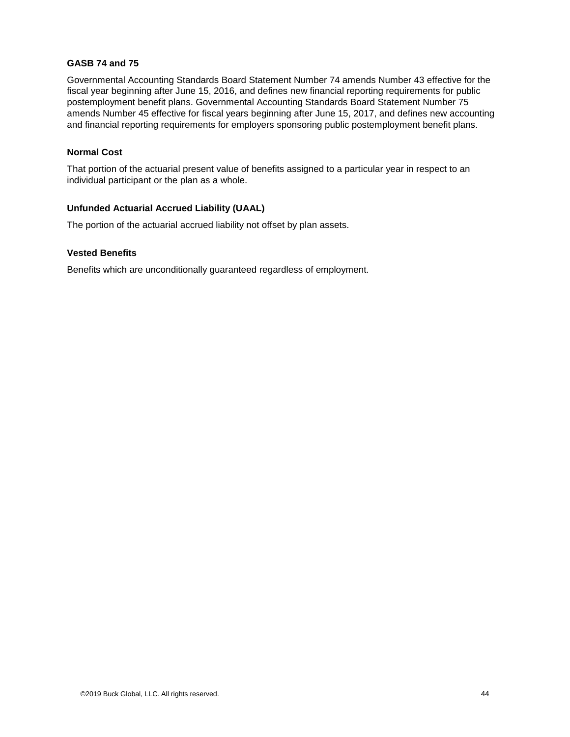**GASB 74 and 75**

Governmental Accounting Standards Board Statement Number 74 amends Number 43 effective for the fiscal year beginning after June 15, 2016, and defines new financial reporting requirements for public postemployment benefit plans. Governmental Accounting Standards Board Statement Number 75 amends Number 45 effective for fiscal years beginning after June 15, 2017, and defines new accounting and financial reporting requirements for employers sponsoring public postemployment benefit plans.

**Normal Cost**

That portion of the actuarial present value of benefits assigned to a particular year in respect to an individual participant or the plan as a whole.

**Unfunded Actuarial Accrued Liability (UAAL)**

The portion of the actuarial accrued liability not offset by plan assets.

**Vested Benefits**

Benefits which are unconditionally guaranteed regardless of employment.

©2019 Buck Global, LLC. All rights reserved.